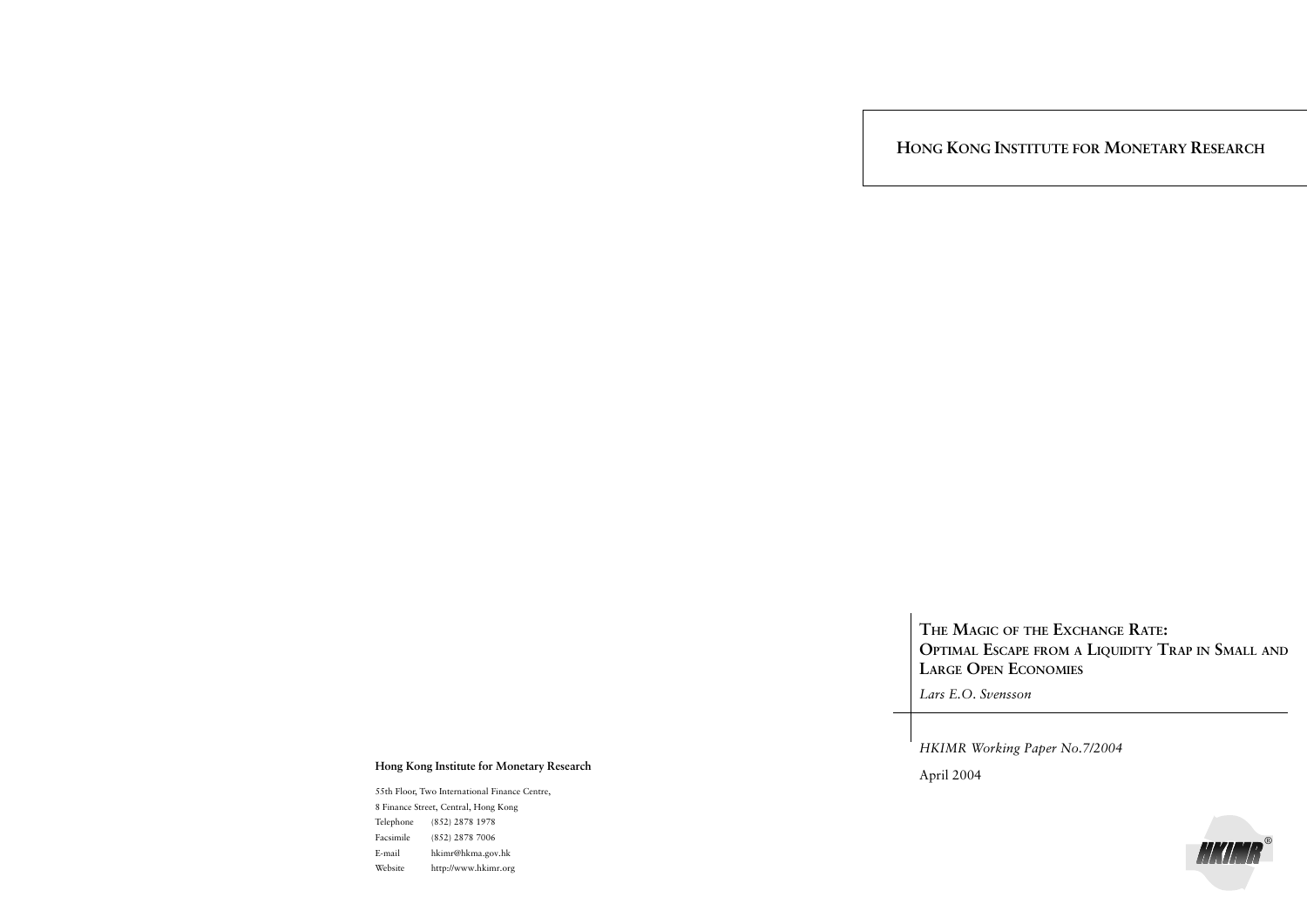**HONG KONG INSTITUTE FOR MONETARY RESEARCH**

# THE MAGIC OF THE EXCHANGE RATE: OPTIMAL ESCAPE FROM A LIQUIDITY TRAP IN SMALL AND LARGE OPEN ECONOMIES

*Lars E.O. Svensson*

*HKIMR Working Paper No.7/2004*

April 2004

**Hong Kong Institute for Monetary Research**

55th Floor, Two International Finance Centre,
8 Finance Street, Central, Hong Kong

| | |
|---|---|
| Telephone | (852) 2878 1978 |
| Facsimile | (852) 2878 7006 |
| E-mail | hkimr@hkma.gov.hk |
| Website | http://www.hkimr.org |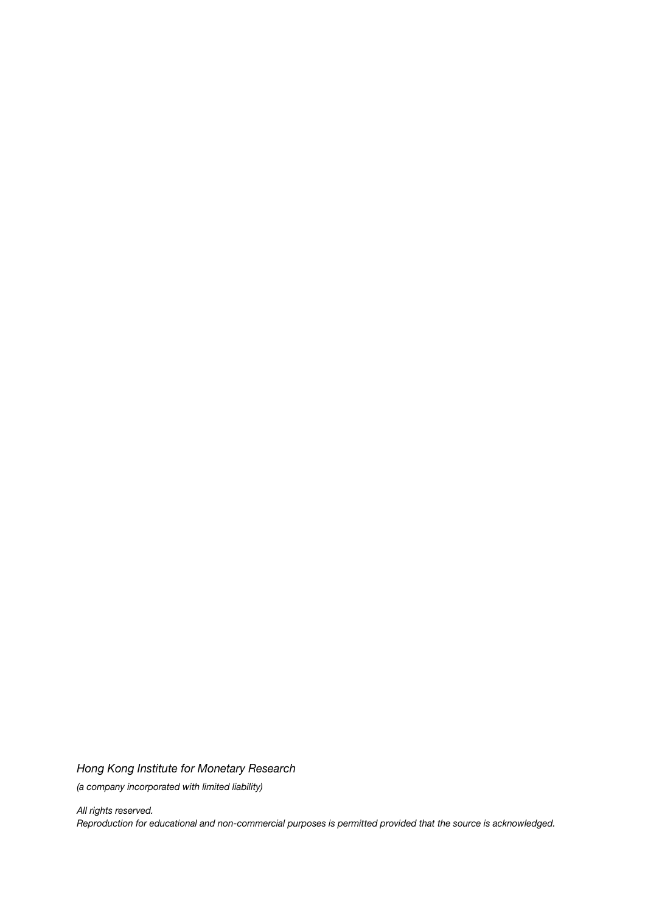*Hong Kong Institute for Monetary Research*

*(a company incorporated with limited liability)*

*All rights reserved.*
*Reproduction for educational and non-commercial purposes is permitted provided that the source is acknowledged.*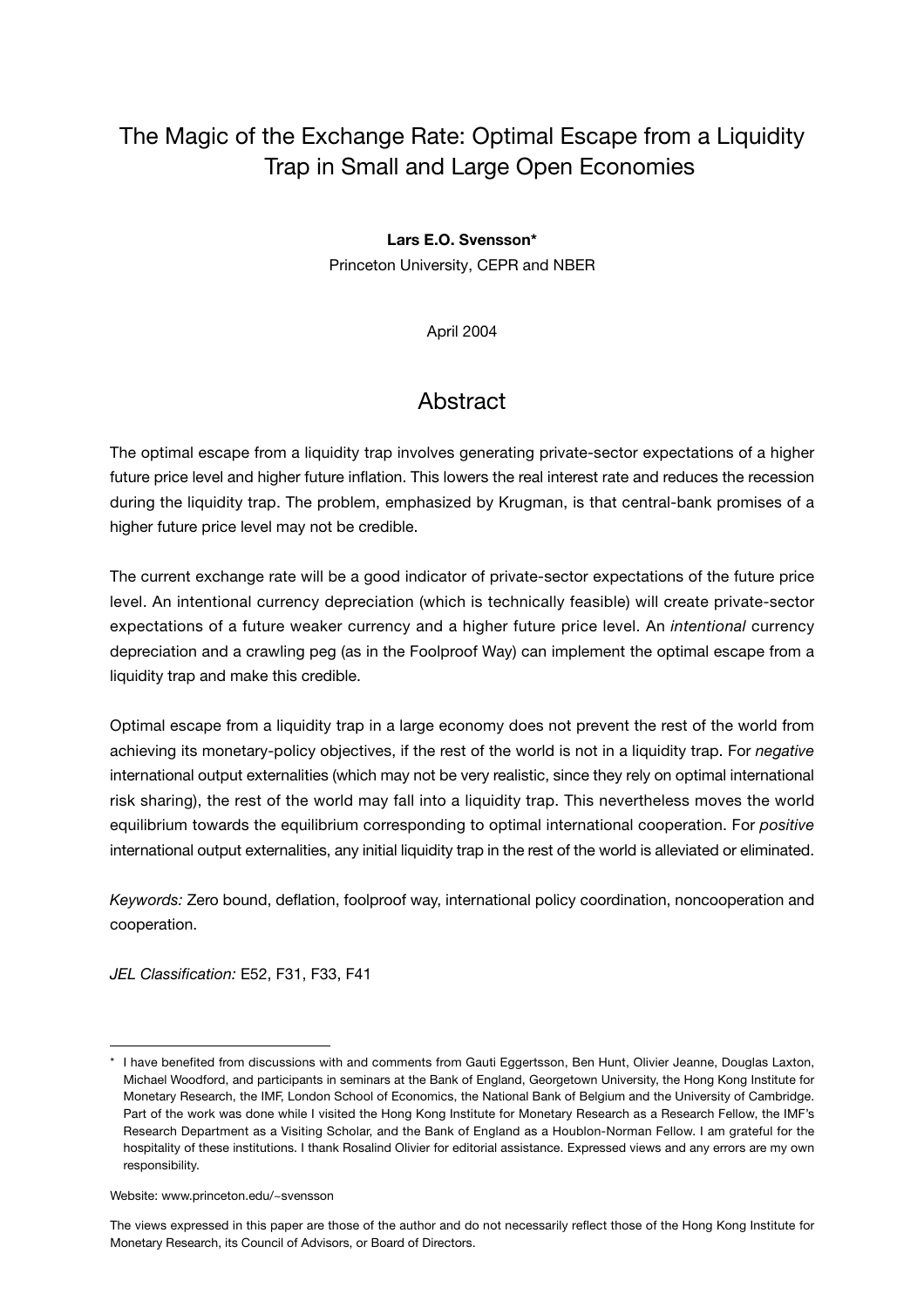# The Magic of the Exchange Rate: Optimal Escape from a Liquidity Trap in Small and Large Open Economies

**Lars E.O. Svensson***

Princeton University, CEPR and NBER

April 2004

## Abstract

The optimal escape from a liquidity trap involves generating private-sector expectations of a higher future price level and higher future inflation. This lowers the real interest rate and reduces the recession during the liquidity trap. The problem, emphasized by Krugman, is that central-bank promises of a higher future price level may not be credible.

The current exchange rate will be a good indicator of private-sector expectations of the future price level. An intentional currency depreciation (which is technically feasible) will create private-sector expectations of a future weaker currency and a higher future price level. An *intentional* currency depreciation and a crawling peg (as in the Foolproof Way) can implement the optimal escape from a liquidity trap and make this credible.

Optimal escape from a liquidity trap in a large economy does not prevent the rest of the world from achieving its monetary-policy objectives, if the rest of the world is not in a liquidity trap. For *negative* international output externalities (which may not be very realistic, since they rely on optimal international risk sharing), the rest of the world may fall into a liquidity trap. This nevertheless moves the world equilibrium towards the equilibrium corresponding to optimal international cooperation. For *positive* international output externalities, any initial liquidity trap in the rest of the world is alleviated or eliminated.

*Keywords:* Zero bound, deflation, foolproof way, international policy coordination, noncooperation and cooperation.

*JEL Classification:* E52, F31, F33, F41

---

* I have benefited from discussions with and comments from Gauti Eggertsson, Ben Hunt, Olivier Jeanne, Douglas Laxton, Michael Woodford, and participants in seminars at the Bank of England, Georgetown University, the Hong Kong Institute for Monetary Research, the IMF, London School of Economics, the National Bank of Belgium and the University of Cambridge. Part of the work was done while I visited the Hong Kong Institute for Monetary Research as a Research Fellow, the IMF's Research Department as a Visiting Scholar, and the Bank of England as a Houblon-Norman Fellow. I am grateful for the hospitality of these institutions. I thank Rosalind Olivier for editorial assistance. Expressed views and any errors are my own responsibility.

Website: www.princeton.edu/~svensson

The views expressed in this paper are those of the author and do not necessarily reflect those of the Hong Kong Institute for Monetary Research, its Council of Advisors, or Board of Directors.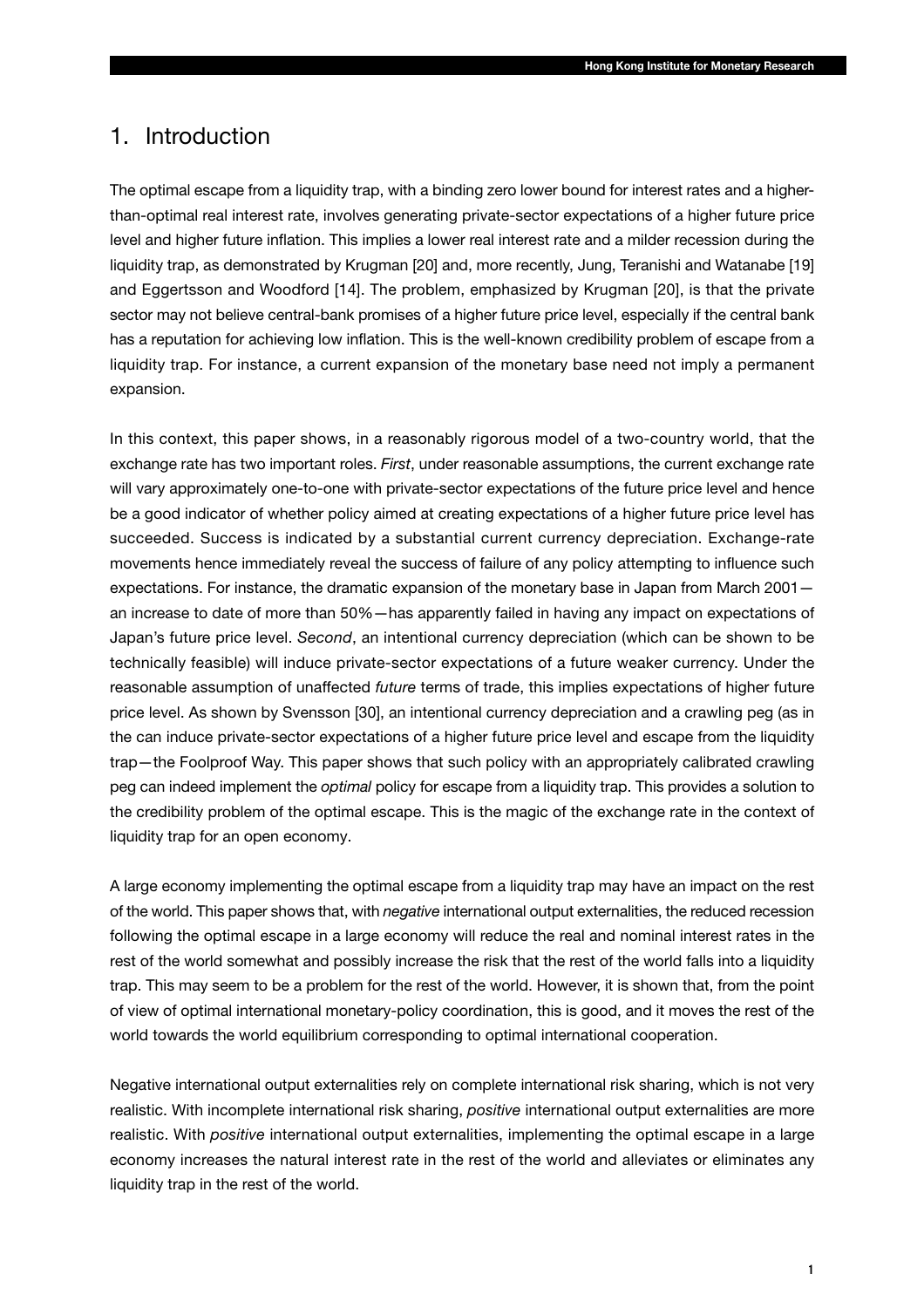# 1. Introduction

The optimal escape from a liquidity trap, with a binding zero lower bound for interest rates and a higher-than-optimal real interest rate, involves generating private-sector expectations of a higher future price level and higher future inflation. This implies a lower real interest rate and a milder recession during the liquidity trap, as demonstrated by Krugman [20] and, more recently, Jung, Teranishi and Watanabe [19] and Eggertsson and Woodford [14]. The problem, emphasized by Krugman [20], is that the private sector may not believe central-bank promises of a higher future price level, especially if the central bank has a reputation for achieving low inflation. This is the well-known credibility problem of escape from a liquidity trap. For instance, a current expansion of the monetary base need not imply a permanent expansion.

In this context, this paper shows, in a reasonably rigorous model of a two-country world, that the exchange rate has two important roles. *First*, under reasonable assumptions, the current exchange rate will vary approximately one-to-one with private-sector expectations of the future price level and hence be a good indicator of whether policy aimed at creating expectations of a higher future price level has succeeded. Success is indicated by a substantial current currency depreciation. Exchange-rate movements hence immediately reveal the success of failure of any policy attempting to influence such expectations. For instance, the dramatic expansion of the monetary base in Japan from March 2001—an increase to date of more than 50%—has apparently failed in having any impact on expectations of Japan's future price level. *Second*, an intentional currency depreciation (which can be shown to be technically feasible) will induce private-sector expectations of a future weaker currency. Under the reasonable assumption of unaffected *future* terms of trade, this implies expectations of higher future price level. As shown by Svensson [30], an intentional currency depreciation and a crawling peg (as in the can induce private-sector expectations of a higher future price level and escape from the liquidity trap—the Foolproof Way. This paper shows that such policy with an appropriately calibrated crawling peg can indeed implement the *optimal* policy for escape from a liquidity trap. This provides a solution to the credibility problem of the optimal escape. This is the magic of the exchange rate in the context of liquidity trap for an open economy.

A large economy implementing the optimal escape from a liquidity trap may have an impact on the rest of the world. This paper shows that, with *negative* international output externalities, the reduced recession following the optimal escape in a large economy will reduce the real and nominal interest rates in the rest of the world somewhat and possibly increase the risk that the rest of the world falls into a liquidity trap. This may seem to be a problem for the rest of the world. However, it is shown that, from the point of view of optimal international monetary-policy coordination, this is good, and it moves the rest of the world towards the world equilibrium corresponding to optimal international cooperation.

Negative international output externalities rely on complete international risk sharing, which is not very realistic. With incomplete international risk sharing, *positive* international output externalities are more realistic. With *positive* international output externalities, implementing the optimal escape in a large economy increases the natural interest rate in the rest of the world and alleviates or eliminates any liquidity trap in the rest of the world.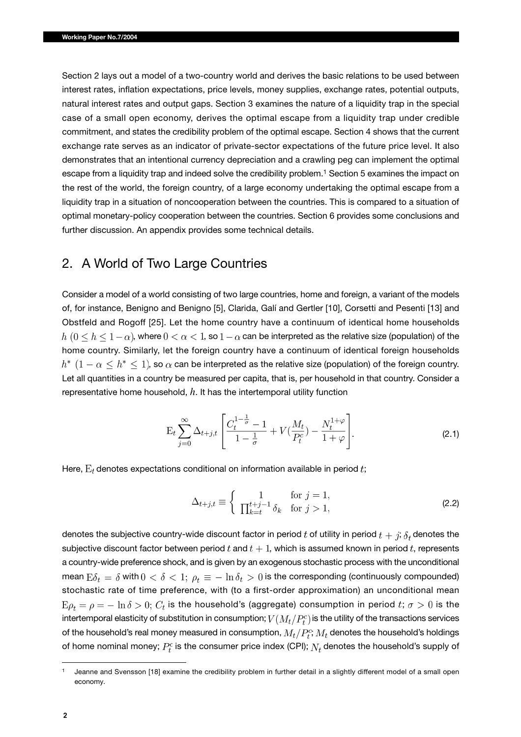Section 2 lays out a model of a two-country world and derives the basic relations to be used between interest rates, inflation expectations, price levels, money supplies, exchange rates, potential outputs, natural interest rates and output gaps. Section 3 examines the nature of a liquidity trap in the special case of a small open economy, derives the optimal escape from a liquidity trap under credible commitment, and states the credibility problem of the optimal escape. Section 4 shows that the current exchange rate serves as an indicator of private-sector expectations of the future price level. It also demonstrates that an intentional currency depreciation and a crawling peg can implement the optimal escape from a liquidity trap and indeed solve the credibility problem.[1] Section 5 examines the impact on the rest of the world, the foreign country, of a large economy undertaking the optimal escape from a liquidity trap in a situation of noncooperation between the countries. This is compared to a situation of optimal monetary-policy cooperation between the countries. Section 6 provides some conclusions and further discussion. An appendix provides some technical details.

## 2. A World of Two Large Countries

Consider a model of a world consisting of two large countries, home and foreign, a variant of the models of, for instance, Benigno and Benigno [5], Clarida, Galí and Gertler [10], Corsetti and Pesenti [13] and Obstfeld and Rogoff [25]. Let the home country have a continuum of identical home households $h$ $(0 \leq h \leq 1-\alpha)$, where $0 < \alpha < 1$, so $1-\alpha$ can be interpreted as the relative size (population) of the home country. Similarly, let the foreign country have a continuum of identical foreign households $h^*$ $(1-\alpha \leq h^* \leq 1)$, so $\alpha$ can be interpreted as the relative size (population) of the foreign country. Let all quantities in a country be measured per capita, that is, per household in that country. Consider a representative home household, $h$. It has the intertemporal utility function

$$\mathrm{E}_t \sum_{j=0}^{\infty} \Delta_{t+j,t} \left[ \frac{C_t^{1-\frac{1}{\sigma}} - 1}{1-\frac{1}{\sigma}} + V(\frac{M_t}{P_t^c}) - \frac{N_t^{1+\varphi}}{1+\varphi} \right]. \tag{2.1}$$

Here, $\mathrm{E}_t$ denotes expectations conditional on information available in period $t$;

$$\Delta_{t+j,t} \equiv \left\{ \begin{array}{ll} 1 & \text{for } j=1, \\ \prod_{k=t}^{t+j-1} \delta_k & \text{for } j>1, \end{array} \right. \tag{2.2}$$

denotes the subjective country-wide discount factor in period $t$ of utility in period $t+j$; $\delta_t$ denotes the subjective discount factor between period $t$ and $t+1$, which is assumed known in period $t$, represents a country-wide preference shock, and is given by an exogenous stochastic process with the unconditional mean $\mathrm{E}\delta_t = \delta$ with $0 < \delta < 1$; $\rho_t \equiv -\ln \delta_t > 0$ is the corresponding (continuously compounded) stochastic rate of time preference, with (to a first-order approximation) an unconditional mean $\mathrm{E}\rho_t = \rho = -\ln \delta > 0$; $C_t$ is the household's (aggregate) consumption in period $t$; $\sigma > 0$ is the intertemporal elasticity of substitution in consumption; $V(M_t/P_t^c)$ is the utility of the transactions services of the household's real money measured in consumption, $M_t/P_t^c$; $M_t$ denotes the household's holdings of home nominal money; $P_t^c$ is the consumer price index (CPI); $N_t$ denotes the household's supply of

[1] Jeanne and Svensson [18] examine the credibility problem in further detail in a slightly different model of a small open economy.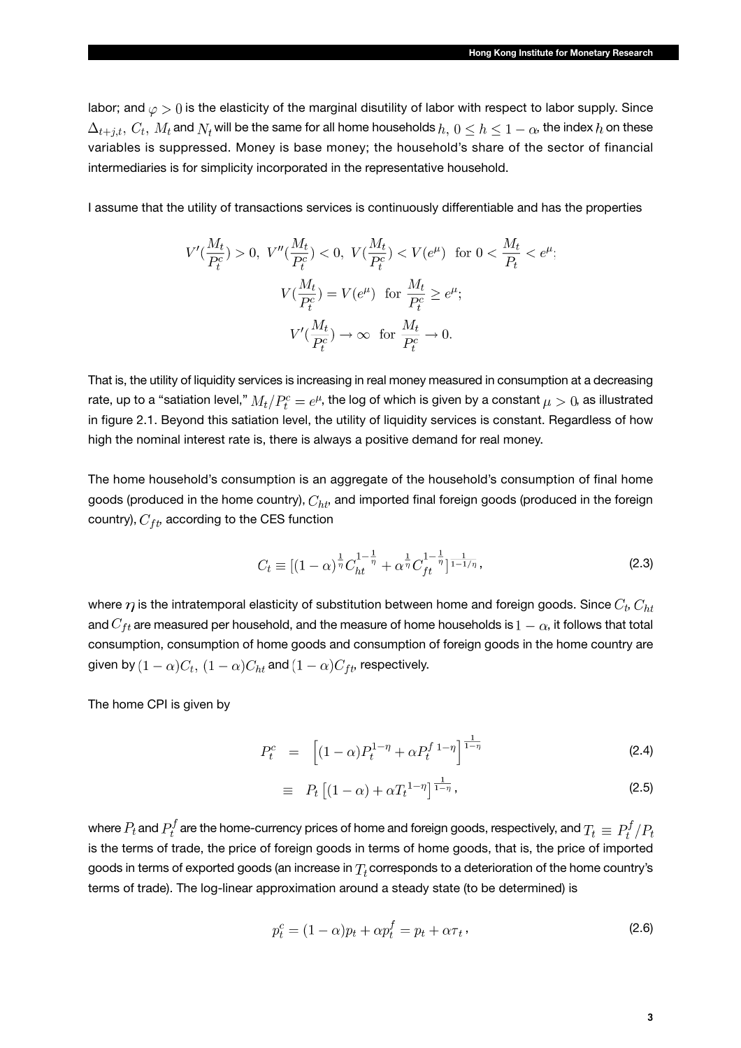labor; and $\varphi > 0$ is the elasticity of the marginal disutility of labor with respect to labor supply. Since $\Delta_{t+j,t}$, $C_t$, $M_t$ and $N_t$ will be the same for all home households $h$, $0 \leq h \leq 1-\alpha$, the index $h$ on these variables is suppressed. Money is base money; the household's share of the sector of financial intermediaries is for simplicity incorporated in the representative household.

I assume that the utility of transactions services is continuously differentiable and has the properties

$$V'(\frac{M_t}{P_t^c}) > 0, \; V''(\frac{M_t}{P_t^c}) < 0, \; V(\frac{M_t}{P_t^c}) < V(e^{\mu}) \;\; \text{for } 0 < \frac{M_t}{P_t} < e^{\mu};$$

$$V(\frac{M_t}{P_t^c}) = V(e^{\mu}) \;\; \text{for } \frac{M_t}{P_t^c} \geq e^{\mu};$$

$$V'(\frac{M_t}{P_t^c}) \to \infty \;\; \text{for } \frac{M_t}{P_t^c} \to 0.$$

That is, the utility of liquidity services is increasing in real money measured in consumption at a decreasing rate, up to a "satiation level," $M_t/P_t^c = e^{\mu}$, the log of which is given by a constant $\mu > 0$, as illustrated in figure 2.1. Beyond this satiation level, the utility of liquidity services is constant. Regardless of how high the nominal interest rate is, there is always a positive demand for real money.

The home household's consumption is an aggregate of the household's consumption of final home goods (produced in the home country), $C_{ht}$, and imported final foreign goods (produced in the foreign country), $C_{ft}$, according to the CES function

$$C_t \equiv [(1-\alpha)^{\frac{1}{\eta}} C_{ht}^{1-\frac{1}{\eta}} + \alpha^{\frac{1}{\eta}} C_{ft}^{1-\frac{1}{\eta}}]^{\frac{1}{1-1/\eta}}, \tag{2.3}$$

where $\eta$ is the intratemporal elasticity of substitution between home and foreign goods. Since $C_t$, $C_{ht}$ and $C_{ft}$ are measured per household, and the measure of home households is $1-\alpha$, it follows that total consumption, consumption of home goods and consumption of foreign goods in the home country are given by $(1-\alpha)C_t$, $(1-\alpha)C_{ht}$ and $(1-\alpha)C_{ft}$, respectively.

The home CPI is given by

$$P_t^c = \left[(1-\alpha)P_t^{1-\eta} + \alpha P_t^{f\,1-\eta}\right]^{\frac{1}{1-\eta}} \tag{2.4}$$

$$\equiv P_t\left[(1-\alpha) + \alpha T_t^{1-\eta}\right]^{\frac{1}{1-\eta}}, \tag{2.5}$$

where $P_t$ and $P_t^f$ are the home-currency prices of home and foreign goods, respectively, and $T_t \equiv P_t^f/P_t$ is the terms of trade, the price of foreign goods in terms of home goods, that is, the price of imported goods in terms of exported goods (an increase in $T_t$ corresponds to a deterioration of the home country's terms of trade). The log-linear approximation around a steady state (to be determined) is

$$p_t^c = (1-\alpha)p_t + \alpha p_t^f = p_t + \alpha \tau_t, \tag{2.6}$$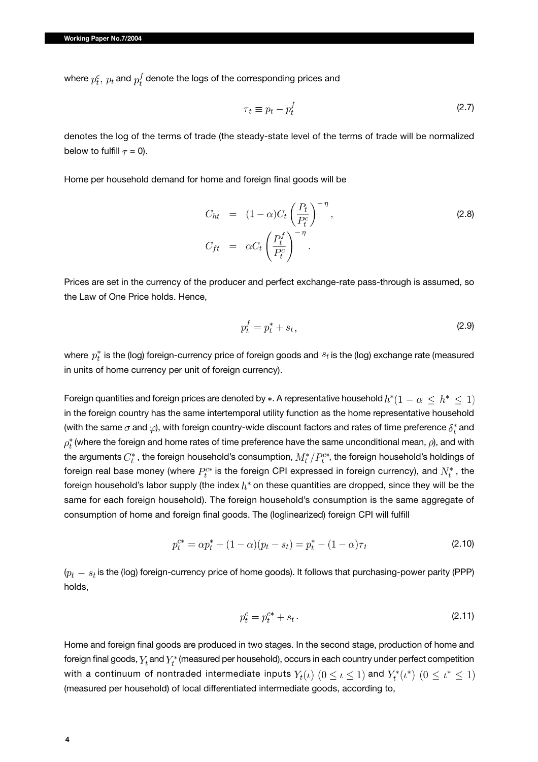where $p_t^c$, $p_t$ and $p_t^f$ denote the logs of the corresponding prices and

$$\tau_t \equiv p_t - p_t^f \tag{2.7}$$

denotes the log of the terms of trade (the steady-state level of the terms of trade will be normalized below to fulfill $\tau = 0$).

Home per household demand for home and foreign final goods will be

$$\begin{aligned} C_{ht} &= (1-\alpha) C_t \left( \frac{P_t}{P_t^c} \right)^{-\eta}, \\ C_{ft} &= \alpha C_t \left( \frac{P_t^f}{P_t^c} \right)^{-\eta}. \end{aligned} \tag{2.8}$$

Prices are set in the currency of the producer and perfect exchange-rate pass-through is assumed, so the Law of One Price holds. Hence,

$$p_t^f = p_t^* + s_t, \tag{2.9}$$

where $p_t^*$ is the (log) foreign-currency price of foreign goods and $s_t$ is the (log) exchange rate (measured in units of home currency per unit of foreign currency).

Foreign quantities and foreign prices are denoted by $*$. A representative household $h^* (1 - \alpha \leq h^* \leq 1)$ in the foreign country has the same intertemporal utility function as the home representative household (with the same $\sigma$ and $\varphi$), with foreign country-wide discount factors and rates of time preference $\delta_t^*$ and $\rho_t^*$ (where the foreign and home rates of time preference have the same unconditional mean, $\rho$), and with the arguments $C_t^*$, the foreign household's consumption, $M_t^*/P_t^{c*}$, the foreign household's holdings of foreign real base money (where $P_t^{c*}$ is the foreign CPI expressed in foreign currency), and $N_t^*$, the foreign household's labor supply (the index $h^*$ on these quantities are dropped, since they will be the same for each foreign household). The foreign household's consumption is the same aggregate of consumption of home and foreign final goods. The (loglinearized) foreign CPI will fulfill

$$p_t^{c*} = \alpha p_t^* + (1-\alpha)(p_t - s_t) = p_t^* - (1-\alpha)\tau_t \tag{2.10}$$

($p_t - s_t$ is the (log) foreign-currency price of home goods). It follows that purchasing-power parity (PPP) holds,

$$p_t^c = p_t^{c*} + s_t. \tag{2.11}$$

Home and foreign final goods are produced in two stages. In the second stage, production of home and foreign final goods, $Y_t$ and $Y_t^*$ (measured per household), occurs in each country under perfect competition with a continuum of nontraded intermediate inputs $Y_t(\iota)$ $(0 \leq \iota \leq 1)$ and $Y_t^*(\iota^*)$ $(0 \leq \iota^* \leq 1)$ (measured per household) of local differentiated intermediate goods, according to,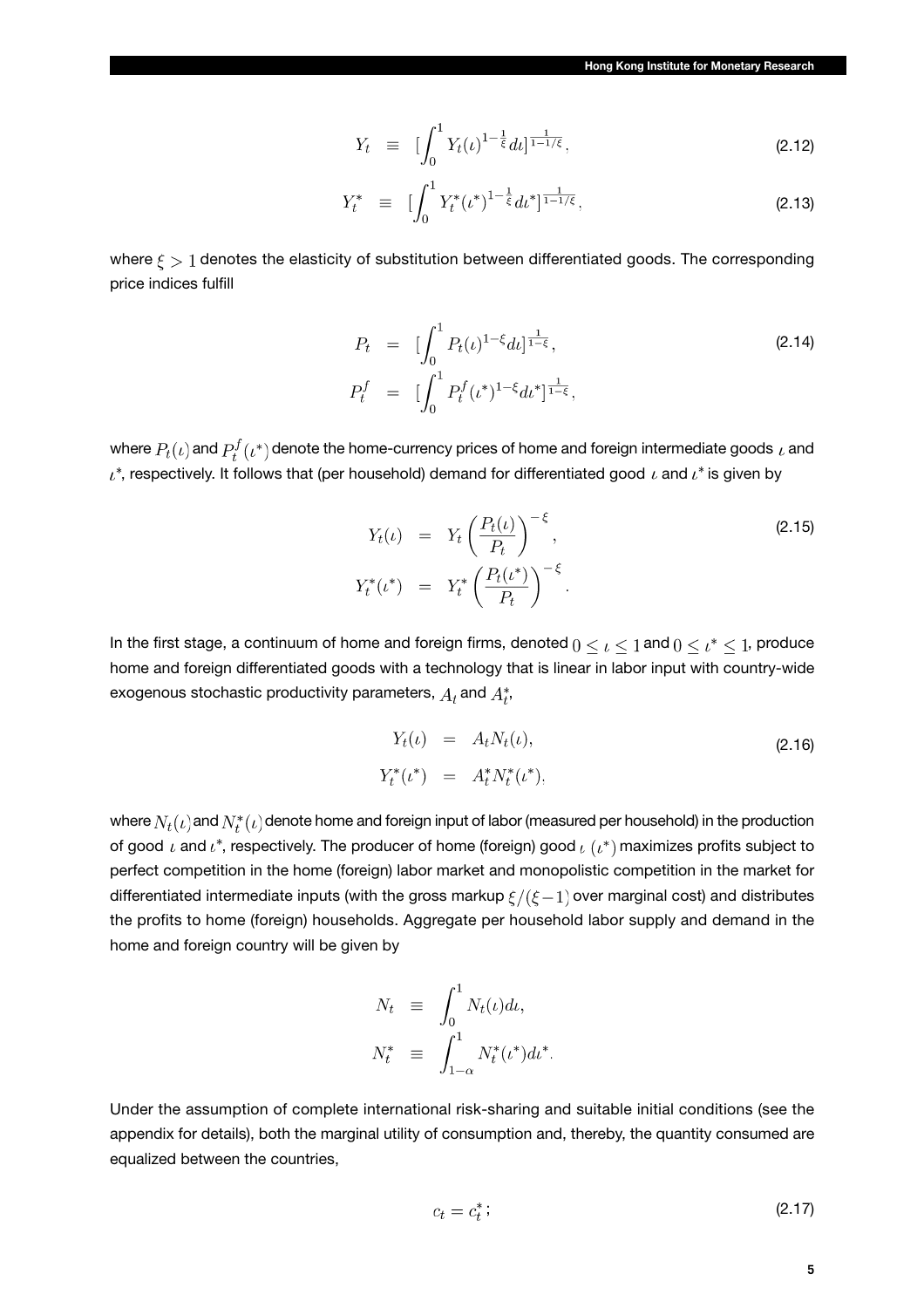$$Y_t \equiv [\int_0^1 Y_t(\iota)^{1-\frac{1}{\xi}} d\iota]^{\frac{1}{1-1/\xi}}, \tag{2.12}$$

$$Y_t^* \equiv [\int_0^1 Y_t^*(\iota^*)^{1-\frac{1}{\xi}} d\iota^*]^{\frac{1}{1-1/\xi}}, \tag{2.13}$$

where $\xi > 1$ denotes the elasticity of substitution between differentiated goods. The corresponding price indices fulfill

$$\begin{aligned} P_t &= [\int_0^1 P_t(\iota)^{1-\xi} d\iota]^{\frac{1}{1-\xi}}, \\ P_t^f &= [\int_0^1 P_t^f(\iota^*)^{1-\xi} d\iota^*]^{\frac{1}{1-\xi}}, \end{aligned} \tag{2.14}$$

where $P_t(\iota)$ and $P_t^f(\iota^*)$ denote the home-currency prices of home and foreign intermediate goods $\iota$ and $\iota^*$, respectively. It follows that (per household) demand for differentiated good $\iota$ and $\iota^*$ is given by

$$\begin{aligned} Y_t(\iota) &= Y_t \left(\frac{P_t(\iota)}{P_t}\right)^{-\xi}, \\ Y_t^*(\iota^*) &= Y_t^* \left(\frac{P_t(\iota^*)}{P_t}\right)^{-\xi}. \end{aligned} \tag{2.15}$$

In the first stage, a continuum of home and foreign firms, denoted $0 \leq \iota \leq 1$ and $0 \leq \iota^* \leq 1$, produce home and foreign differentiated goods with a technology that is linear in labor input with country-wide exogenous stochastic productivity parameters, $A_t$ and $A_t^*$,

$$\begin{aligned} Y_t(\iota) &= A_t N_t(\iota), \\ Y_t^*(\iota^*) &= A_t^* N_t^*(\iota^*), \end{aligned} \tag{2.16}$$

where $N_t(\iota)$ and $N_t^*(\iota)$ denote home and foreign input of labor (measured per household) in the production of good $\iota$ and $\iota^*$, respectively. The producer of home (foreign) good $\iota$ $(\iota^*)$ maximizes profits subject to perfect competition in the home (foreign) labor market and monopolistic competition in the market for differentiated intermediate inputs (with the gross markup $\xi/(\xi-1)$ over marginal cost) and distributes the profits to home (foreign) households. Aggregate per household labor supply and demand in the home and foreign country will be given by

$$\begin{aligned} N_t &\equiv \int_0^1 N_t(\iota) d\iota, \\ N_t^* &\equiv \int_{1-\alpha}^1 N_t^*(\iota^*) d\iota^*. \end{aligned}$$

Under the assumption of complete international risk-sharing and suitable initial conditions (see the appendix for details), both the marginal utility of consumption and, thereby, the quantity consumed are equalized between the countries,

$$c_t = c_t^*; \tag{2.17}$$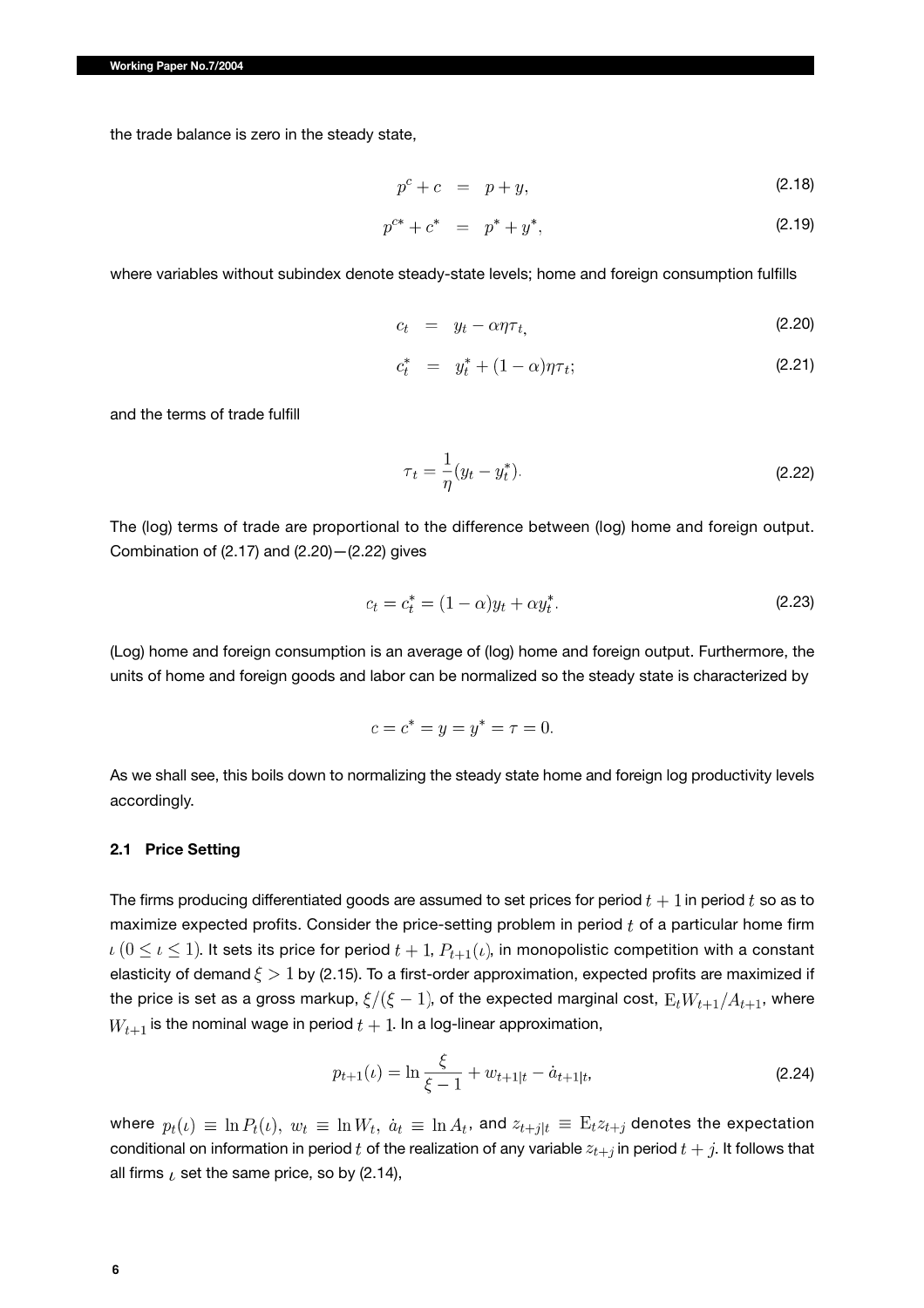the trade balance is zero in the steady state,

$$p^c + c = p + y, \tag{2.18}$$

$$p^{c*} + c^* = p^* + y^*, \tag{2.19}$$

where variables without subindex denote steady-state levels; home and foreign consumption fulfills

$$c_t = y_t - \alpha\eta\tau_t, \tag{2.20}$$

$$c_t^* = y_t^* + (1-\alpha)\eta\tau_t; \tag{2.21}$$

and the terms of trade fulfill

$$\tau_t = \frac{1}{\eta}(y_t - y_t^*). \tag{2.22}$$

The (log) terms of trade are proportional to the difference between (log) home and foreign output. Combination of (2.17) and (2.20)—(2.22) gives

$$c_t = c_t^* = (1-\alpha)y_t + \alpha y_t^*. \tag{2.23}$$

(Log) home and foreign consumption is an average of (log) home and foreign output. Furthermore, the units of home and foreign goods and labor can be normalized so the steady state is characterized by

$$c = c^* = y = y^* = \tau = 0.$$

As we shall see, this boils down to normalizing the steady state home and foreign log productivity levels accordingly.

### 2.1 Price Setting

The firms producing differentiated goods are assumed to set prices for period $t+1$ in period $t$ so as to maximize expected profits. Consider the price-setting problem in period $t$ of a particular home firm $\iota$ $(0 \leq \iota \leq 1)$. It sets its price for period $t+1$, $P_{t+1}(\iota)$, in monopolistic competition with a constant elasticity of demand $\xi > 1$ by (2.15). To a first-order approximation, expected profits are maximized if the price is set as a gross markup, $\xi/(\xi-1)$, of the expected marginal cost, $\mathrm{E}_t W_{t+1}/A_{t+1}$, where $W_{t+1}$ is the nominal wage in period $t+1$. In a log-linear approximation,

$$p_{t+1}(\iota) = \ln\frac{\xi}{\xi-1} + w_{t+1|t} - \dot{a}_{t+1|t}, \tag{2.24}$$

where $p_t(\iota) \equiv \ln P_t(\iota)$, $w_t \equiv \ln W_t$, $\dot{a}_t \equiv \ln A_t$, and $z_{t+j|t} \equiv \mathrm{E}_t z_{t+j}$ denotes the expectation conditional on information in period $t$ of the realization of any variable $z_{t+j}$ in period $t+j$. It follows that all firms $\iota$ set the same price, so by (2.14),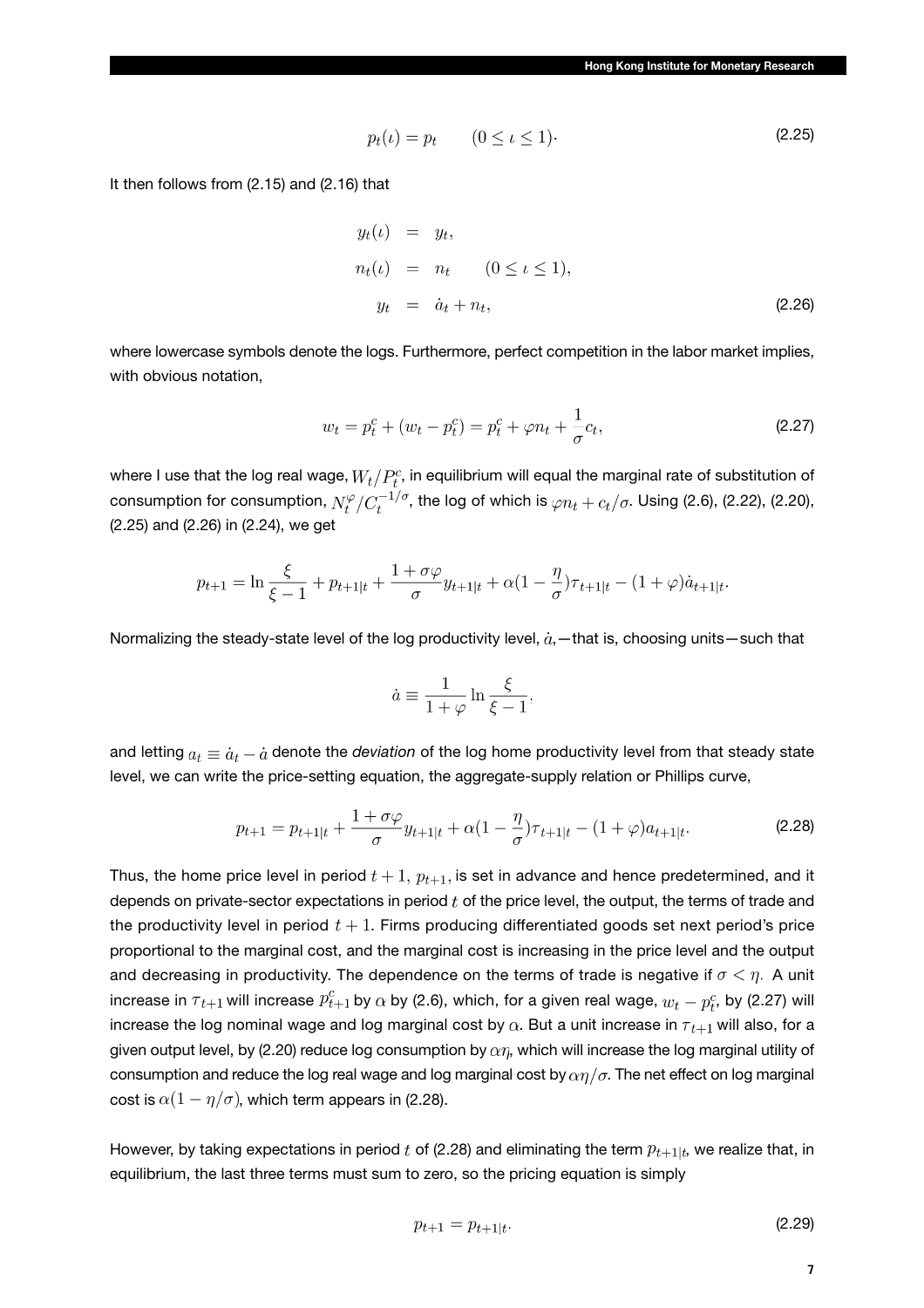$$p_t(\iota) = p_t \qquad (0 \leq \iota \leq 1). \tag{2.25}$$

It then follows from (2.15) and (2.16) that

$$\begin{aligned} y_t(\iota) &= y_t, \\ n_t(\iota) &= n_t \qquad (0 \leq \iota \leq 1), \\ y_t &= \dot{a}_t + n_t, \end{aligned} \tag{2.26}$$

where lowercase symbols denote the logs. Furthermore, perfect competition in the labor market implies, with obvious notation,

$$w_t = p_t^c + (w_t - p_t^c) = p_t^c + \varphi n_t + \frac{1}{\sigma} c_t, \tag{2.27}$$

where I use that the log real wage, $W_t/P_t^c$, in equilibrium will equal the marginal rate of substitution of consumption for consumption, $N_t^{\varphi}/C_t^{-1/\sigma}$, the log of which is $\varphi n_t + c_t/\sigma$. Using (2.6), (2.22), (2.20), (2.25) and (2.26) in (2.24), we get

$$p_{t+1} = \ln \frac{\xi}{\xi - 1} + p_{t+1|t} + \frac{1 + \sigma\varphi}{\sigma} y_{t+1|t} + \alpha(1 - \frac{\eta}{\sigma})\tau_{t+1|t} - (1 + \varphi)\dot{a}_{t+1|t}.$$

Normalizing the steady-state level of the log productivity level, $\dot{a}$,—that is, choosing units—such that

$$\dot{a} \equiv \frac{1}{1 + \varphi} \ln \frac{\xi}{\xi - 1},$$

and letting $a_t \equiv \dot{a}_t - \dot{a}$ denote the *deviation* of the log home productivity level from that steady state level, we can write the price-setting equation, the aggregate-supply relation or Phillips curve,

$$p_{t+1} = p_{t+1|t} + \frac{1 + \sigma\varphi}{\sigma} y_{t+1|t} + \alpha(1 - \frac{\eta}{\sigma})\tau_{t+1|t} - (1 + \varphi)a_{t+1|t}. \tag{2.28}$$

Thus, the home price level in period $t + 1$, $p_{t+1}$, is set in advance and hence predetermined, and it depends on private-sector expectations in period $t$ of the price level, the output, the terms of trade and the productivity level in period $t + 1$. Firms producing differentiated goods set next period's price proportional to the marginal cost, and the marginal cost is increasing in the price level and the output and decreasing in productivity. The dependence on the terms of trade is negative if $\sigma < \eta$. A unit increase in $\tau_{t+1}$ will increase $p_{t+1}^c$ by $\alpha$ by (2.6), which, for a given real wage, $w_t - p_t^c$, by (2.27) will increase the log nominal wage and log marginal cost by $\alpha$. But a unit increase in $\tau_{t+1}$ will also, for a given output level, by (2.20) reduce log consumption by $\alpha\eta$, which will increase the log marginal utility of consumption and reduce the log real wage and log marginal cost by $\alpha\eta/\sigma$. The net effect on log marginal cost is $\alpha(1 - \eta/\sigma)$, which term appears in (2.28).

However, by taking expectations in period $t$ of (2.28) and eliminating the term $p_{t+1|t}$, we realize that, in equilibrium, the last three terms must sum to zero, so the pricing equation is simply

$$p_{t+1} = p_{t+1|t}. \tag{2.29}$$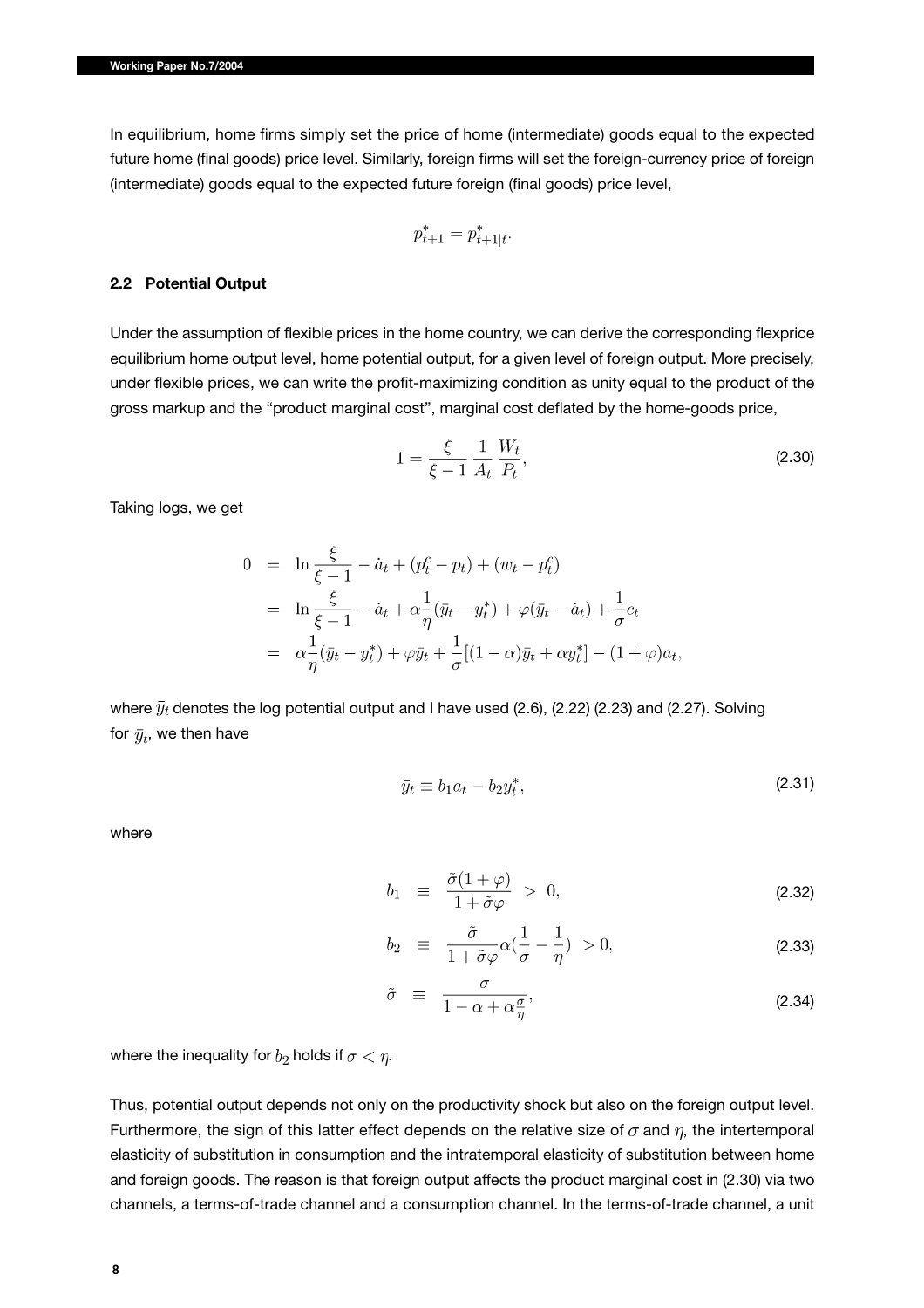In equilibrium, home firms simply set the price of home (intermediate) goods equal to the expected future home (final goods) price level. Similarly, foreign firms will set the foreign-currency price of foreign (intermediate) goods equal to the expected future foreign (final goods) price level,

$$p^*_{t+1} = p^*_{t+1|t}.$$

### 2.2 Potential Output

Under the assumption of flexible prices in the home country, we can derive the corresponding flexprice equilibrium home output level, home potential output, for a given level of foreign output. More precisely, under flexible prices, we can write the profit-maximizing condition as unity equal to the product of the gross markup and the "product marginal cost", marginal cost deflated by the home-goods price,

$$1 = \frac{\xi}{\xi - 1} \frac{1}{A_t} \frac{W_t}{P_t}, \tag{2.30}$$

Taking logs, we get

$$\begin{aligned}
0 &= \ln \frac{\xi}{\xi - 1} - \dot{a}_t + (p^c_t - p_t) + (w_t - p^c_t) \\
&= \ln \frac{\xi}{\xi - 1} - \dot{a}_t + \alpha \frac{1}{\eta}(\bar{y}_t - y^*_t) + \varphi(\bar{y}_t - \dot{a}_t) + \frac{1}{\sigma} c_t \\
&= \alpha \frac{1}{\eta}(\bar{y}_t - y^*_t) + \varphi \bar{y}_t + \frac{1}{\sigma}[(1 - \alpha)\bar{y}_t + \alpha y^*_t] - (1 + \varphi) a_t,
\end{aligned}$$

where $\bar{y}_t$ denotes the log potential output and I have used (2.6), (2.22) (2.23) and (2.27). Solving for $\bar{y}_t$, we then have

$$\bar{y}_t \equiv b_1 a_t - b_2 y^*_t, \tag{2.31}$$

where

$$b_1 \equiv \frac{\tilde{\sigma}(1 + \varphi)}{1 + \tilde{\sigma}\varphi} > 0, \tag{2.32}$$

$$b_2 \equiv \frac{\tilde{\sigma}}{1 + \tilde{\sigma}\varphi} \alpha \left(\frac{1}{\sigma} - \frac{1}{\eta}\right) > 0, \tag{2.33}$$

$$\tilde{\sigma} \equiv \frac{\sigma}{1 - \alpha + \alpha \frac{\sigma}{\eta}}, \tag{2.34}$$

where the inequality for $b_2$ holds if $\sigma < \eta$.

Thus, potential output depends not only on the productivity shock but also on the foreign output level. Furthermore, the sign of this latter effect depends on the relative size of $\sigma$ and $\eta$, the intertemporal elasticity of substitution in consumption and the intratemporal elasticity of substitution between home and foreign goods. The reason is that foreign output affects the product marginal cost in (2.30) via two channels, a terms-of-trade channel and a consumption channel. In the terms-of-trade channel, a unit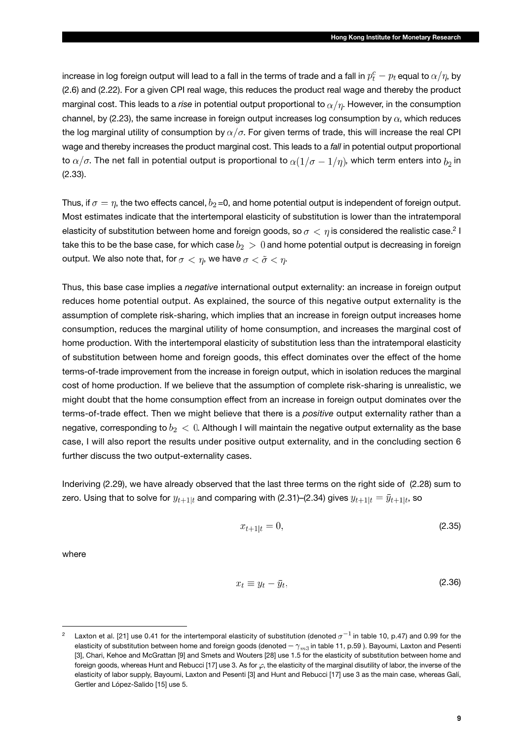increase in log foreign output will lead to a fall in the terms of trade and a fall in $p_t^c - p_t$ equal to $\alpha/\eta$, by (2.6) and (2.22). For a given CPI real wage, this reduces the product real wage and thereby the product marginal cost. This leads to a *rise* in potential output proportional to $\alpha/\eta$. However, in the consumption channel, by (2.23), the same increase in foreign output increases log consumption by $\alpha$, which reduces the log marginal utility of consumption by $\alpha/\sigma$. For given terms of trade, this will increase the real CPI wage and thereby increases the product marginal cost. This leads to a *fall* in potential output proportional to $\alpha/\sigma$. The net fall in potential output is proportional to $\alpha(1/\sigma - 1/\eta)$, which term enters into $b_2$ in (2.33).

Thus, if $\sigma = \eta$, the two effects cancel, $b_2$=0, and home potential output is independent of foreign output. Most estimates indicate that the intertemporal elasticity of substitution is lower than the intratemporal elasticity of substitution between home and foreign goods, so $\sigma < \eta$ is considered the realistic case.[2] I take this to be the base case, for which case $b_2 > 0$ and home potential output is decreasing in foreign output. We also note that, for $\sigma < \eta$, we have $\sigma < \tilde{\sigma} < \eta$.

Thus, this base case implies a *negative* international output externality: an increase in foreign output reduces home potential output. As explained, the source of this negative output externality is the assumption of complete risk-sharing, which implies that an increase in foreign output increases home consumption, reduces the marginal utility of home consumption, and increases the marginal cost of home production. With the intertemporal elasticity of substitution less than the intratemporal elasticity of substitution between home and foreign goods, this effect dominates over the effect of the home terms-of-trade improvement from the increase in foreign output, which in isolation reduces the marginal cost of home production. If we believe that the assumption of complete risk-sharing is unrealistic, we might doubt that the home consumption effect from an increase in foreign output dominates over the terms-of-trade effect. Then we might believe that there is a *positive* output externality rather than a negative, corresponding to $b_2 < 0$. Although I will maintain the negative output externality as the base case, I will also report the results under positive output externality, and in the concluding section 6 further discuss the two output-externality cases.

Inderiving (2.29), we have already observed that the last three terms on the right side of (2.28) sum to zero. Using that to solve for $y_{t+1|t}$ and comparing with (2.31)–(2.34) gives $y_{t+1|t} = \bar{y}_{t+1|t}$, so

$$x_{t+1|t} = 0, \tag{2.35}$$

where

$$x_t \equiv y_t - \bar{y}_t, \tag{2.36}$$

[2] Laxton et al. [21] use 0.41 for the intertemporal elasticity of substitution (denoted $\sigma^{-1}$ in table 10, p.47) and 0.99 for the elasticity of substitution between home and foreign goods (denoted $-\gamma_{m3}$ in table 11, p.59 ). Bayoumi, Laxton and Pesenti [3], Chari, Kehoe and McGrattan [9] and Smets and Wouters [28] use 1.5 for the elasticity of substitution between home and foreign goods, whereas Hunt and Rebucci [17] use 3. As for $\varphi$, the elasticity of the marginal disutility of labor, the inverse of the elasticity of labor supply, Bayoumi, Laxton and Pesenti [3] and Hunt and Rebucci [17] use 3 as the main case, whereas Galí, Gertler and López-Salido [15] use 5.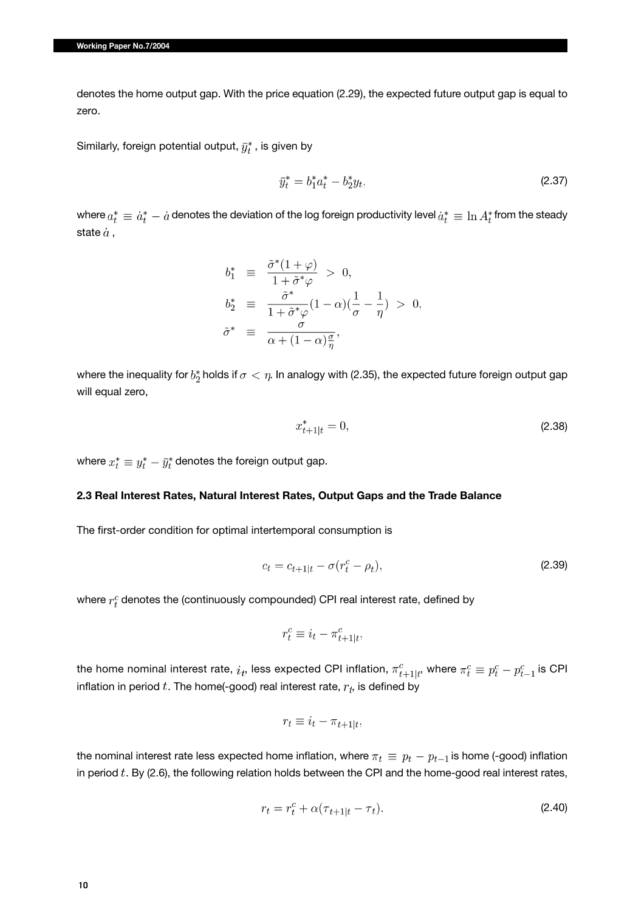denotes the home output gap. With the price equation (2.29), the expected future output gap is equal to zero.

Similarly, foreign potential output, $\bar{y}_t^*$, is given by

$$\bar{y}_t^* = b_1^* a_t^* - b_2^* y_t, \tag{2.37}$$

where $a_t^* \equiv \dot{a}_t^* - \dot{a}$ denotes the deviation of the log foreign productivity level $\dot{a}_t^* \equiv \ln A_t^*$ from the steady state $\dot{a}$,

$$\begin{aligned}
b_1^* &\equiv \frac{\tilde{\sigma}^*(1+\varphi)}{1+\tilde{\sigma}^*\varphi} > 0, \\
b_2^* &\equiv \frac{\tilde{\sigma}^*}{1+\tilde{\sigma}^*\varphi}(1-\alpha)(\frac{1}{\sigma}-\frac{1}{\eta}) > 0, \\
\tilde{\sigma}^* &\equiv \frac{\sigma}{\alpha+(1-\alpha)\frac{\sigma}{\eta}},
\end{aligned}$$

where the inequality for $b_2^*$ holds if $\sigma < \eta$. In analogy with (2.35), the expected future foreign output gap will equal zero,

$$x_{t+1|t}^* = 0, \tag{2.38}$$

where $x_t^* \equiv y_t^* - \bar{y}_t^*$ denotes the foreign output gap.

## 2.3 Real Interest Rates, Natural Interest Rates, Output Gaps and the Trade Balance

The first-order condition for optimal intertemporal consumption is

$$c_t = c_{t+1|t} - \sigma(r_t^c - \rho_t), \tag{2.39}$$

where $r_t^c$ denotes the (continuously compounded) CPI real interest rate, defined by

$$r_t^c \equiv i_t - \pi_{t+1|t}^c,$$

the home nominal interest rate, $i_t$, less expected CPI inflation, $\pi_{t+1|t}^c$, where $\pi_t^c \equiv p_t^c - p_{t-1}^c$ is CPI inflation in period $t$. The home(-good) real interest rate, $r_t$, is defined by

$$r_t \equiv i_t - \pi_{t+1|t},$$

the nominal interest rate less expected home inflation, where $\pi_t \equiv p_t - p_{t-1}$ is home (-good) inflation in period $t$. By (2.6), the following relation holds between the CPI and the home-good real interest rates,

$$r_t = r_t^c + \alpha(\tau_{t+1|t} - \tau_t). \tag{2.40}$$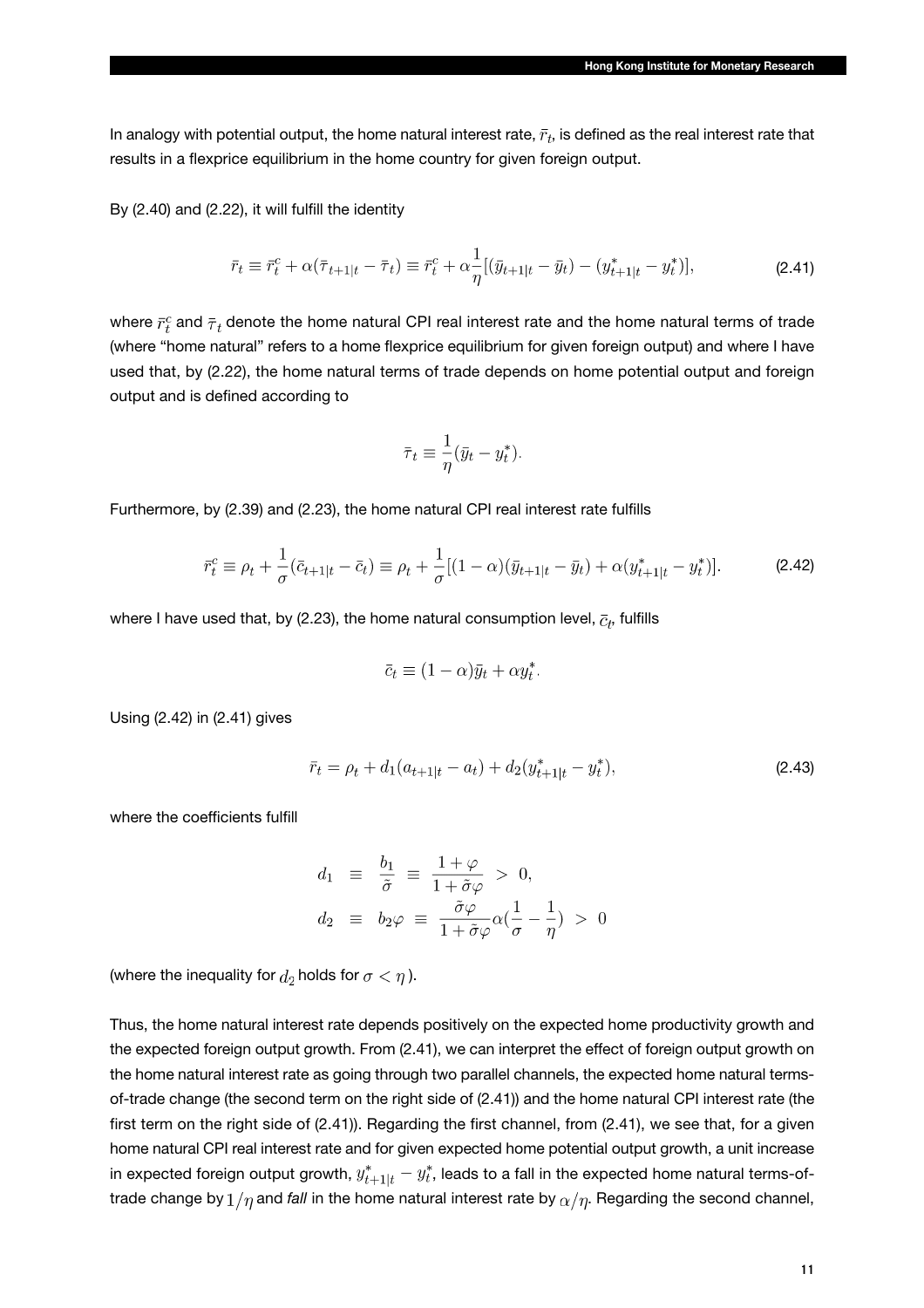In analogy with potential output, the home natural interest rate, $\bar{r}_t$, is defined as the real interest rate that results in a flexprice equilibrium in the home country for given foreign output.

By (2.40) and (2.22), it will fulfill the identity

$$\bar{r}_t \equiv \bar{r}_t^c + \alpha(\bar{\tau}_{t+1|t} - \bar{\tau}_t) \equiv \bar{r}_t^c + \alpha\frac{1}{\eta}[(\bar{y}_{t+1|t} - \bar{y}_t) - (y^*_{t+1|t} - y^*_t)], \tag{2.41}$$

where $\bar{r}_t^c$ and $\bar{\tau}_t$ denote the home natural CPI real interest rate and the home natural terms of trade (where "home natural" refers to a home flexprice equilibrium for given foreign output) and where I have used that, by (2.22), the home natural terms of trade depends on home potential output and foreign output and is defined according to

$$\bar{\tau}_t \equiv \frac{1}{\eta}(\bar{y}_t - y^*_t).$$

Furthermore, by (2.39) and (2.23), the home natural CPI real interest rate fulfills

$$\bar{r}_t^c \equiv \rho_t + \frac{1}{\sigma}(\bar{c}_{t+1|t} - \bar{c}_t) \equiv \rho_t + \frac{1}{\sigma}[(1-\alpha)(\bar{y}_{t+1|t} - \bar{y}_t) + \alpha(y^*_{t+1|t} - y^*_t)]. \tag{2.42}$$

where I have used that, by (2.23), the home natural consumption level, $\bar{c}_t$, fulfills

$$\bar{c}_t \equiv (1-\alpha)\bar{y}_t + \alpha y^*_t.$$

Using (2.42) in (2.41) gives

$$\bar{r}_t = \rho_t + d_1(a_{t+1|t} - a_t) + d_2(y^*_{t+1|t} - y^*_t), \tag{2.43}$$

where the coefficients fulfill

$$\begin{aligned}
d_1 &\equiv \frac{b_1}{\tilde{\sigma}} \equiv \frac{1+\varphi}{1+\tilde{\sigma}\varphi} > 0, \\
d_2 &\equiv b_2\varphi \equiv \frac{\tilde{\sigma}\varphi}{1+\tilde{\sigma}\varphi}\alpha(\frac{1}{\sigma} - \frac{1}{\eta}) > 0
\end{aligned}$$

(where the inequality for $d_2$ holds for $\sigma < \eta$).

Thus, the home natural interest rate depends positively on the expected home productivity growth and the expected foreign output growth. From (2.41), we can interpret the effect of foreign output growth on the home natural interest rate as going through two parallel channels, the expected home natural terms-of-trade change (the second term on the right side of (2.41)) and the home natural CPI interest rate (the first term on the right side of (2.41)). Regarding the first channel, from (2.41), we see that, for a given home natural CPI real interest rate and for given expected home potential output growth, a unit increase in expected foreign output growth, $y^*_{t+1|t} - y^*_t$, leads to a fall in the expected home natural terms-of-trade change by $1/\eta$ and *fall* in the home natural interest rate by $\alpha/\eta$. Regarding the second channel,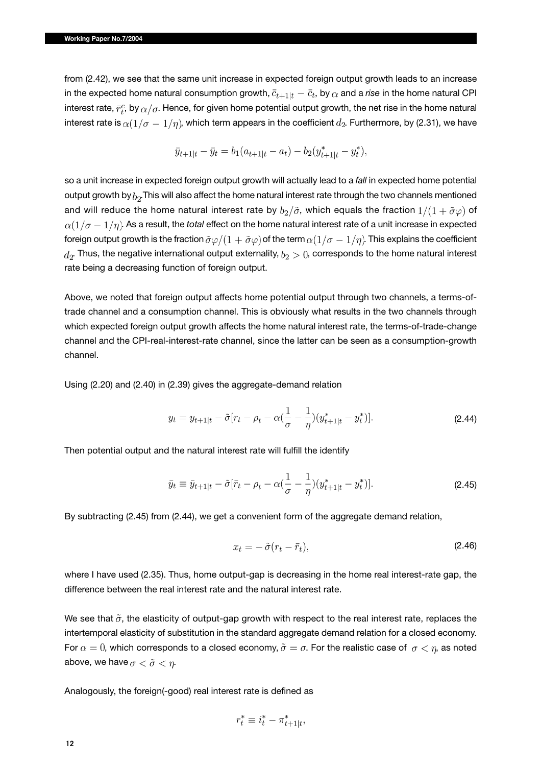from (2.42), we see that the same unit increase in expected foreign output growth leads to an increase in the expected home natural consumption growth, $\bar{c}_{t+1|t} - \bar{c}_t$, by $\alpha$ and a *rise* in the home natural CPI interest rate, $\bar{r}^c_t$, by $\alpha/\sigma$. Hence, for given home potential output growth, the net rise in the home natural interest rate is $\alpha(1/\sigma - 1/\eta)$, which term appears in the coefficient $d_2$. Furthermore, by (2.31), we have

$$\bar{y}_{t+1|t} - \bar{y}_t = b_1(a_{t+1|t} - a_t) - b_2(y^*_{t+1|t} - y^*_t),$$

so a unit increase in expected foreign output growth will actually lead to a *fall* in expected home potential output growth by $b_2$. This will also affect the home natural interest rate through the two channels mentioned and will reduce the home natural interest rate by $b_2/\tilde{\sigma}$, which equals the fraction $1/(1 + \tilde{\sigma}\varphi)$ of $\alpha(1/\sigma - 1/\eta)$. As a result, the *total* effect on the home natural interest rate of a unit increase in expected foreign output growth is the fraction $\tilde{\sigma}\varphi/(1 + \tilde{\sigma}\varphi)$ of the term $\alpha(1/\sigma - 1/\eta)$. This explains the coefficient $d_2$. Thus, the negative international output externality, $b_2 > 0$, corresponds to the home natural interest rate being a decreasing function of foreign output.

Above, we noted that foreign output affects home potential output through two channels, a terms-of-trade channel and a consumption channel. This is obviously what results in the two channels through which expected foreign output growth affects the home natural interest rate, the terms-of-trade-change channel and the CPI-real-interest-rate channel, since the latter can be seen as a consumption-growth channel.

Using (2.20) and (2.40) in (2.39) gives the aggregate-demand relation

$$y_t = y_{t+1|t} - \tilde{\sigma}[r_t - \rho_t - \alpha(\frac{1}{\sigma} - \frac{1}{\eta})(y^*_{t+1|t} - y^*_t)]. \tag{2.44}$$

Then potential output and the natural interest rate will fulfill the identify

$$\bar{y}_t \equiv \bar{y}_{t+1|t} - \tilde{\sigma}[\bar{r}_t - \rho_t - \alpha(\frac{1}{\sigma} - \frac{1}{\eta})(y^*_{t+1|t} - y^*_t)]. \tag{2.45}$$

By subtracting (2.45) from (2.44), we get a convenient form of the aggregate demand relation,

$$x_t = -\tilde{\sigma}(r_t - \bar{r}_t), \tag{2.46}$$

where I have used (2.35). Thus, home output-gap is decreasing in the home real interest-rate gap, the difference between the real interest rate and the natural interest rate.

We see that $\tilde{\sigma}$, the elasticity of output-gap growth with respect to the real interest rate, replaces the intertemporal elasticity of substitution in the standard aggregate demand relation for a closed economy. For $\alpha = 0$, which corresponds to a closed economy, $\tilde{\sigma} = \sigma$. For the realistic case of $\sigma < \eta$, as noted above, we have $\sigma < \tilde{\sigma} < \eta$.

Analogously, the foreign(-good) real interest rate is defined as

$$r^*_t \equiv i^*_t - \pi^*_{t+1|t},$$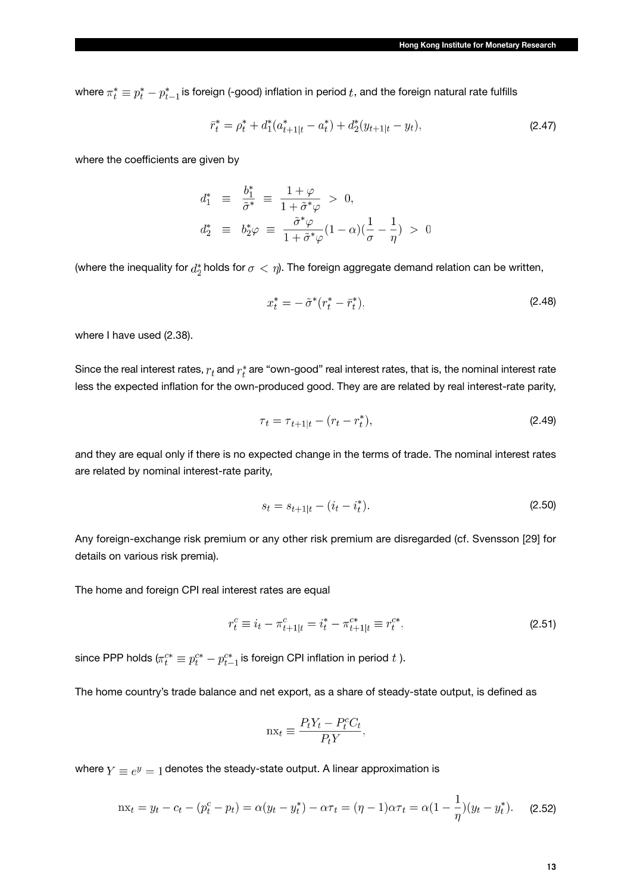where $\pi_t^* \equiv p_t^* - p_{t-1}^*$ is foreign (-good) inflation in period $t$, and the foreign natural rate fulfills

$$\bar{r}_t^* = \rho_t^* + d_1^*(a_{t+1|t}^* - a_t^*) + d_2^*(y_{t+1|t} - y_t), \tag{2.47}$$

where the coefficients are given by

$$\begin{aligned}
d_1^* &\equiv \frac{b_1^*}{\tilde{\sigma}^*} \equiv \frac{1+\varphi}{1+\tilde{\sigma}^*\varphi} > 0, \\
d_2^* &\equiv b_2^*\varphi \equiv \frac{\tilde{\sigma}^*\varphi}{1+\tilde{\sigma}^*\varphi}(1-\alpha)(\frac{1}{\sigma} - \frac{1}{\eta}) > 0
\end{aligned}$$

(where the inequality for $d_2^*$ holds for $\sigma < \eta$). The foreign aggregate demand relation can be written,

$$x_t^* = -\tilde{\sigma}^*(r_t^* - \bar{r}_t^*), \tag{2.48}$$

where I have used (2.38).

Since the real interest rates, $r_t$ and $r_t^*$ are "own-good" real interest rates, that is, the nominal interest rate less the expected inflation for the own-produced good. They are are related by real interest-rate parity,

$$\tau_t = \tau_{t+1|t} - (r_t - r_t^*), \tag{2.49}$$

and they are equal only if there is no expected change in the terms of trade. The nominal interest rates are related by nominal interest-rate parity,

$$s_t = s_{t+1|t} - (i_t - i_t^*). \tag{2.50}$$

Any foreign-exchange risk premium or any other risk premium are disregarded (cf. Svensson [29] for details on various risk premia).

The home and foreign CPI real interest rates are equal

$$r_t^c \equiv i_t - \pi_{t+1|t}^c = i_t^* - \pi_{t+1|t}^{c*} \equiv r_t^{c*}, \tag{2.51}$$

since PPP holds ($\pi_t^{c*} \equiv p_t^{c*} - p_{t-1}^{c*}$ is foreign CPI inflation in period $t$ ).

The home country's trade balance and net export, as a share of steady-state output, is defined as

$$\mathrm{nx}_t \equiv \frac{P_t Y_t - P_t^c C_t}{P_t Y},$$

where $Y \equiv e^y = 1$ denotes the steady-state output. A linear approximation is

$$\mathrm{nx}_t = y_t - c_t - (p_t^c - p_t) = \alpha(y_t - y_t^*) - \alpha\tau_t = (\eta - 1)\alpha\tau_t = \alpha(1 - \frac{1}{\eta})(y_t - y_t^*). \tag{2.52}$$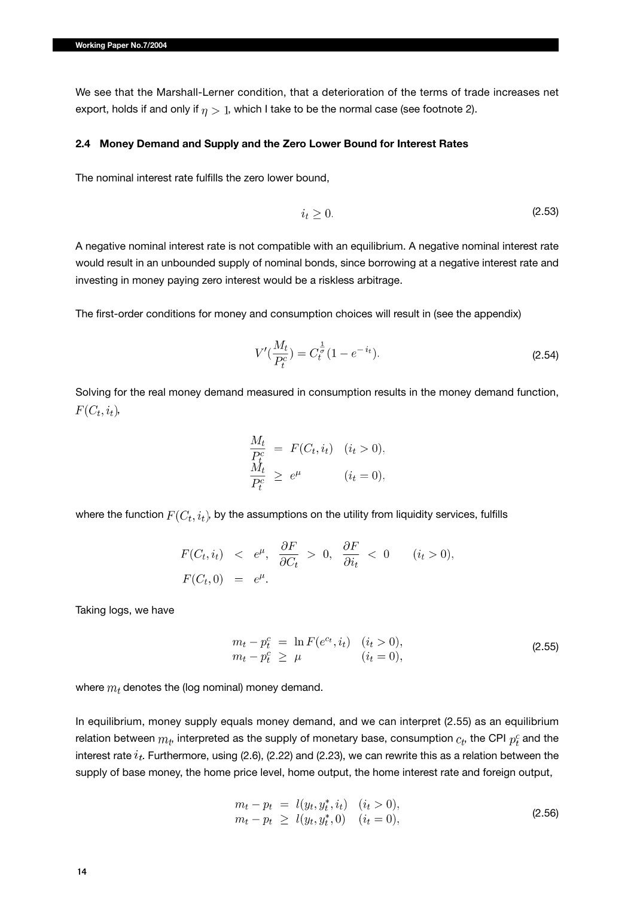We see that the Marshall-Lerner condition, that a deterioration of the terms of trade increases net export, holds if and only if $\eta > 1$, which I take to be the normal case (see footnote 2).

### 2.4 Money Demand and Supply and the Zero Lower Bound for Interest Rates

The nominal interest rate fulfills the zero lower bound,

$$i_t \geq 0. \tag{2.53}$$

A negative nominal interest rate is not compatible with an equilibrium. A negative nominal interest rate would result in an unbounded supply of nominal bonds, since borrowing at a negative interest rate and investing in money paying zero interest would be a riskless arbitrage.

The first-order conditions for money and consumption choices will result in (see the appendix)

$$V'(\frac{M_t}{P_t^c}) = C_t^{\frac{1}{\sigma}}(1 - e^{-i_t}). \tag{2.54}$$

Solving for the real money demand measured in consumption results in the money demand function, $F(C_t, i_t)$,

$$\begin{aligned}
\frac{M_t}{P_t^c} &= F(C_t, i_t) \quad (i_t > 0), \\
\frac{M_t}{P_t^c} &\geq e^{\mu} \qquad\quad (i_t = 0),
\end{aligned}$$

where the function $F(C_t, i_t)$, by the assumptions on the utility from liquidity services, fulfills

$$\begin{aligned}
F(C_t, i_t) &< e^{\mu}, \ \frac{\partial F}{\partial C_t} > 0, \ \frac{\partial F}{\partial i_t} < 0 \qquad (i_t > 0), \\
F(C_t, 0) &= e^{\mu}.
\end{aligned}$$

Taking logs, we have

$$\begin{aligned}
m_t - p_t^c &= \ln F(e^{c_t}, i_t) \quad (i_t > 0), \\
m_t - p_t^c &\geq \mu \qquad\qquad\quad (i_t = 0),
\end{aligned} \tag{2.55}$$

where $m_t$ denotes the (log nominal) money demand.

In equilibrium, money supply equals money demand, and we can interpret (2.55) as an equilibrium relation between $m_t$, interpreted as the supply of monetary base, consumption $c_t$, the CPI $p_t^c$ and the interest rate $i_t$. Furthermore, using (2.6), (2.22) and (2.23), we can rewrite this as a relation between the supply of base money, the home price level, home output, the home interest rate and foreign output,

$$\begin{aligned}
m_t - p_t &= l(y_t, y_t^*, i_t) \quad (i_t > 0), \\
m_t - p_t &\geq l(y_t, y_t^*, 0) \quad (i_t = 0),
\end{aligned} \tag{2.56}$$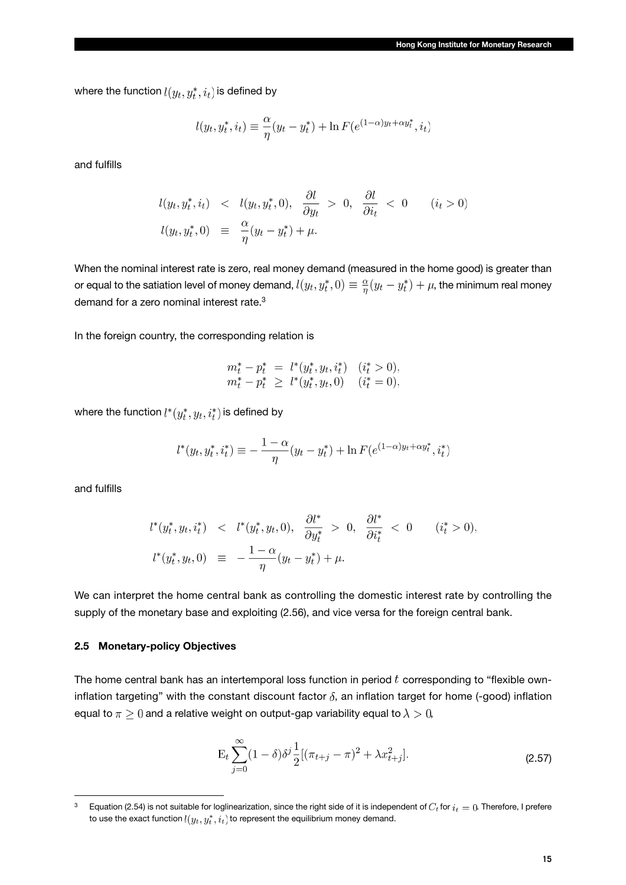where the function $l(y_t, y_t^*, i_t)$ is defined by

$$l(y_t, y_t^*, i_t) \equiv \frac{\alpha}{\eta}(y_t - y_t^*) + \ln F(e^{(1-\alpha)y_t + \alpha y_t^*}, i_t)$$

and fulfills

$$\begin{aligned} l(y_t, y_t^*, i_t) &< l(y_t, y_t^*, 0), \quad \frac{\partial l}{\partial y_t} > 0, \quad \frac{\partial l}{\partial i_t} < 0 \qquad (i_t > 0) \\ l(y_t, y_t^*, 0) &\equiv \frac{\alpha}{\eta}(y_t - y_t^*) + \mu. \end{aligned}$$

When the nominal interest rate is zero, real money demand (measured in the home good) is greater than or equal to the satiation level of money demand, $l(y_t, y_t^*, 0) \equiv \frac{\alpha}{\eta}(y_t - y_t^*) + \mu$, the minimum real money demand for a zero nominal interest rate.[3]

In the foreign country, the corresponding relation is

$$\begin{aligned} m_t^* - p_t^* &= l^*(y_t^*, y_t, i_t^*) \quad (i_t^* > 0), \\ m_t^* - p_t^* &\geq l^*(y_t^*, y_t, 0) \quad (i_t^* = 0), \end{aligned}$$

where the function $l^*(y_t^*, y_t, i_t^*)$ is defined by

$$l^*(y_t, y_t^*, i_t^*) \equiv -\frac{1-\alpha}{\eta}(y_t - y_t^*) + \ln F(e^{(1-\alpha)y_t + \alpha y_t^*}, i_t^*)$$

and fulfills

$$\begin{aligned} l^*(y_t^*, y_t, i_t^*) &< l^*(y_t^*, y_t, 0), \quad \frac{\partial l^*}{\partial y_t^*} > 0, \quad \frac{\partial l^*}{\partial i_t^*} < 0 \qquad (i_t^* > 0), \\ l^*(y_t^*, y_t, 0) &\equiv -\frac{1-\alpha}{\eta}(y_t - y_t^*) + \mu. \end{aligned}$$

We can interpret the home central bank as controlling the domestic interest rate by controlling the supply of the monetary base and exploiting (2.56), and vice versa for the foreign central bank.

### 2.5 Monetary-policy Objectives

The home central bank has an intertemporal loss function in period $t$ corresponding to "flexible own-inflation targeting" with the constant discount factor $\delta$, an inflation target for home (-good) inflation equal to $\pi \geq 0$ and a relative weight on output-gap variability equal to $\lambda > 0$,

$$\mathrm{E}_t \sum_{j=0}^{\infty} (1-\delta)\delta^j \frac{1}{2}[(\pi_{t+j} - \pi)^2 + \lambda x_{t+j}^2]. \tag{2.57}$$

---

[3] Equation (2.54) is not suitable for loglinearization, since the right side of it is independent of $C_t$ for $i_t = 0$. Therefore, I prefere to use the exact function $l(y_t, y_t^*, i_t)$ to represent the equilibrium money demand.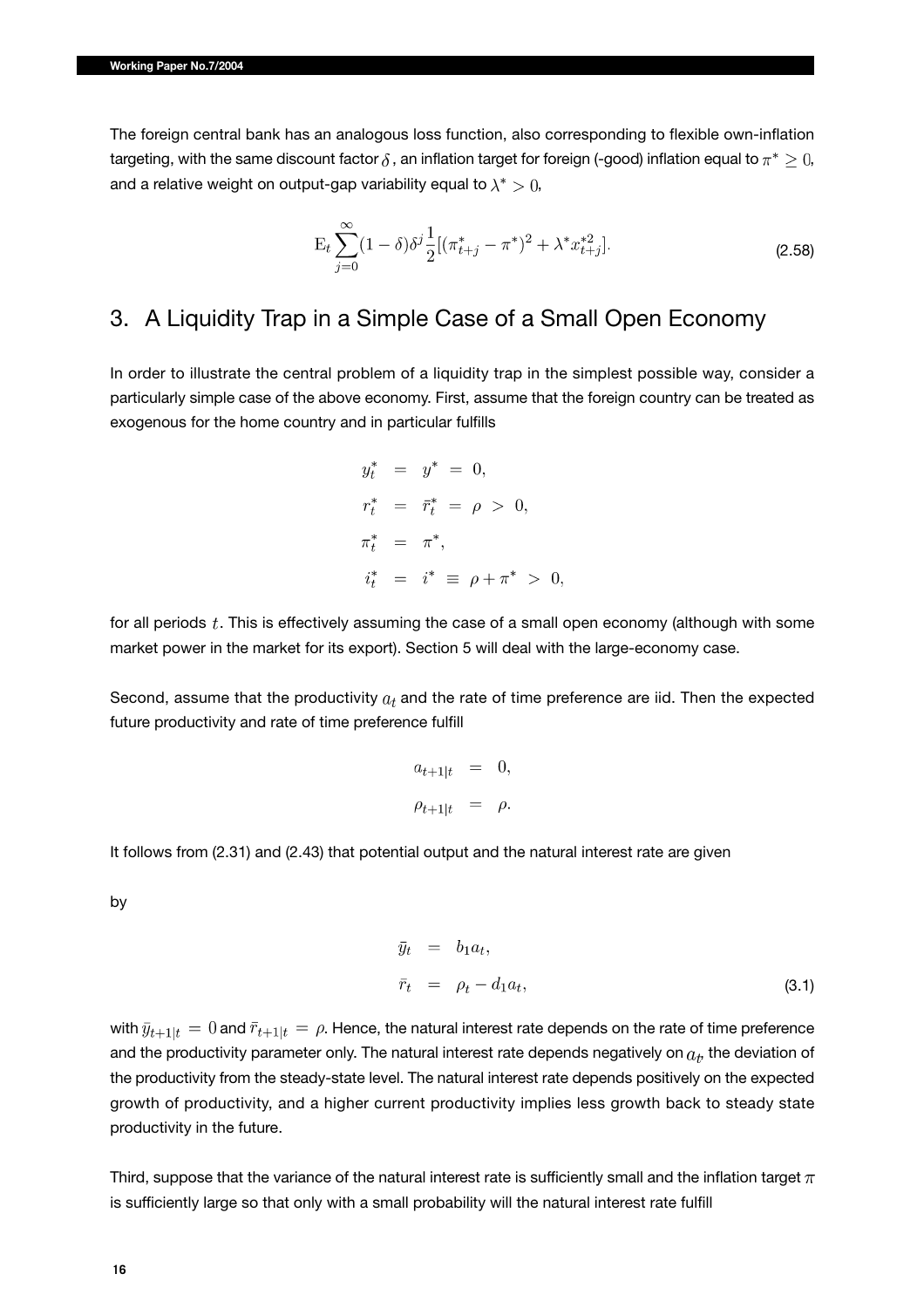The foreign central bank has an analogous loss function, also corresponding to flexible own-inflation targeting, with the same discount factor $\delta$, an inflation target for foreign (-good) inflation equal to $\pi^* \geq 0$, and a relative weight on output-gap variability equal to $\lambda^* > 0$,

$$\mathrm{E}_t \sum_{j=0}^{\infty} (1-\delta)\delta^j \frac{1}{2}[(\pi^*_{t+j} - \pi^*)^2 + \lambda^* x^{*2}_{t+j}]. \tag{2.58}$$

## 3. A Liquidity Trap in a Simple Case of a Small Open Economy

In order to illustrate the central problem of a liquidity trap in the simplest possible way, consider a particularly simple case of the above economy. First, assume that the foreign country can be treated as exogenous for the home country and in particular fulfills

$$\begin{aligned}
y^*_t &= y^* = 0, \\
r^*_t &= \bar{r}^*_t = \rho > 0, \\
\pi^*_t &= \pi^*, \\
i^*_t &= i^* \equiv \rho + \pi^* > 0,
\end{aligned}$$

for all periods $t$. This is effectively assuming the case of a small open economy (although with some market power in the market for its export). Section 5 will deal with the large-economy case.

Second, assume that the productivity $a_t$ and the rate of time preference are iid. Then the expected future productivity and rate of time preference fulfill

$$\begin{aligned}
a_{t+1|t} &= 0, \\
\rho_{t+1|t} &= \rho.
\end{aligned}$$

It follows from (2.31) and (2.43) that potential output and the natural interest rate are given by

$$\begin{aligned}
\bar{y}_t &= b_1 a_t, \\
\bar{r}_t &= \rho_t - d_1 a_t,
\end{aligned} \tag{3.1}$$

with $\bar{y}_{t+1|t} = 0$ and $\bar{r}_{t+1|t} = \rho$. Hence, the natural interest rate depends on the rate of time preference and the productivity parameter only. The natural interest rate depends negatively on $a_t$, the deviation of the productivity from the steady-state level. The natural interest rate depends positively on the expected growth of productivity, and a higher current productivity implies less growth back to steady state productivity in the future.

Third, suppose that the variance of the natural interest rate is sufficiently small and the inflation target $\pi$ is sufficiently large so that only with a small probability will the natural interest rate fulfill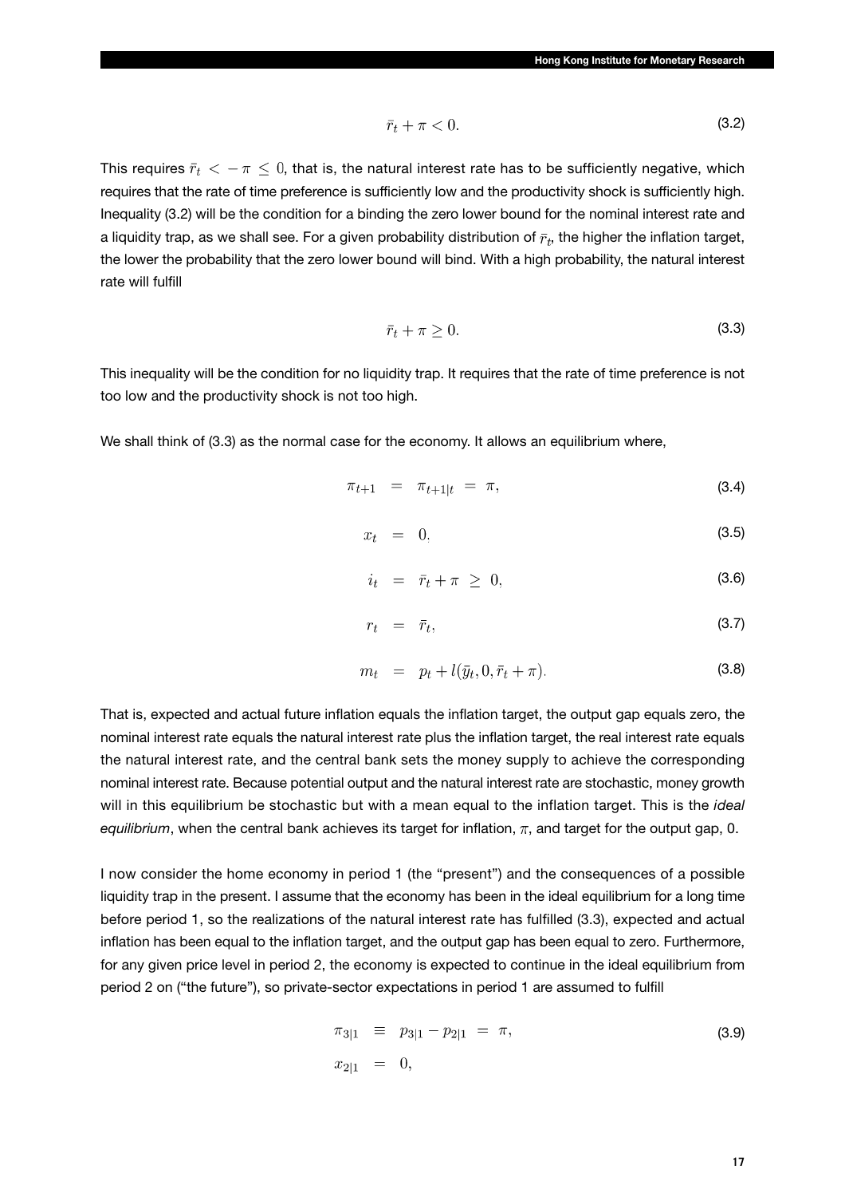$$\bar{r}_t + \pi < 0. \tag{3.2}$$

This requires $\bar{r}_t < -\pi \leq 0$, that is, the natural interest rate has to be sufficiently negative, which requires that the rate of time preference is sufficiently low and the productivity shock is sufficiently high. Inequality (3.2) will be the condition for a binding the zero lower bound for the nominal interest rate and a liquidity trap, as we shall see. For a given probability distribution of $\bar{r}_t$, the higher the inflation target, the lower the probability that the zero lower bound will bind. With a high probability, the natural interest rate will fulfill

$$\bar{r}_t + \pi \geq 0. \tag{3.3}$$

This inequality will be the condition for no liquidity trap. It requires that the rate of time preference is not too low and the productivity shock is not too high.

We shall think of (3.3) as the normal case for the economy. It allows an equilibrium where,

$$\pi_{t+1} = \pi_{t+1|t} = \pi, \tag{3.4}$$

$$x_t = 0. \tag{3.5}$$

$$i_t = \bar{r}_t + \pi \geq 0, \tag{3.6}$$

$$r_t = \bar{r}_t, \tag{3.7}$$

$$m_t = p_t + l(\bar{y}_t, 0, \bar{r}_t + \pi). \tag{3.8}$$

That is, expected and actual future inflation equals the inflation target, the output gap equals zero, the nominal interest rate equals the natural interest rate plus the inflation target, the real interest rate equals the natural interest rate, and the central bank sets the money supply to achieve the corresponding nominal interest rate. Because potential output and the natural interest rate are stochastic, money growth will in this equilibrium be stochastic but with a mean equal to the inflation target. This is the *ideal equilibrium*, when the central bank achieves its target for inflation, $\pi$, and target for the output gap, 0.

I now consider the home economy in period 1 (the "present") and the consequences of a possible liquidity trap in the present. I assume that the economy has been in the ideal equilibrium for a long time before period 1, so the realizations of the natural interest rate has fulfilled (3.3), expected and actual inflation has been equal to the inflation target, and the output gap has been equal to zero. Furthermore, for any given price level in period 2, the economy is expected to continue in the ideal equilibrium from period 2 on ("the future"), so private-sector expectations in period 1 are assumed to fulfill

$$\begin{aligned} \pi_{3|1} &\equiv p_{3|1} - p_{2|1} = \pi, \\ x_{2|1} &= 0, \end{aligned} \tag{3.9}$$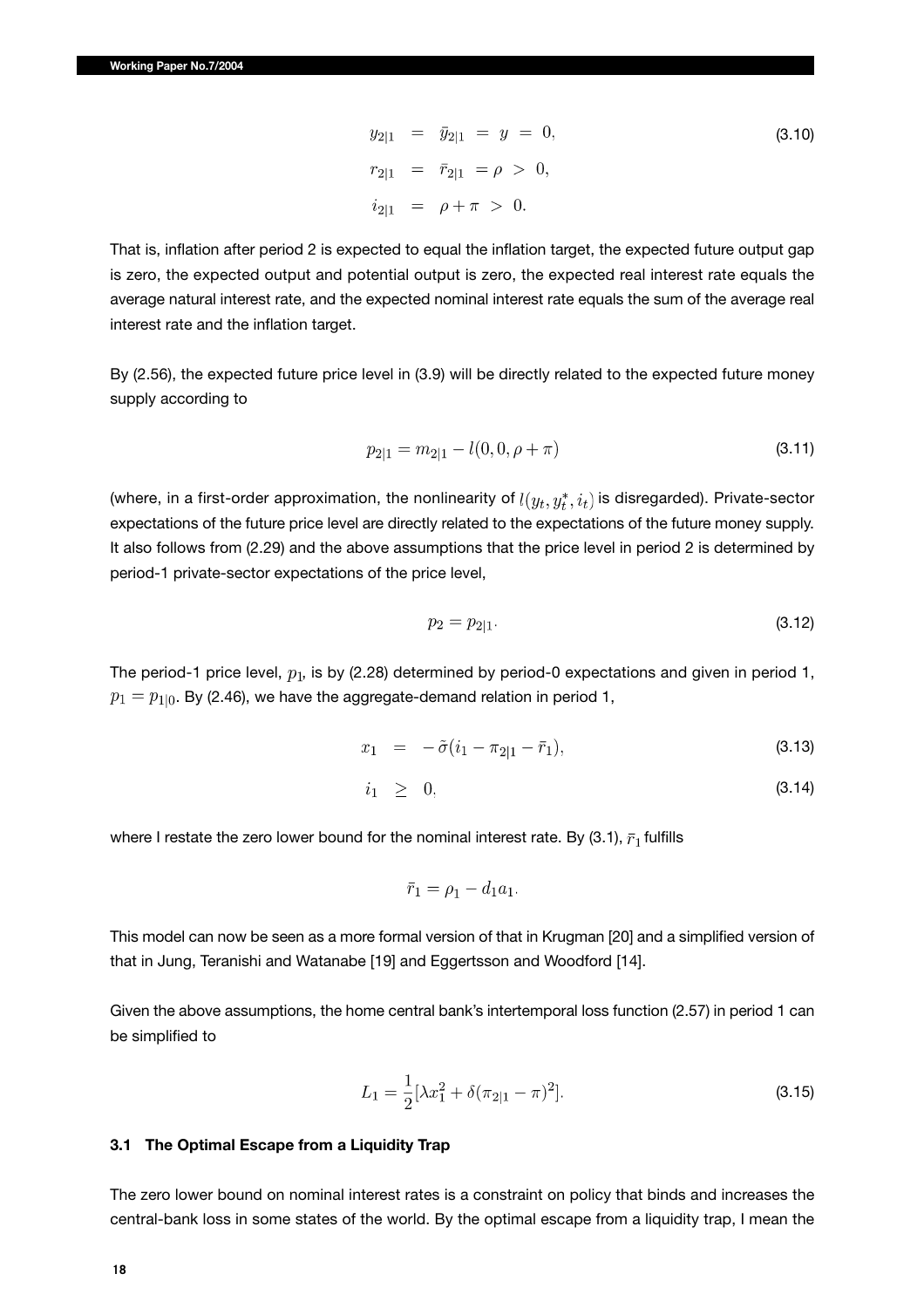$$
\begin{aligned}
y_{2|1} &= \bar{y}_{2|1} = y = 0, \\
r_{2|1} &= \bar{r}_{2|1} = \rho > 0, \\
i_{2|1} &= \rho + \pi > 0.
\end{aligned} \tag{3.10}
$$

That is, inflation after period 2 is expected to equal the inflation target, the expected future output gap is zero, the expected output and potential output is zero, the expected real interest rate equals the average natural interest rate, and the expected nominal interest rate equals the sum of the average real interest rate and the inflation target.

By (2.56), the expected future price level in (3.9) will be directly related to the expected future money supply according to

$$
p_{2|1} = m_{2|1} - l(0, 0, \rho + \pi) \tag{3.11}
$$

(where, in a first-order approximation, the nonlinearity of $l(y_t, y_t^*, i_t)$ is disregarded). Private-sector expectations of the future price level are directly related to the expectations of the future money supply. It also follows from (2.29) and the above assumptions that the price level in period 2 is determined by period-1 private-sector expectations of the price level,

$$
p_2 = p_{2|1}. \tag{3.12}
$$

The period-1 price level, $p_1$, is by (2.28) determined by period-0 expectations and given in period 1, $p_1 = p_{1|0}$. By (2.46), we have the aggregate-demand relation in period 1,

$$
x_1 = -\tilde{\sigma}(i_1 - \pi_{2|1} - \bar{r}_1), \tag{3.13}
$$

$$
i_1 \geq 0, \tag{3.14}
$$

where I restate the zero lower bound for the nominal interest rate. By (3.1), $\bar{r}_1$ fulfills

$$
\bar{r}_1 = \rho_1 - d_1 a_1.
$$

This model can now be seen as a more formal version of that in Krugman [20] and a simplified version of that in Jung, Teranishi and Watanabe [19] and Eggertsson and Woodford [14].

Given the above assumptions, the home central bank's intertemporal loss function (2.57) in period 1 can be simplified to

$$
L_1 = \frac{1}{2}[\lambda x_1^2 + \delta(\pi_{2|1} - \pi)^2]. \tag{3.15}
$$

### 3.1 The Optimal Escape from a Liquidity Trap

The zero lower bound on nominal interest rates is a constraint on policy that binds and increases the central-bank loss in some states of the world. By the optimal escape from a liquidity trap, I mean the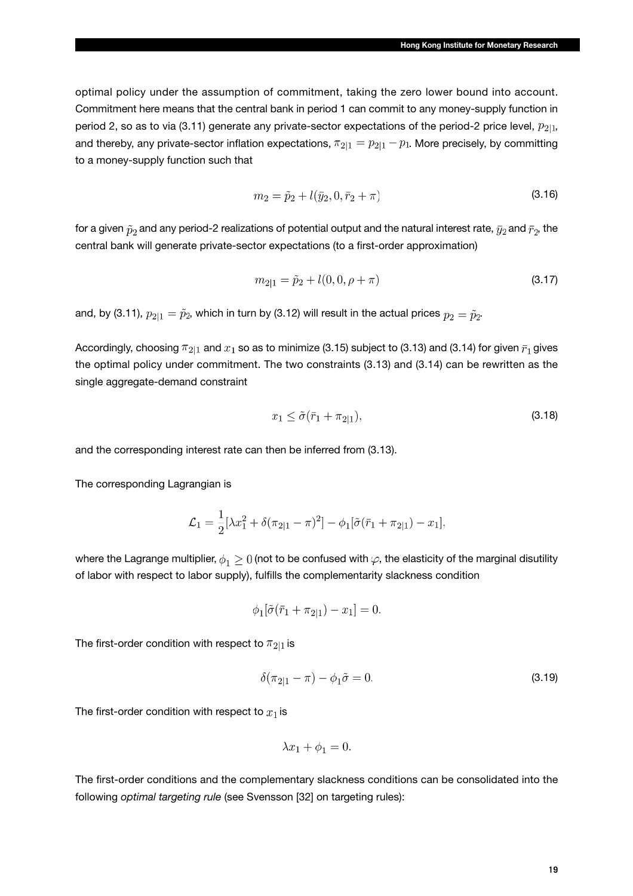optimal policy under the assumption of commitment, taking the zero lower bound into account. Commitment here means that the central bank in period 1 can commit to any money-supply function in period 2, so as to via (3.11) generate any private-sector expectations of the period-2 price level, $p_{2|1}$, and thereby, any private-sector inflation expectations, $\pi_{2|1} = p_{2|1} - p_1$. More precisely, by committing to a money-supply function such that

$$m_2 = \tilde{p}_2 + l(\bar{y}_2, 0, \bar{r}_2 + \pi) \tag{3.16}$$

for a given $\tilde{p}_2$ and any period-2 realizations of potential output and the natural interest rate, $\bar{y}_2$ and $\bar{r}_2$, the central bank will generate private-sector expectations (to a first-order approximation)

$$m_{2|1} = \tilde{p}_2 + l(0, 0, \rho + \pi) \tag{3.17}$$

and, by (3.11), $p_{2|1} = \tilde{p}_2$, which in turn by (3.12) will result in the actual prices $p_2 = \tilde{p}_2$.

Accordingly, choosing $\pi_{2|1}$ and $x_1$ so as to minimize (3.15) subject to (3.13) and (3.14) for given $\bar{r}_1$ gives the optimal policy under commitment. The two constraints (3.13) and (3.14) can be rewritten as the single aggregate-demand constraint

$$x_1 \leq \tilde{\sigma}(\bar{r}_1 + \pi_{2|1}), \tag{3.18}$$

and the corresponding interest rate can then be inferred from (3.13).

The corresponding Lagrangian is

$$\mathcal{L}_1 = \frac{1}{2}[\lambda x_1^2 + \delta(\pi_{2|1} - \pi)^2] - \phi_1[\tilde{\sigma}(\bar{r}_1 + \pi_{2|1}) - x_1],$$

where the Lagrange multiplier, $\phi_1 \geq 0$ (not to be confused with $\varphi$, the elasticity of the marginal disutility of labor with respect to labor supply), fulfills the complementarity slackness condition

$$\phi_1[\tilde{\sigma}(\bar{r}_1 + \pi_{2|1}) - x_1] = 0.$$

The first-order condition with respect to $\pi_{2|1}$ is

$$\delta(\pi_{2|1} - \pi) - \phi_1 \tilde{\sigma} = 0. \tag{3.19}$$

The first-order condition with respect to $x_1$ is

$$\lambda x_1 + \phi_1 = 0.$$

The first-order conditions and the complementary slackness conditions can be consolidated into the following *optimal targeting rule* (see Svensson [32] on targeting rules):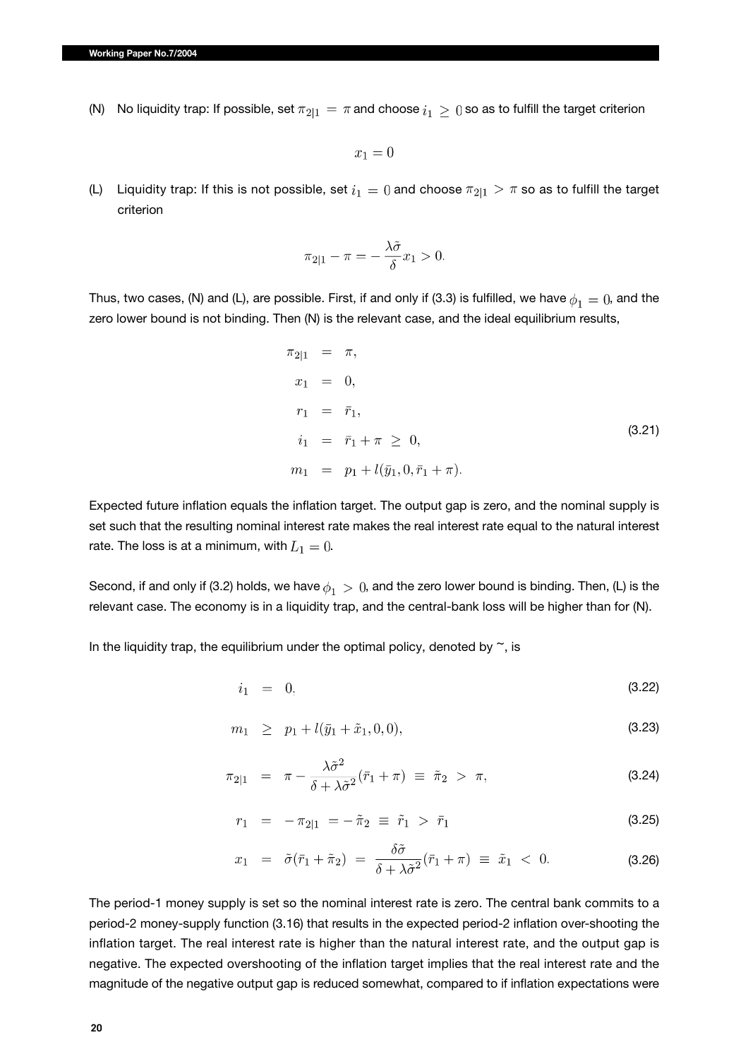(N) No liquidity trap: If possible, set $\pi_{2|1} = \pi$ and choose $i_1 \geq 0$ so as to fulfill the target criterion

$$x_1 = 0$$

(L) Liquidity trap: If this is not possible, set $i_1 = 0$ and choose $\pi_{2|1} > \pi$ so as to fulfill the target criterion

$$\pi_{2|1} - \pi = -\frac{\lambda\tilde{\sigma}}{\delta}x_1 > 0.$$

Thus, two cases, (N) and (L), are possible. First, if and only if (3.3) is fulfilled, we have $\phi_1 = 0$, and the zero lower bound is not binding. Then (N) is the relevant case, and the ideal equilibrium results,

$$\begin{aligned}
\pi_{2|1} &= \pi, \\
x_1 &= 0, \\
r_1 &= \bar{r}_1, \\
i_1 &= \bar{r}_1 + \pi \geq 0, \\
m_1 &= p_1 + l(\bar{y}_1, 0, \bar{r}_1 + \pi).
\end{aligned} \tag{3.21}$$

Expected future inflation equals the inflation target. The output gap is zero, and the nominal supply is set such that the resulting nominal interest rate makes the real interest rate equal to the natural interest rate. The loss is at a minimum, with $L_1 = 0$.

Second, if and only if (3.2) holds, we have $\phi_1 > 0$, and the zero lower bound is binding. Then, (L) is the relevant case. The economy is in a liquidity trap, and the central-bank loss will be higher than for (N).

In the liquidity trap, the equilibrium under the optimal policy, denoted by ~, is

$$i_1 = 0. \tag{3.22}$$

$$m_1 \geq p_1 + l(\bar{y}_1 + \tilde{x}_1, 0, 0), \tag{3.23}$$

$$\pi_{2|1} = \pi - \frac{\lambda\tilde{\sigma}^2}{\delta + \lambda\tilde{\sigma}^2}(\bar{r}_1 + \pi) \equiv \tilde{\pi}_2 > \pi, \tag{3.24}$$

$$r_1 = -\pi_{2|1} = -\tilde{\pi}_2 \equiv \tilde{r}_1 > \bar{r}_1 \tag{3.25}$$

$$x_1 = \tilde{\sigma}(\bar{r}_1 + \tilde{\pi}_2) = \frac{\delta\tilde{\sigma}}{\delta + \lambda\tilde{\sigma}^2}(\bar{r}_1 + \pi) \equiv \tilde{x}_1 < 0. \tag{3.26}$$

The period-1 money supply is set so the nominal interest rate is zero. The central bank commits to a period-2 money-supply function (3.16) that results in the expected period-2 inflation over-shooting the inflation target. The real interest rate is higher than the natural interest rate, and the output gap is negative. The expected overshooting of the inflation target implies that the real interest rate and the magnitude of the negative output gap is reduced somewhat, compared to if inflation expectations were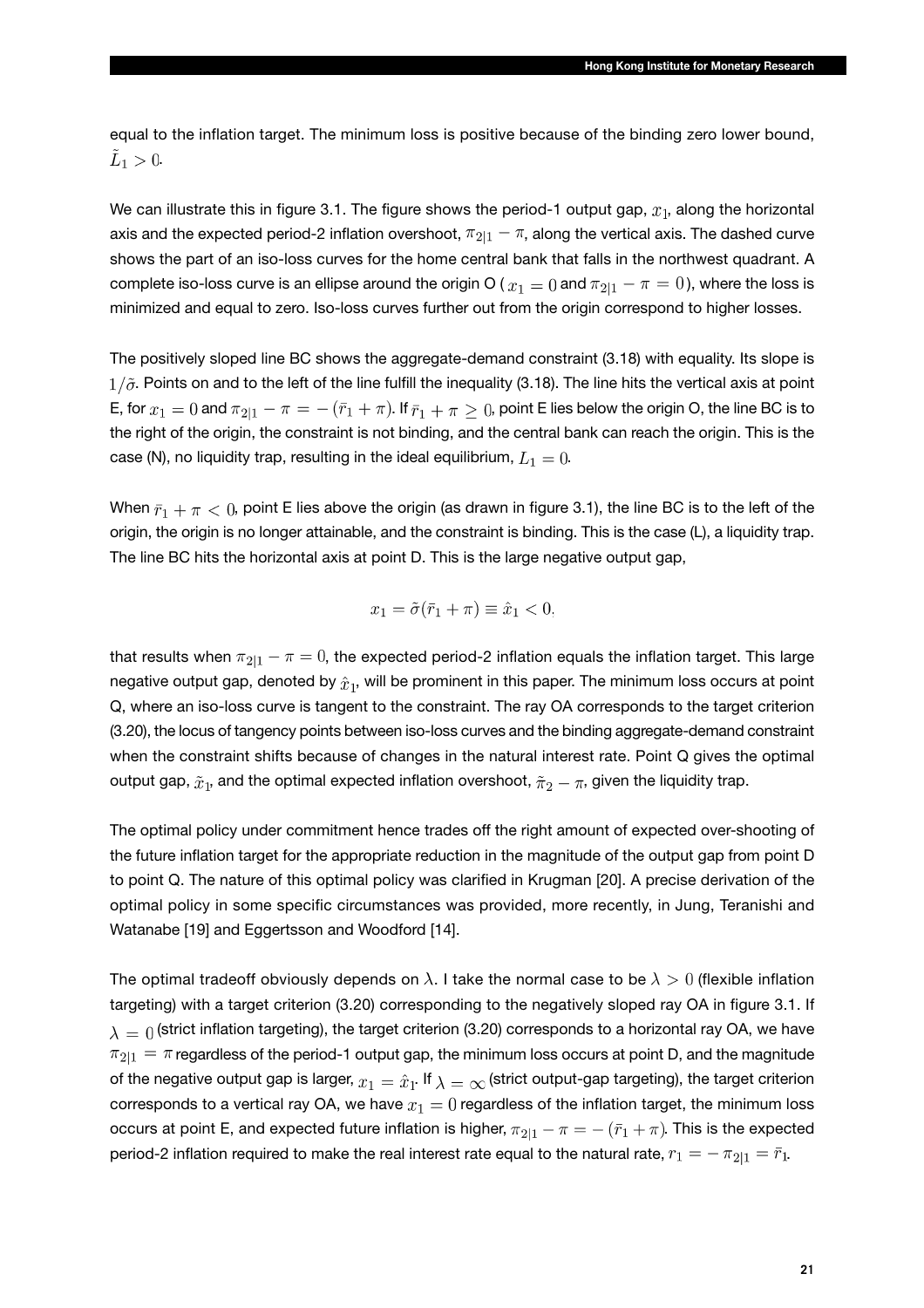equal to the inflation target. The minimum loss is positive because of the binding zero lower bound, $\tilde{L}_1 > 0$.

We can illustrate this in figure 3.1. The figure shows the period-1 output gap, $x_1$, along the horizontal axis and the expected period-2 inflation overshoot, $\pi_{2|1} - \pi$, along the vertical axis. The dashed curve shows the part of an iso-loss curves for the home central bank that falls in the northwest quadrant. A complete iso-loss curve is an ellipse around the origin O ( $x_1 = 0$ and $\pi_{2|1} - \pi = 0$), where the loss is minimized and equal to zero. Iso-loss curves further out from the origin correspond to higher losses.

The positively sloped line BC shows the aggregate-demand constraint (3.18) with equality. Its slope is $1/\tilde{\sigma}$. Points on and to the left of the line fulfill the inequality (3.18). The line hits the vertical axis at point E, for $x_1 = 0$ and $\pi_{2|1} - \pi = -(\bar{r}_1 + \pi)$. If $\bar{r}_1 + \pi \geq 0$, point E lies below the origin O, the line BC is to the right of the origin, the constraint is not binding, and the central bank can reach the origin. This is the case (N), no liquidity trap, resulting in the ideal equilibrium, $L_1 = 0$.

When $\bar{r}_1 + \pi < 0$, point E lies above the origin (as drawn in figure 3.1), the line BC is to the left of the origin, the origin is no longer attainable, and the constraint is binding. This is the case (L), a liquidity trap. The line BC hits the horizontal axis at point D. This is the large negative output gap,

$$x_1 = \tilde{\sigma}(\bar{r}_1 + \pi) \equiv \hat{x}_1 < 0,$$

that results when $\pi_{2|1} - \pi = 0$, the expected period-2 inflation equals the inflation target. This large negative output gap, denoted by $\hat{x}_1$, will be prominent in this paper. The minimum loss occurs at point Q, where an iso-loss curve is tangent to the constraint. The ray OA corresponds to the target criterion (3.20), the locus of tangency points between iso-loss curves and the binding aggregate-demand constraint when the constraint shifts because of changes in the natural interest rate. Point Q gives the optimal output gap, $\tilde{x}_1$, and the optimal expected inflation overshoot, $\tilde{\pi}_2 - \pi$, given the liquidity trap.

The optimal policy under commitment hence trades off the right amount of expected over-shooting of the future inflation target for the appropriate reduction in the magnitude of the output gap from point D to point Q. The nature of this optimal policy was clarified in Krugman [20]. A precise derivation of the optimal policy in some specific circumstances was provided, more recently, in Jung, Teranishi and Watanabe [19] and Eggertsson and Woodford [14].

The optimal tradeoff obviously depends on $\lambda$. I take the normal case to be $\lambda > 0$ (flexible inflation targeting) with a target criterion (3.20) corresponding to the negatively sloped ray OA in figure 3.1. If $\lambda = 0$ (strict inflation targeting), the target criterion (3.20) corresponds to a horizontal ray OA, we have $\pi_{2|1} = \pi$ regardless of the period-1 output gap, the minimum loss occurs at point D, and the magnitude of the negative output gap is larger, $x_1 = \hat{x}_1$. If $\lambda = \infty$ (strict output-gap targeting), the target criterion corresponds to a vertical ray OA, we have $x_1 = 0$ regardless of the inflation target, the minimum loss occurs at point E, and expected future inflation is higher, $\pi_{2|1} - \pi = -(\bar{r}_1 + \pi)$. This is the expected period-2 inflation required to make the real interest rate equal to the natural rate, $r_1 = -\pi_{2|1} = \bar{r}_1$.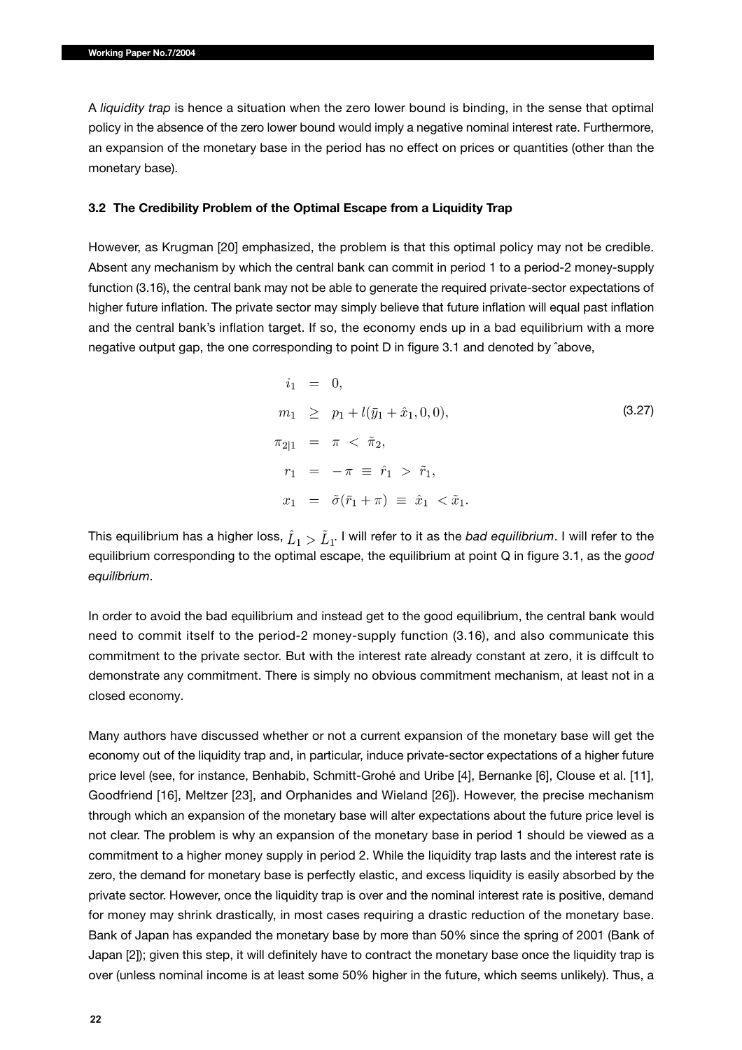A *liquidity trap* is hence a situation when the zero lower bound is binding, in the sense that optimal policy in the absence of the zero lower bound would imply a negative nominal interest rate. Furthermore, an expansion of the monetary base in the period has no effect on prices or quantities (other than the monetary base).

### 3.2 The Credibility Problem of the Optimal Escape from a Liquidity Trap

However, as Krugman [20] emphasized, the problem is that this optimal policy may not be credible. Absent any mechanism by which the central bank can commit in period 1 to a period-2 money-supply function (3.16), the central bank may not be able to generate the required private-sector expectations of higher future inflation. The private sector may simply believe that future inflation will equal past inflation and the central bank's inflation target. If so, the economy ends up in a bad equilibrium with a more negative output gap, the one corresponding to point D in figure 3.1 and denoted by ˆabove,

$$
\begin{aligned}
i_1 &= 0, \\
m_1 &\geq p_1 + l(\bar{y}_1 + \hat{x}_1, 0, 0), \\
\pi_{2|1} &= \pi \; < \; \tilde{\pi}_2, \\
r_1 &= -\pi \; \equiv \; \hat{r}_1 \; > \; \tilde{r}_1, \\
x_1 &= \tilde{\sigma}(\bar{r}_1 + \pi) \; \equiv \; \hat{x}_1 \; < \tilde{x}_1.
\end{aligned}
\tag{3.27}
$$

This equilibrium has a higher loss, $\hat{L}_1 > \tilde{L}_1$. I will refer to it as the *bad equilibrium*. I will refer to the equilibrium corresponding to the optimal escape, the equilibrium at point Q in figure 3.1, as the *good equilibrium*.

In order to avoid the bad equilibrium and instead get to the good equilibrium, the central bank would need to commit itself to the period-2 money-supply function (3.16), and also communicate this commitment to the private sector. But with the interest rate already constant at zero, it is diffcult to demonstrate any commitment. There is simply no obvious commitment mechanism, at least not in a closed economy.

Many authors have discussed whether or not a current expansion of the monetary base will get the economy out of the liquidity trap and, in particular, induce private-sector expectations of a higher future price level (see, for instance, Benhabib, Schmitt-Grohé and Uribe [4], Bernanke [6], Clouse et al. [11], Goodfriend [16], Meltzer [23], and Orphanides and Wieland [26]). However, the precise mechanism through which an expansion of the monetary base will alter expectations about the future price level is not clear. The problem is why an expansion of the monetary base in period 1 should be viewed as a commitment to a higher money supply in period 2. While the liquidity trap lasts and the interest rate is zero, the demand for monetary base is perfectly elastic, and excess liquidity is easily absorbed by the private sector. However, once the liquidity trap is over and the nominal interest rate is positive, demand for money may shrink drastically, in most cases requiring a drastic reduction of the monetary base. Bank of Japan has expanded the monetary base by more than 50% since the spring of 2001 (Bank of Japan [2]); given this step, it will definitely have to contract the monetary base once the liquidity trap is over (unless nominal income is at least some 50% higher in the future, which seems unlikely). Thus, a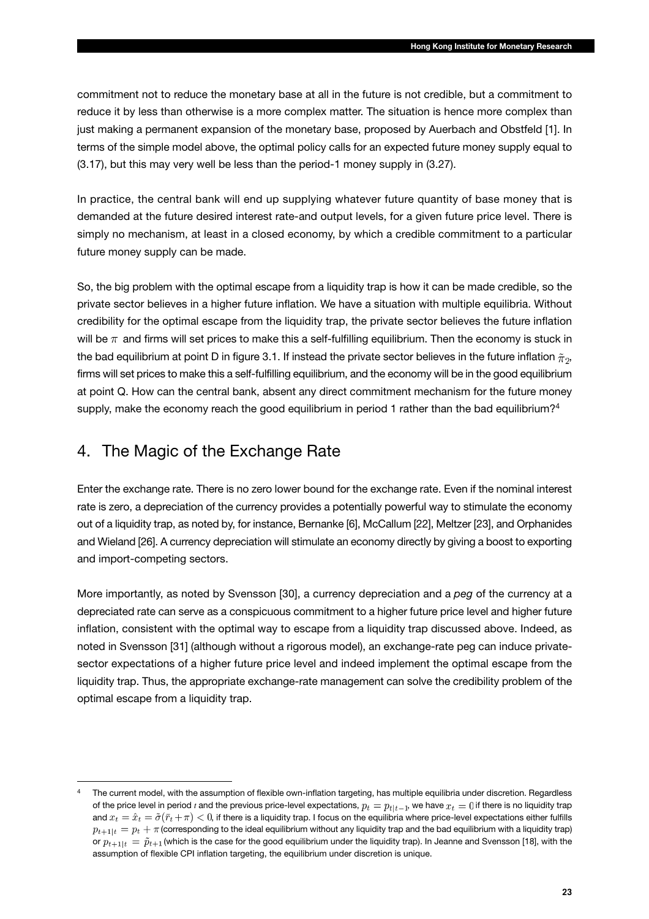commitment not to reduce the monetary base at all in the future is not credible, but a commitment to reduce it by less than otherwise is a more complex matter. The situation is hence more complex than just making a permanent expansion of the monetary base, proposed by Auerbach and Obstfeld [1]. In terms of the simple model above, the optimal policy calls for an expected future money supply equal to (3.17), but this may very well be less than the period-1 money supply in (3.27).

In practice, the central bank will end up supplying whatever future quantity of base money that is demanded at the future desired interest rate-and output levels, for a given future price level. There is simply no mechanism, at least in a closed economy, by which a credible commitment to a particular future money supply can be made.

So, the big problem with the optimal escape from a liquidity trap is how it can be made credible, so the private sector believes in a higher future inflation. We have a situation with multiple equilibria. Without credibility for the optimal escape from the liquidity trap, the private sector believes the future inflation will be $\pi$ and firms will set prices to make this a self-fulfilling equilibrium. Then the economy is stuck in the bad equilibrium at point D in figure 3.1. If instead the private sector believes in the future inflation $\tilde{\pi}_2$, firms will set prices to make this a self-fulfilling equilibrium, and the economy will be in the good equilibrium at point Q. How can the central bank, absent any direct commitment mechanism for the future money supply, make the economy reach the good equilibrium in period 1 rather than the bad equilibrium?[4]

## 4. The Magic of the Exchange Rate

Enter the exchange rate. There is no zero lower bound for the exchange rate. Even if the nominal interest rate is zero, a depreciation of the currency provides a potentially powerful way to stimulate the economy out of a liquidity trap, as noted by, for instance, Bernanke [6], McCallum [22], Meltzer [23], and Orphanides and Wieland [26]. A currency depreciation will stimulate an economy directly by giving a boost to exporting and import-competing sectors.

More importantly, as noted by Svensson [30], a currency depreciation and a *peg* of the currency at a depreciated rate can serve as a conspicuous commitment to a higher future price level and higher future inflation, consistent with the optimal way to escape from a liquidity trap discussed above. Indeed, as noted in Svensson [31] (although without a rigorous model), an exchange-rate peg can induce private-sector expectations of a higher future price level and indeed implement the optimal escape from the liquidity trap. Thus, the appropriate exchange-rate management can solve the credibility problem of the optimal escape from a liquidity trap.

---

[4] The current model, with the assumption of flexible own-inflation targeting, has multiple equilibria under discretion. Regardless of the price level in period $t$ and the previous price-level expectations, $p_t = p_{t|t-1}$, we have $x_t = 0$ if there is no liquidity trap and $x_t = \hat{x}_t = \tilde{\sigma}(\bar{r}_t + \pi) < 0$, if there is a liquidity trap. I focus on the equilibria where price-level expectations either fulfills $p_{t+1|t} = p_t + \pi$ (corresponding to the ideal equilibrium without any liquidity trap and the bad equilibrium with a liquidity trap) or $p_{t+1|t} = \tilde{p}_{t+1}$ (which is the case for the good equilibrium under the liquidity trap). In Jeanne and Svensson [18], with the assumption of flexible CPI inflation targeting, the equilibrium under discretion is unique.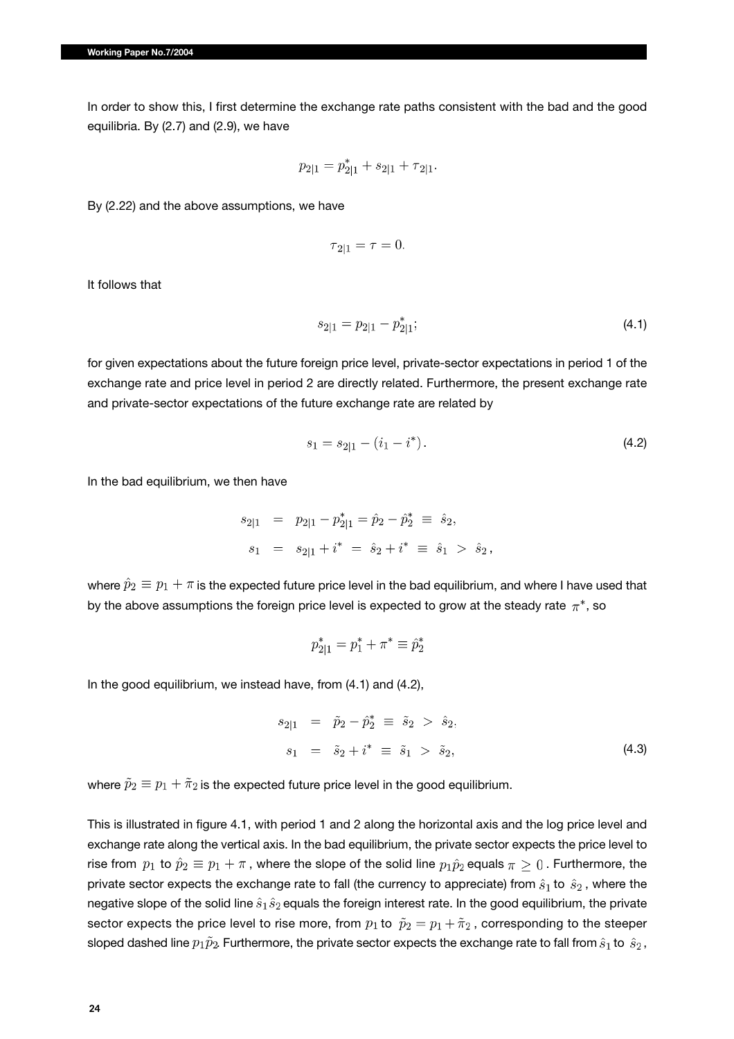In order to show this, I first determine the exchange rate paths consistent with the bad and the good equilibria. By (2.7) and (2.9), we have

$$p_{2|1} = p^*_{2|1} + s_{2|1} + \tau_{2|1}.$$

By (2.22) and the above assumptions, we have

$$\tau_{2|1} = \tau = 0.$$

It follows that

$$s_{2|1} = p_{2|1} - p^*_{2|1}; \tag{4.1}$$

for given expectations about the future foreign price level, private-sector expectations in period 1 of the exchange rate and price level in period 2 are directly related. Furthermore, the present exchange rate and private-sector expectations of the future exchange rate are related by

$$s_1 = s_{2|1} - (i_1 - i^*). \tag{4.2}$$

In the bad equilibrium, we then have

$$\begin{aligned} s_{2|1} &= p_{2|1} - p^*_{2|1} = \hat{p}_2 - \hat{p}^*_2 \equiv \hat{s}_2, \\ s_1 &= s_{2|1} + i^* = \hat{s}_2 + i^* \equiv \hat{s}_1 > \hat{s}_2, \end{aligned}$$

where $\hat{p}_2 \equiv p_1 + \pi$ is the expected future price level in the bad equilibrium, and where I have used that by the above assumptions the foreign price level is expected to grow at the steady rate $\pi^*$, so

$$p^*_{2|1} = p^*_1 + \pi^* \equiv \hat{p}^*_2$$

In the good equilibrium, we instead have, from (4.1) and (4.2),

$$\begin{aligned} s_{2|1} &= \tilde{p}_2 - \hat{p}^*_2 \equiv \tilde{s}_2 > \hat{s}_2, \\ s_1 &= \tilde{s}_2 + i^* \equiv \tilde{s}_1 > \tilde{s}_2, \end{aligned} \tag{4.3}$$

where $\tilde{p}_2 \equiv p_1 + \tilde{\pi}_2$ is the expected future price level in the good equilibrium.

This is illustrated in figure 4.1, with period 1 and 2 along the horizontal axis and the log price level and exchange rate along the vertical axis. In the bad equilibrium, the private sector expects the price level to rise from $p_1$ to $\hat{p}_2 \equiv p_1 + \pi$, where the slope of the solid line $p_1\hat{p}_2$ equals $\pi \geq 0$. Furthermore, the private sector expects the exchange rate to fall (the currency to appreciate) from $\hat{s}_1$ to $\hat{s}_2$, where the negative slope of the solid line $\hat{s}_1\hat{s}_2$ equals the foreign interest rate. In the good equilibrium, the private sector expects the price level to rise more, from $p_1$ to $\tilde{p}_2 = p_1 + \tilde{\pi}_2$, corresponding to the steeper sloped dashed line $p_1\tilde{p}_2$. Furthermore, the private sector expects the exchange rate to fall from $\hat{s}_1$ to $\hat{s}_2$,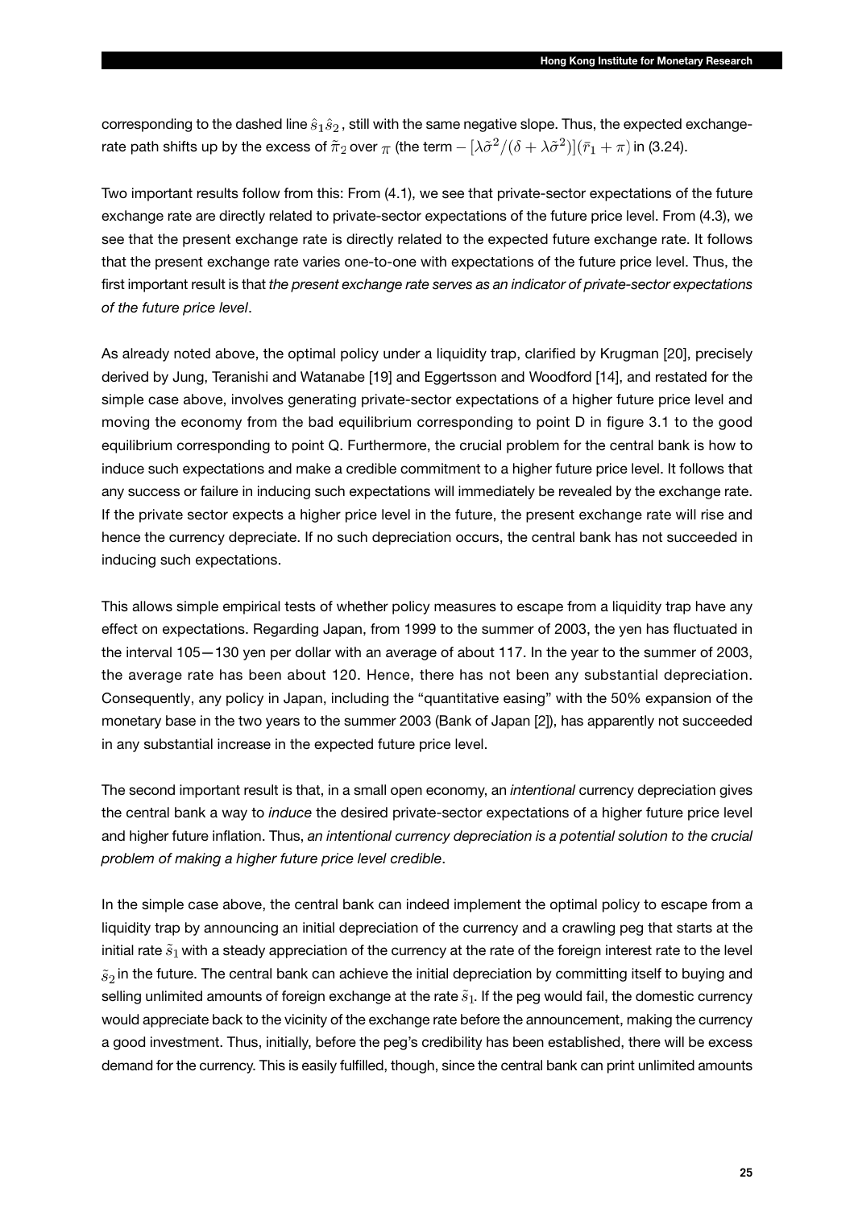corresponding to the dashed line $\hat{s}_1\hat{s}_2$, still with the same negative slope. Thus, the expected exchange-rate path shifts up by the excess of $\tilde{\pi}_2$ over $\pi$ (the term $-[\lambda\tilde{\sigma}^2/(\delta+\lambda\tilde{\sigma}^2)](\bar{r}_1+\pi)$ in (3.24).

Two important results follow from this: From (4.1), we see that private-sector expectations of the future exchange rate are directly related to private-sector expectations of the future price level. From (4.3), we see that the present exchange rate is directly related to the expected future exchange rate. It follows that the present exchange rate varies one-to-one with expectations of the future price level. Thus, the first important result is that *the present exchange rate serves as an indicator of private-sector expectations of the future price level*.

As already noted above, the optimal policy under a liquidity trap, clarified by Krugman [20], precisely derived by Jung, Teranishi and Watanabe [19] and Eggertsson and Woodford [14], and restated for the simple case above, involves generating private-sector expectations of a higher future price level and moving the economy from the bad equilibrium corresponding to point D in figure 3.1 to the good equilibrium corresponding to point Q. Furthermore, the crucial problem for the central bank is how to induce such expectations and make a credible commitment to a higher future price level. It follows that any success or failure in inducing such expectations will immediately be revealed by the exchange rate. If the private sector expects a higher price level in the future, the present exchange rate will rise and hence the currency depreciate. If no such depreciation occurs, the central bank has not succeeded in inducing such expectations.

This allows simple empirical tests of whether policy measures to escape from a liquidity trap have any effect on expectations. Regarding Japan, from 1999 to the summer of 2003, the yen has fluctuated in the interval 105—130 yen per dollar with an average of about 117. In the year to the summer of 2003, the average rate has been about 120. Hence, there has not been any substantial depreciation. Consequently, any policy in Japan, including the "quantitative easing" with the 50% expansion of the monetary base in the two years to the summer 2003 (Bank of Japan [2]), has apparently not succeeded in any substantial increase in the expected future price level.

The second important result is that, in a small open economy, an *intentional* currency depreciation gives the central bank a way to *induce* the desired private-sector expectations of a higher future price level and higher future inflation. Thus, *an intentional currency depreciation is a potential solution to the crucial problem of making a higher future price level credible*.

In the simple case above, the central bank can indeed implement the optimal policy to escape from a liquidity trap by announcing an initial depreciation of the currency and a crawling peg that starts at the initial rate $\tilde{s}_1$ with a steady appreciation of the currency at the rate of the foreign interest rate to the level $\tilde{s}_2$ in the future. The central bank can achieve the initial depreciation by committing itself to buying and selling unlimited amounts of foreign exchange at the rate $\tilde{s}_1$. If the peg would fail, the domestic currency would appreciate back to the vicinity of the exchange rate before the announcement, making the currency a good investment. Thus, initially, before the peg's credibility has been established, there will be excess demand for the currency. This is easily fulfilled, though, since the central bank can print unlimited amounts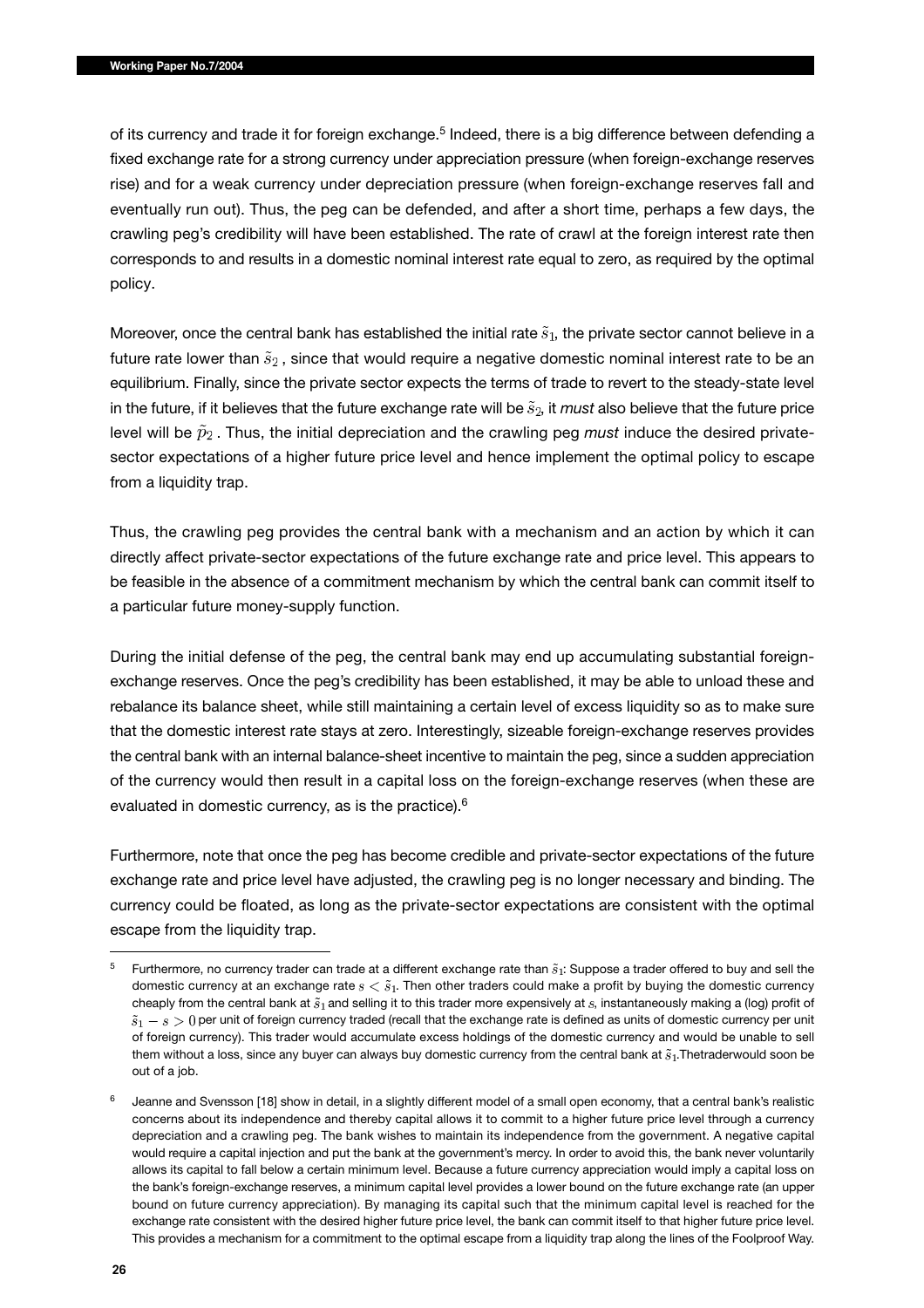of its currency and trade it for foreign exchange.[5] Indeed, there is a big difference between defending a fixed exchange rate for a strong currency under appreciation pressure (when foreign-exchange reserves rise) and for a weak currency under depreciation pressure (when foreign-exchange reserves fall and eventually run out). Thus, the peg can be defended, and after a short time, perhaps a few days, the crawling peg's credibility will have been established. The rate of crawl at the foreign interest rate then corresponds to and results in a domestic nominal interest rate equal to zero, as required by the optimal policy.

Moreover, once the central bank has established the initial rate $\tilde{s}_1$, the private sector cannot believe in a future rate lower than $\tilde{s}_2$ , since that would require a negative domestic nominal interest rate to be an equilibrium. Finally, since the private sector expects the terms of trade to revert to the steady-state level in the future, if it believes that the future exchange rate will be $\tilde{s}_2$, it *must* also believe that the future price level will be $\tilde{p}_2$ . Thus, the initial depreciation and the crawling peg *must* induce the desired private-sector expectations of a higher future price level and hence implement the optimal policy to escape from a liquidity trap.

Thus, the crawling peg provides the central bank with a mechanism and an action by which it can directly affect private-sector expectations of the future exchange rate and price level. This appears to be feasible in the absence of a commitment mechanism by which the central bank can commit itself to a particular future money-supply function.

During the initial defense of the peg, the central bank may end up accumulating substantial foreign-exchange reserves. Once the peg's credibility has been established, it may be able to unload these and rebalance its balance sheet, while still maintaining a certain level of excess liquidity so as to make sure that the domestic interest rate stays at zero. Interestingly, sizeable foreign-exchange reserves provides the central bank with an internal balance-sheet incentive to maintain the peg, since a sudden appreciation of the currency would then result in a capital loss on the foreign-exchange reserves (when these are evaluated in domestic currency, as is the practice).[6]

Furthermore, note that once the peg has become credible and private-sector expectations of the future exchange rate and price level have adjusted, the crawling peg is no longer necessary and binding. The currency could be floated, as long as the private-sector expectations are consistent with the optimal escape from the liquidity trap.

---

[5] Furthermore, no currency trader can trade at a different exchange rate than $\tilde{s}_1$: Suppose a trader offered to buy and sell the domestic currency at an exchange rate $s < \tilde{s}_1$. Then other traders could make a profit by buying the domestic currency cheaply from the central bank at $\tilde{s}_1$ and selling it to this trader more expensively at $s$, instantaneously making a (log) profit of $\tilde{s}_1 - s > 0$ per unit of foreign currency traded (recall that the exchange rate is defined as units of domestic currency per unit of foreign currency). This trader would accumulate excess holdings of the domestic currency and would be unable to sell them without a loss, since any buyer can always buy domestic currency from the central bank at $\tilde{s}_1$.Thetraderwould soon be out of a job.

[6] Jeanne and Svensson [18] show in detail, in a slightly different model of a small open economy, that a central bank's realistic concerns about its independence and thereby capital allows it to commit to a higher future price level through a currency depreciation and a crawling peg. The bank wishes to maintain its independence from the government. A negative capital would require a capital injection and put the bank at the government's mercy. In order to avoid this, the bank never voluntarily allows its capital to fall below a certain minimum level. Because a future currency appreciation would imply a capital loss on the bank's foreign-exchange reserves, a minimum capital level provides a lower bound on the future exchange rate (an upper bound on future currency appreciation). By managing its capital such that the minimum capital level is reached for the exchange rate consistent with the desired higher future price level, the bank can commit itself to that higher future price level. This provides a mechanism for a commitment to the optimal escape from a liquidity trap along the lines of the Foolproof Way.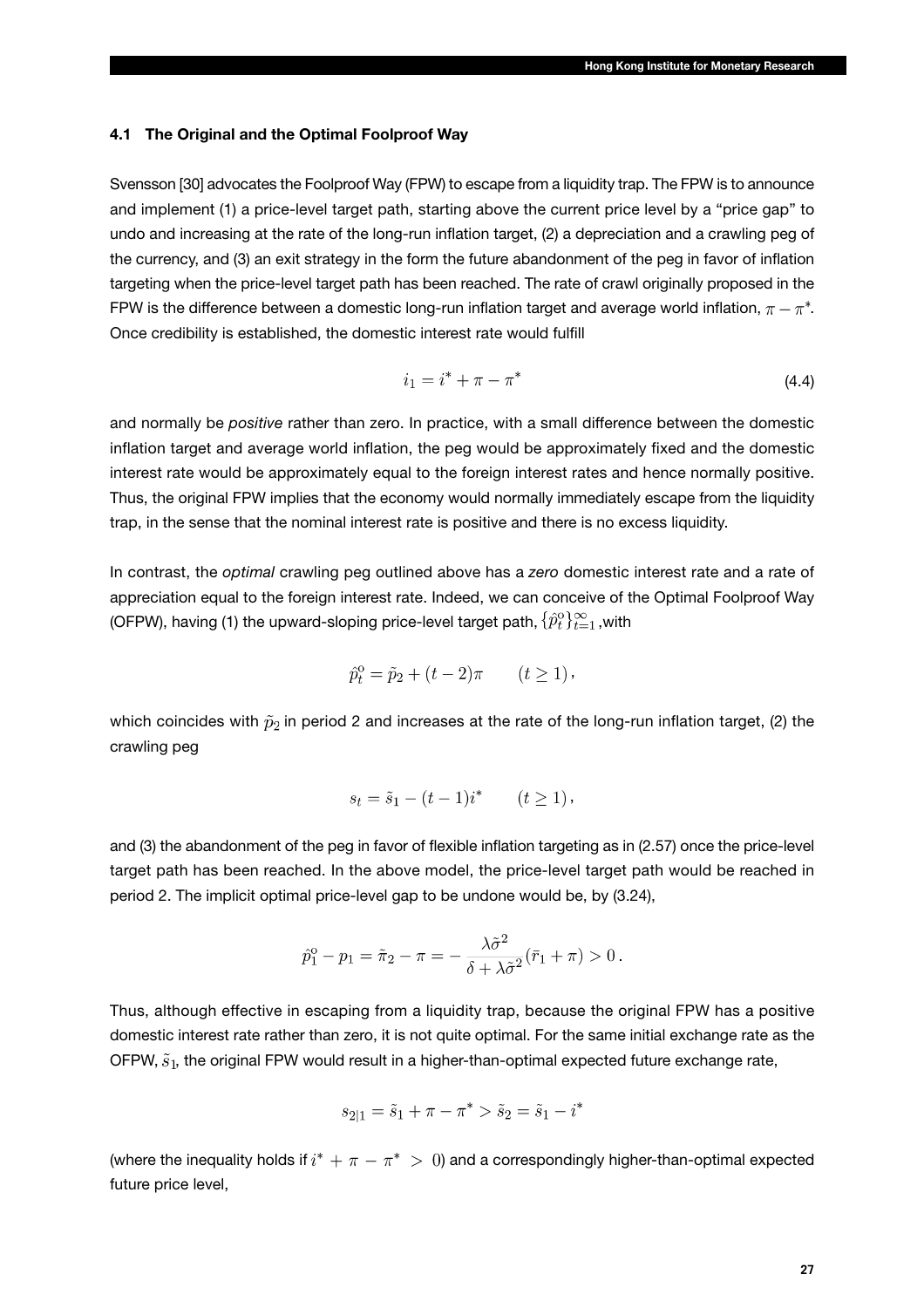### 4.1 The Original and the Optimal Foolproof Way

Svensson [30] advocates the Foolproof Way (FPW) to escape from a liquidity trap. The FPW is to announce and implement (1) a price-level target path, starting above the current price level by a "price gap" to undo and increasing at the rate of the long-run inflation target, (2) a depreciation and a crawling peg of the currency, and (3) an exit strategy in the form the future abandonment of the peg in favor of inflation targeting when the price-level target path has been reached. The rate of crawl originally proposed in the FPW is the difference between a domestic long-run inflation target and average world inflation, $\pi - \pi^*$. Once credibility is established, the domestic interest rate would fulfill

$$i_1 = i^* + \pi - \pi^* \tag{4.4}$$

and normally be *positive* rather than zero. In practice, with a small difference between the domestic inflation target and average world inflation, the peg would be approximately fixed and the domestic interest rate would be approximately equal to the foreign interest rates and hence normally positive. Thus, the original FPW implies that the economy would normally immediately escape from the liquidity trap, in the sense that the nominal interest rate is positive and there is no excess liquidity.

In contrast, the *optimal* crawling peg outlined above has a *zero* domestic interest rate and a rate of appreciation equal to the foreign interest rate. Indeed, we can conceive of the Optimal Foolproof Way (OFPW), having (1) the upward-sloping price-level target path, $\{\hat{p}_t^{\mathrm{o}}\}_{t=1}^{\infty}$, with

$$\hat{p}_t^{\mathrm{o}} = \tilde{p}_2 + (t-2)\pi \qquad (t \geq 1),$$

which coincides with $\tilde{p}_2$ in period 2 and increases at the rate of the long-run inflation target, (2) the crawling peg

$$s_t = \tilde{s}_1 - (t-1)i^* \qquad (t \geq 1),$$

and (3) the abandonment of the peg in favor of flexible inflation targeting as in (2.57) once the price-level target path has been reached. In the above model, the price-level target path would be reached in period 2. The implicit optimal price-level gap to be undone would be, by (3.24),

$$\hat{p}_1^{\mathrm{o}} - p_1 = \tilde{\pi}_2 - \pi = -\frac{\lambda \tilde{\sigma}^2}{\delta + \lambda \tilde{\sigma}^2}(\bar{r}_1 + \pi) > 0\,.$$

Thus, although effective in escaping from a liquidity trap, because the original FPW has a positive domestic interest rate rather than zero, it is not quite optimal. For the same initial exchange rate as the OFPW, $\tilde{s}_1$, the original FPW would result in a higher-than-optimal expected future exchange rate,

$$s_{2|1} = \tilde{s}_1 + \pi - \pi^* > \tilde{s}_2 = \tilde{s}_1 - i^*$$

(where the inequality holds if $i^* + \pi - \pi^* > 0$) and a correspondingly higher-than-optimal expected future price level,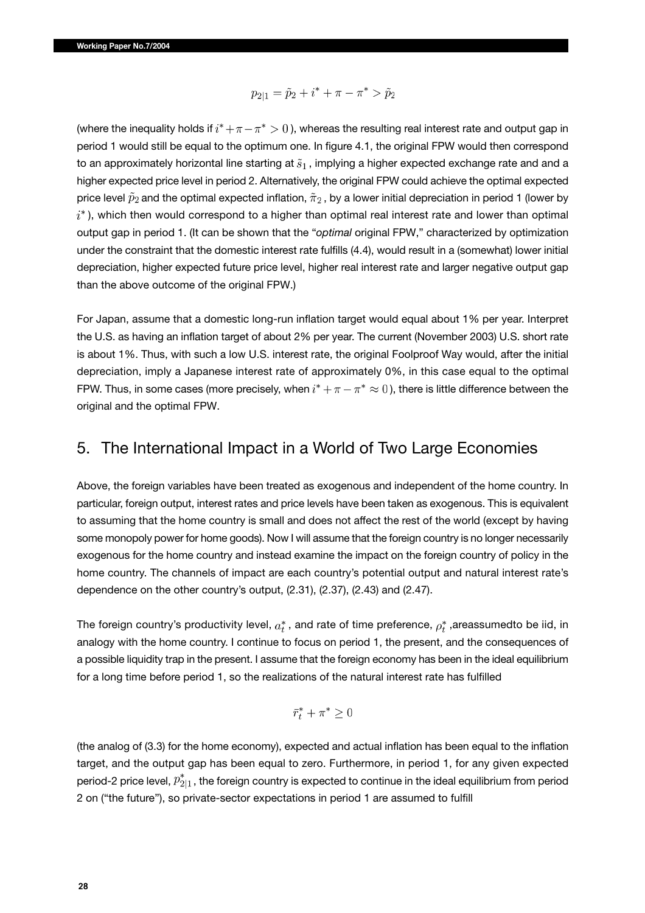$$p_{2|1} = \tilde{p}_2 + i^* + \pi - \pi^* > \tilde{p}_2$$

(where the inequality holds if $i^* + \pi - \pi^* > 0$ ), whereas the resulting real interest rate and output gap in period 1 would still be equal to the optimum one. In figure 4.1, the original FPW would then correspond to an approximately horizontal line starting at $\tilde{s}_1$ , implying a higher expected exchange rate and and a higher expected price level in period 2. Alternatively, the original FPW could achieve the optimal expected price level $\tilde{p}_2$ and the optimal expected inflation, $\tilde{\pi}_2$ , by a lower initial depreciation in period 1 (lower by $i^*$ ), which then would correspond to a higher than optimal real interest rate and lower than optimal output gap in period 1. (It can be shown that the "*optimal* original FPW," characterized by optimization under the constraint that the domestic interest rate fulfills (4.4), would result in a (somewhat) lower initial depreciation, higher expected future price level, higher real interest rate and larger negative output gap than the above outcome of the original FPW.)

For Japan, assume that a domestic long-run inflation target would equal about 1% per year. Interpret the U.S. as having an inflation target of about 2% per year. The current (November 2003) U.S. short rate is about 1%. Thus, with such a low U.S. interest rate, the original Foolproof Way would, after the initial depreciation, imply a Japanese interest rate of approximately 0%, in this case equal to the optimal FPW. Thus, in some cases (more precisely, when $i^* + \pi - \pi^* \approx 0$ ), there is little difference between the original and the optimal FPW.

## 5. The International Impact in a World of Two Large Economies

Above, the foreign variables have been treated as exogenous and independent of the home country. In particular, foreign output, interest rates and price levels have been taken as exogenous. This is equivalent to assuming that the home country is small and does not affect the rest of the world (except by having some monopoly power for home goods). Now I will assume that the foreign country is no longer necessarily exogenous for the home country and instead examine the impact on the foreign country of policy in the home country. The channels of impact are each country's potential output and natural interest rate's dependence on the other country's output, (2.31), (2.37), (2.43) and (2.47).

The foreign country's productivity level, $a_t^*$ , and rate of time preference, $\rho_t^*$ ,areassumedto be iid, in analogy with the home country. I continue to focus on period 1, the present, and the consequences of a possible liquidity trap in the present. I assume that the foreign economy has been in the ideal equilibrium for a long time before period 1, so the realizations of the natural interest rate has fulfilled

$$\bar{r}_t^* + \pi^* \geq 0$$

(the analog of (3.3) for the home economy), expected and actual inflation has been equal to the inflation target, and the output gap has been equal to zero. Furthermore, in period 1, for any given expected period-2 price level, $p_{2|1}^*$ , the foreign country is expected to continue in the ideal equilibrium from period 2 on ("the future"), so private-sector expectations in period 1 are assumed to fulfill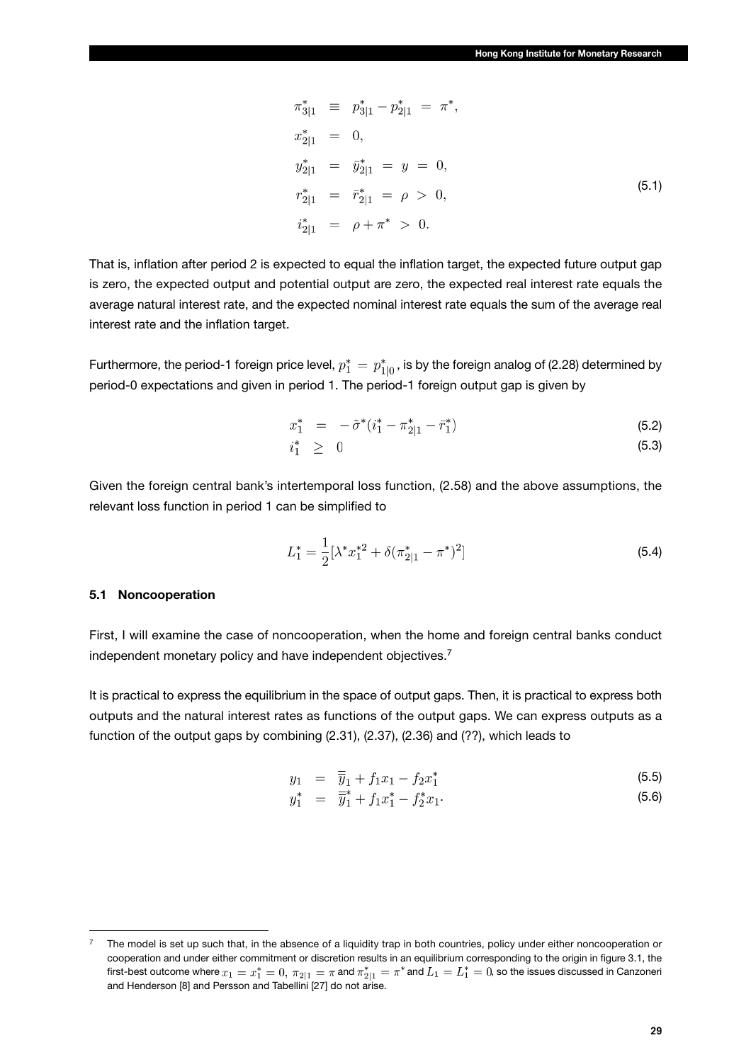$$
\begin{aligned}
\pi^*_{3|1} &\equiv p^*_{3|1} - p^*_{2|1} = \pi^*, \\
x^*_{2|1} &= 0, \\
y^*_{2|1} &= \bar{y}^*_{2|1} = y = 0, \\
r^*_{2|1} &= \bar{r}^*_{2|1} = \rho > 0, \\
i^*_{2|1} &= \rho + \pi^* > 0.
\end{aligned}
\tag{5.1}
$$

That is, inflation after period 2 is expected to equal the inflation target, the expected future output gap is zero, the expected output and potential output are zero, the expected real interest rate equals the average natural interest rate, and the expected nominal interest rate equals the sum of the average real interest rate and the inflation target.

Furthermore, the period-1 foreign price level, $p^*_1 = p^*_{1|0}$, is by the foreign analog of (2.28) determined by period-0 expectations and given in period 1. The period-1 foreign output gap is given by

$$
x^*_1 = -\tilde{\sigma}^*(i^*_1 - \pi^*_{2|1} - \bar{r}^*_1) \tag{5.2}
$$

$$
i^*_1 \geq 0 \tag{5.3}
$$

Given the foreign central bank's intertemporal loss function, (2.58) and the above assumptions, the relevant loss function in period 1 can be simplified to

$$
L^*_1 = \frac{1}{2}[\lambda^* x^{*2}_1 + \delta(\pi^*_{2|1} - \pi^*)^2] \tag{5.4}
$$

### 5.1 Noncooperation

First, I will examine the case of noncooperation, when the home and foreign central banks conduct independent monetary policy and have independent objectives.[7]

It is practical to express the equilibrium in the space of output gaps. Then, it is practical to express both outputs and the natural interest rates as functions of the output gaps. We can express outputs as a function of the output gaps by combining (2.31), (2.37), (2.36) and (??), which leads to

$$
y_1 = \bar{\bar{y}}_1 + f_1 x_1 - f_2 x^*_1 \tag{5.5}
$$

$$
y^*_1 = \bar{\bar{y}}^*_1 + f_1 x^*_1 - f^*_2 x_1. \tag{5.6}
$$

[7] The model is set up such that, in the absence of a liquidity trap in both countries, policy under either noncooperation or cooperation and under either commitment or discretion results in an equilibrium corresponding to the origin in figure 3.1, the first-best outcome where $x_1 = x^*_1 = 0$, $\pi_{2|1} = \pi$ and $\pi^*_{2|1} = \pi^*$ and $L_1 = L^*_1 = 0$, so the issues discussed in Canzoneri and Henderson [8] and Persson and Tabellini [27] do not arise.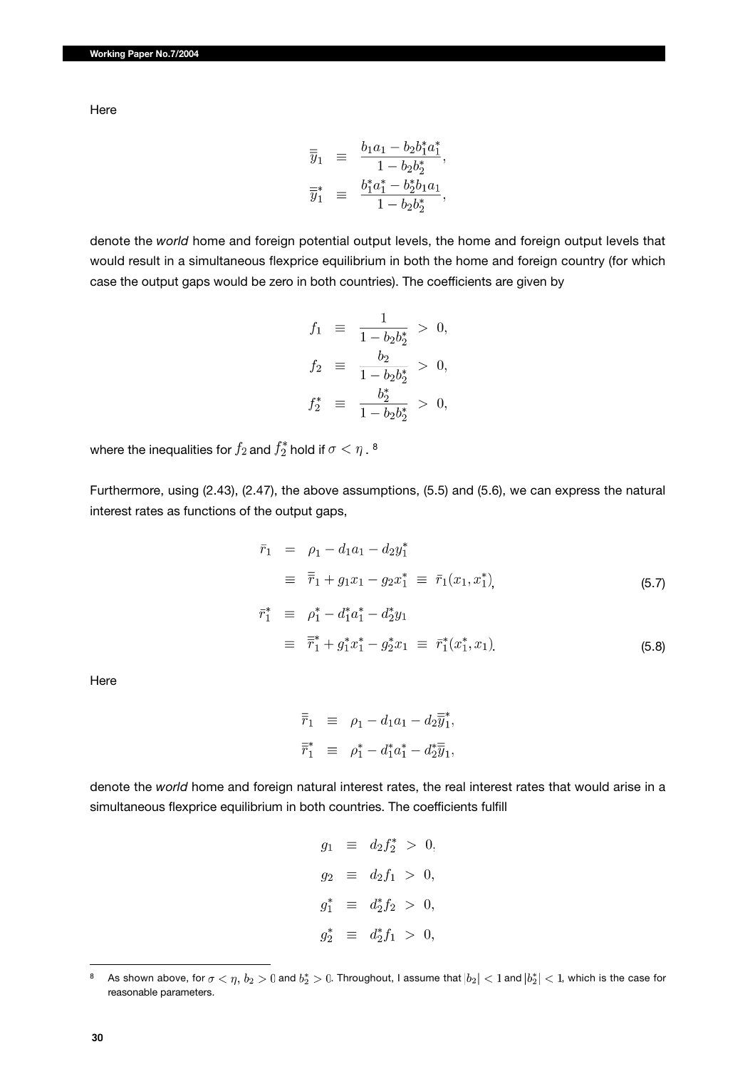Here

$$
\begin{aligned}
\bar{\bar{y}}_1 &\equiv \frac{b_1 a_1 - b_2 b_1^* a_1^*}{1 - b_2 b_2^*}, \\
\bar{\bar{y}}_1^* &\equiv \frac{b_1^* a_1^* - b_2^* b_1 a_1}{1 - b_2 b_2^*},
\end{aligned}
$$

denote the *world* home and foreign potential output levels, the home and foreign output levels that would result in a simultaneous flexprice equilibrium in both the home and foreign country (for which case the output gaps would be zero in both countries). The coefficients are given by

$$
\begin{aligned}
f_1 &\equiv \frac{1}{1 - b_2 b_2^*} > 0, \\
f_2 &\equiv \frac{b_2}{1 - b_2 b_2^*} > 0, \\
f_2^* &\equiv \frac{b_2^*}{1 - b_2 b_2^*} > 0,
\end{aligned}
$$

where the inequalities for $f_2$ and $f_2^*$ hold if $\sigma < \eta$. [8]

Furthermore, using (2.43), (2.47), the above assumptions, (5.5) and (5.6), we can express the natural interest rates as functions of the output gaps,

$$
\begin{aligned}
\bar{r}_1 &= \rho_1 - d_1 a_1 - d_2 y_1^* \\
&\equiv \bar{\bar{r}}_1 + g_1 x_1 - g_2 x_1^* \equiv \bar{r}_1(x_1, x_1^*), \qquad (5.7) \\
\bar{r}_1^* &\equiv \rho_1^* - d_1^* a_1^* - d_2^* y_1 \\
&\equiv \bar{\bar{r}}_1^* + g_1^* x_1^* - g_2^* x_1 \equiv \bar{r}_1^*(x_1^*, x_1). \qquad (5.8)
\end{aligned}
$$

Here

$$
\begin{aligned}
\bar{\bar{r}}_1 &\equiv \rho_1 - d_1 a_1 - d_2 \bar{\bar{y}}_1^*, \\
\bar{\bar{r}}_1^* &\equiv \rho_1^* - d_1^* a_1^* - d_2^* \bar{\bar{y}}_1,
\end{aligned}
$$

denote the *world* home and foreign natural interest rates, the real interest rates that would arise in a simultaneous flexprice equilibrium in both countries. The coefficients fulfill

$$
\begin{aligned}
g_1 &\equiv d_2 f_2^* > 0, \\
g_2 &\equiv d_2 f_1 > 0, \\
g_1^* &\equiv d_2^* f_2 > 0, \\
g_2^* &\equiv d_2^* f_1 > 0,
\end{aligned}
$$

---

[8] As shown above, for $\sigma < \eta$, $b_2 > 0$ and $b_2^* > 0$. Throughout, I assume that $|b_2| < 1$ and $|b_2^*| < 1$, which is the case for reasonable parameters.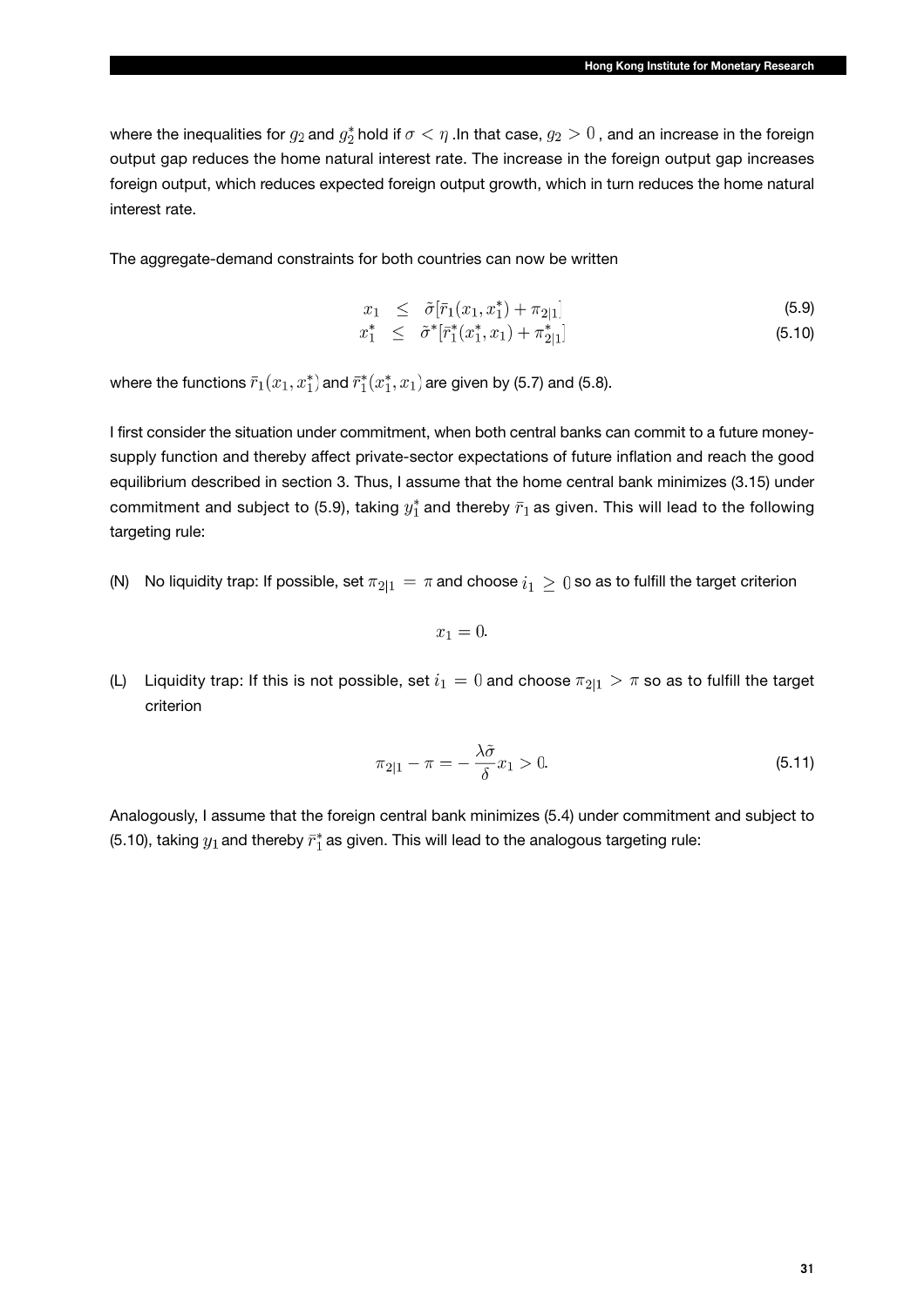where the inequalities for $g_2$ and $g_2^*$ hold if $\sigma < \eta$ .In that case, $g_2 > 0$ , and an increase in the foreign output gap reduces the home natural interest rate. The increase in the foreign output gap increases foreign output, which reduces expected foreign output growth, which in turn reduces the home natural interest rate.

The aggregate-demand constraints for both countries can now be written

$$
\begin{aligned}
x_1 &\leq \tilde{\sigma}[\bar{r}_1(x_1, x_1^*) + \pi_{2|1}] \qquad (5.9)\\
x_1^* &\leq \tilde{\sigma}^*[\bar{r}_1^*(x_1^*, x_1) + \pi_{2|1}^*] \qquad (5.10)
\end{aligned}
$$

where the functions $\bar{r}_1(x_1, x_1^*)$ and $\bar{r}_1^*(x_1^*, x_1)$ are given by (5.7) and (5.8).

I first consider the situation under commitment, when both central banks can commit to a future money-supply function and thereby affect private-sector expectations of future inflation and reach the good equilibrium described in section 3. Thus, I assume that the home central bank minimizes (3.15) under commitment and subject to (5.9), taking $y_1^*$ and thereby $\bar{r}_1$ as given. This will lead to the following targeting rule:

(N) No liquidity trap: If possible, set $\pi_{2|1} = \pi$ and choose $i_1 \geq 0$ so as to fulfill the target criterion

$$x_1 = 0.$$

(L) Liquidity trap: If this is not possible, set $i_1 = 0$ and choose $\pi_{2|1} > \pi$ so as to fulfill the target criterion

$$\pi_{2|1} - \pi = -\frac{\lambda\tilde{\sigma}}{\delta}x_1 > 0. \qquad (5.11)$$

Analogously, I assume that the foreign central bank minimizes (5.4) under commitment and subject to (5.10), taking $y_1$ and thereby $\bar{r}_1^*$ as given. This will lead to the analogous targeting rule: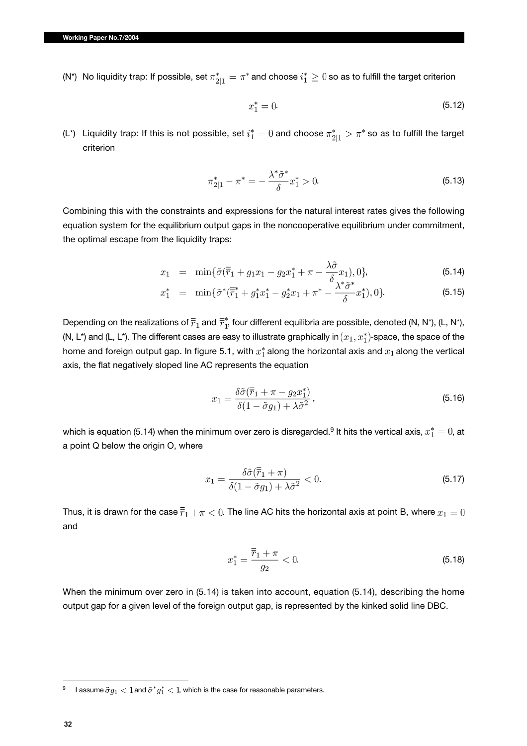(N*) No liquidity trap: If possible, set $\pi^*_{2|1} = \pi^*$ and choose $i^*_1 \geq 0$ so as to fulfill the target criterion

$$x^*_1 = 0. \tag{5.12}$$

(L*) Liquidity trap: If this is not possible, set $i^*_1 = 0$ and choose $\pi^*_{2|1} > \pi^*$ so as to fulfill the target criterion

$$\pi^*_{2|1} - \pi^* = -\frac{\lambda^* \tilde{\sigma}^*}{\delta} x^*_1 > 0. \tag{5.13}$$

Combining this with the constraints and expressions for the natural interest rates gives the following equation system for the equilibrium output gaps in the noncooperative equilibrium under commitment, the optimal escape from the liquidity traps:

$$x_1 = \min\{\tilde{\sigma}(\bar{\bar{r}}_1 + g_1 x_1 - g_2 x^*_1 + \pi - \frac{\lambda \tilde{\sigma}}{\delta} x_1), 0\}, \tag{5.14}$$

$$x^*_1 = \min\{\tilde{\sigma}^*(\bar{\bar{r}}^*_1 + g^*_1 x^*_1 - g^*_2 x_1 + \pi^* - \frac{\lambda^* \tilde{\sigma}^*}{\delta} x^*_1), 0\}. \tag{5.15}$$

Depending on the realizations of $\bar{\bar{r}}_1$ and $\bar{\bar{r}}^*_1$, four different equilibria are possible, denoted (N, N*), (L, N*), (N, L*) and (L, L*). The different cases are easy to illustrate graphically in $(x_1, x^*_1)$-space, the space of the home and foreign output gap. In figure 5.1, with $x^*_1$ along the horizontal axis and $x_1$ along the vertical axis, the flat negatively sloped line AC represents the equation

$$x_1 = \frac{\delta \tilde{\sigma}(\bar{\bar{r}}_1 + \pi - g_2 x^*_1)}{\delta(1 - \tilde{\sigma} g_1) + \lambda \tilde{\sigma}^2}, \tag{5.16}$$

which is equation (5.14) when the minimum over zero is disregarded.[9] It hits the vertical axis, $x^*_1 = 0$, at a point Q below the origin O, where

$$x_1 = \frac{\delta \tilde{\sigma}(\bar{\bar{r}}_1 + \pi)}{\delta(1 - \tilde{\sigma} g_1) + \lambda \tilde{\sigma}^2} < 0. \tag{5.17}$$

Thus, it is drawn for the case $\bar{\bar{r}}_1 + \pi < 0$. The line AC hits the horizontal axis at point B, where $x_1 = 0$ and

$$x^*_1 = \frac{\bar{\bar{r}}_1 + \pi}{g_2} < 0. \tag{5.18}$$

When the minimum over zero in (5.14) is taken into account, equation (5.14), describing the home output gap for a given level of the foreign output gap, is represented by the kinked solid line DBC.

---

[9] I assume $\tilde{\sigma} g_1 < 1$ and $\tilde{\sigma}^* g^*_1 < 1$, which is the case for reasonable parameters.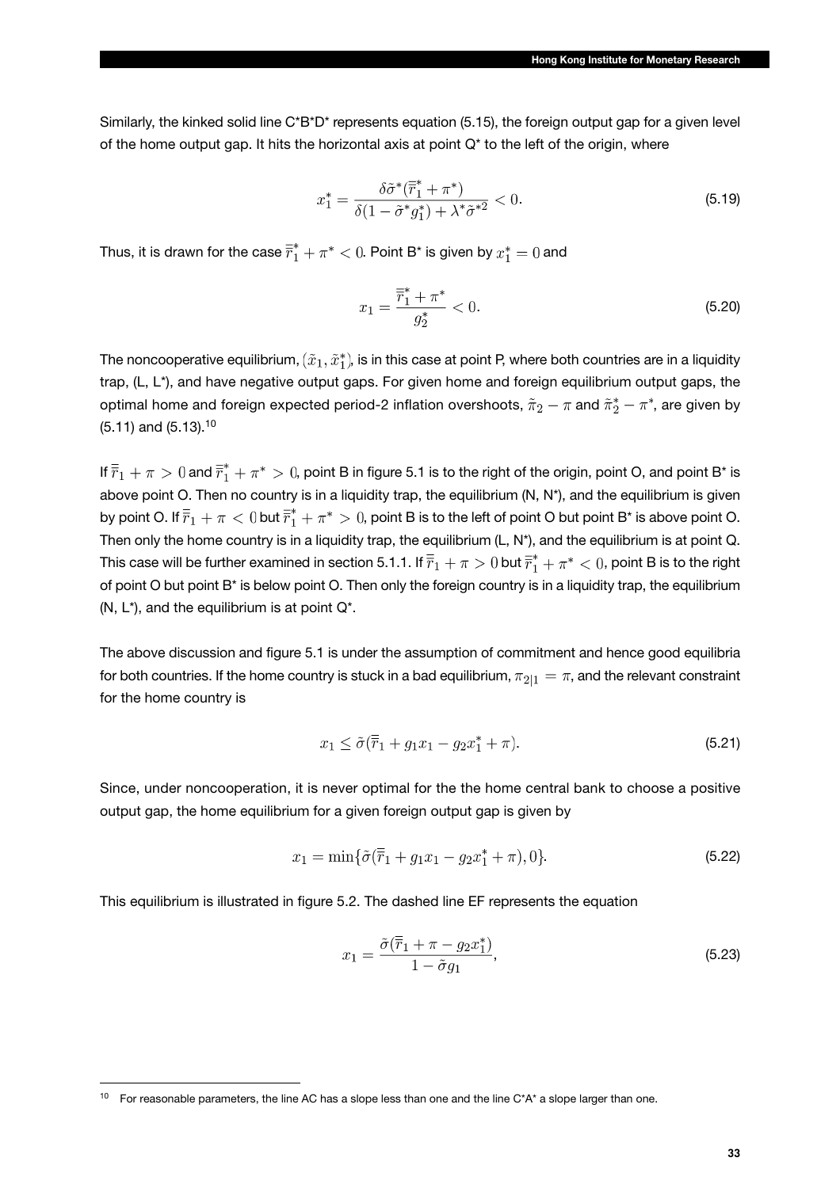Similarly, the kinked solid line C*B*D* represents equation (5.15), the foreign output gap for a given level of the home output gap. It hits the horizontal axis at point Q* to the left of the origin, where

$$x_1^* = \frac{\delta \tilde{\sigma}^* (\overline{\overline{r}}_1^* + \pi^*)}{\delta(1 - \tilde{\sigma}^* g_1^*) + \lambda^* \tilde{\sigma}^{*2}} < 0. \tag{5.19}$$

Thus, it is drawn for the case $\overline{\overline{r}}_1^* + \pi^* < 0$. Point B* is given by $x_1^* = 0$ and

$$x_1 = \frac{\overline{\overline{r}}_1^* + \pi^*}{g_2^*} < 0. \tag{5.20}$$

The noncooperative equilibrium, $(\tilde{x}_1, \tilde{x}_1^*)$, is in this case at point P, where both countries are in a liquidity trap, (L, L*), and have negative output gaps. For given home and foreign equilibrium output gaps, the optimal home and foreign expected period-2 inflation overshoots, $\tilde{\pi}_2 - \pi$ and $\tilde{\pi}_2^* - \pi^*$, are given by (5.11) and (5.13).[10]

If $\overline{\overline{r}}_1 + \pi > 0$ and $\overline{\overline{r}}_1^* + \pi^* > 0$, point B in figure 5.1 is to the right of the origin, point O, and point B* is above point O. Then no country is in a liquidity trap, the equilibrium (N, N*), and the equilibrium is given by point O. If $\overline{\overline{r}}_1 + \pi < 0$ but $\overline{\overline{r}}_1^* + \pi^* > 0$, point B is to the left of point O but point B* is above point O. Then only the home country is in a liquidity trap, the equilibrium (L, N*), and the equilibrium is at point Q. This case will be further examined in section 5.1.1. If $\overline{\overline{r}}_1 + \pi > 0$ but $\overline{\overline{r}}_1^* + \pi^* < 0$, point B is to the right of point O but point B* is below point O. Then only the foreign country is in a liquidity trap, the equilibrium (N, L*), and the equilibrium is at point Q*.

The above discussion and figure 5.1 is under the assumption of commitment and hence good equilibria for both countries. If the home country is stuck in a bad equilibrium, $\pi_{2|1} = \pi$, and the relevant constraint for the home country is

$$x_1 \leq \tilde{\sigma}(\overline{\overline{r}}_1 + g_1 x_1 - g_2 x_1^* + \pi). \tag{5.21}$$

Since, under noncooperation, it is never optimal for the the home central bank to choose a positive output gap, the home equilibrium for a given foreign output gap is given by

$$x_1 = \min\{\tilde{\sigma}(\overline{\overline{r}}_1 + g_1 x_1 - g_2 x_1^* + \pi), 0\}. \tag{5.22}$$

This equilibrium is illustrated in figure 5.2. The dashed line EF represents the equation

$$x_1 = \frac{\tilde{\sigma}(\overline{\overline{r}}_1 + \pi - g_2 x_1^*)}{1 - \tilde{\sigma} g_1}, \tag{5.23}$$

---

[10] For reasonable parameters, the line AC has a slope less than one and the line C*A* a slope larger than one.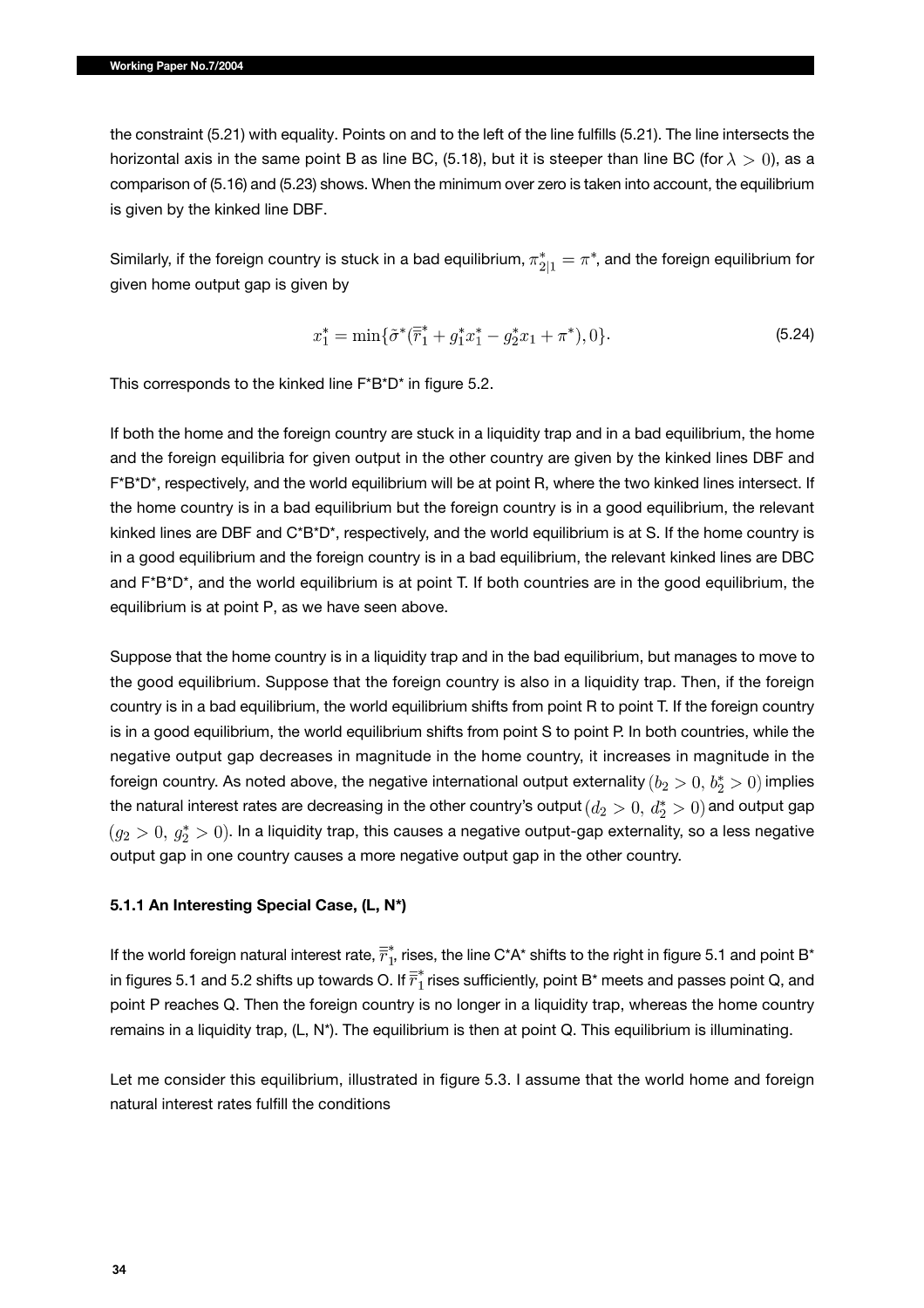the constraint (5.21) with equality. Points on and to the left of the line fulfills (5.21). The line intersects the horizontal axis in the same point B as line BC, (5.18), but it is steeper than line BC (for $\lambda > 0$), as a comparison of (5.16) and (5.23) shows. When the minimum over zero is taken into account, the equilibrium is given by the kinked line DBF.

Similarly, if the foreign country is stuck in a bad equilibrium, $\pi^*_{2|1} = \pi^*$, and the foreign equilibrium for given home output gap is given by

$$x^*_1 = \min\{\tilde{\sigma}^*(\bar{\bar{r}}^*_1 + g^*_1 x^*_1 - g^*_2 x_1 + \pi^*), 0\}. \tag{5.24}$$

This corresponds to the kinked line F*B*D* in figure 5.2.

If both the home and the foreign country are stuck in a liquidity trap and in a bad equilibrium, the home and the foreign equilibria for given output in the other country are given by the kinked lines DBF and F*B*D*, respectively, and the world equilibrium will be at point R, where the two kinked lines intersect. If the home country is in a bad equilibrium but the foreign country is in a good equilibrium, the relevant kinked lines are DBF and C*B*D*, respectively, and the world equilibrium is at S. If the home country is in a good equilibrium and the foreign country is in a bad equilibrium, the relevant kinked lines are DBC and F*B*D*, and the world equilibrium is at point T. If both countries are in the good equilibrium, the equilibrium is at point P, as we have seen above.

Suppose that the home country is in a liquidity trap and in the bad equilibrium, but manages to move to the good equilibrium. Suppose that the foreign country is also in a liquidity trap. Then, if the foreign country is in a bad equilibrium, the world equilibrium shifts from point R to point T. If the foreign country is in a good equilibrium, the world equilibrium shifts from point S to point P. In both countries, while the negative output gap decreases in magnitude in the home country, it increases in magnitude in the foreign country. As noted above, the negative international output externality $(b_2 > 0,\ b^*_2 > 0)$ implies the natural interest rates are decreasing in the other country's output $(d_2 > 0,\ d^*_2 > 0)$ and output gap $(g_2 > 0,\ g^*_2 > 0)$. In a liquidity trap, this causes a negative output-gap externality, so a less negative output gap in one country causes a more negative output gap in the other country.

### 5.1.1 An Interesting Special Case, (L, N*)

If the world foreign natural interest rate, $\bar{\bar{r}}^*_1$, rises, the line C*A* shifts to the right in figure 5.1 and point B* in figures 5.1 and 5.2 shifts up towards O. If $\bar{\bar{r}}^*_1$ rises sufficiently, point B* meets and passes point Q, and point P reaches Q. Then the foreign country is no longer in a liquidity trap, whereas the home country remains in a liquidity trap, (L, N*). The equilibrium is then at point Q. This equilibrium is illuminating.

Let me consider this equilibrium, illustrated in figure 5.3. I assume that the world home and foreign natural interest rates fulfill the conditions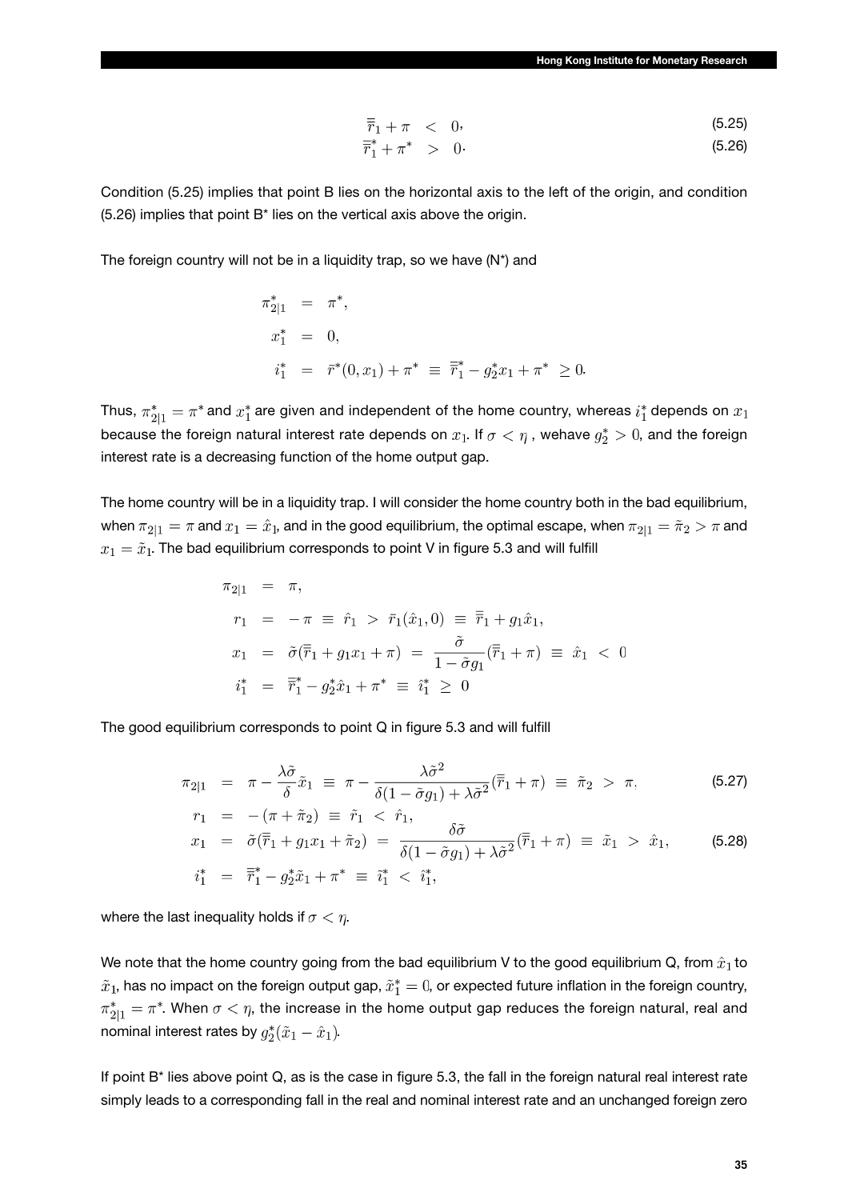$$\bar{\bar{r}}_1 + \pi \quad < \quad 0, \tag{5.25}$$

$$\bar{\bar{r}}_1^* + \pi^* \quad > \quad 0. \tag{5.26}$$

Condition (5.25) implies that point B lies on the horizontal axis to the left of the origin, and condition (5.26) implies that point B* lies on the vertical axis above the origin.

The foreign country will not be in a liquidity trap, so we have (N*) and

$$\begin{aligned}
\pi_{2|1}^* &= \pi^*, \\
x_1^* &= 0, \\
i_1^* &= \bar{r}^*(0, x_1) + \pi^* \equiv \bar{\bar{r}}_1^* - g_2^* x_1 + \pi^* \geq 0.
\end{aligned}$$

Thus, $\pi_{2|1}^* = \pi^*$ and $x_1^*$ are given and independent of the home country, whereas $i_1^*$ depends on $x_1$ because the foreign natural interest rate depends on $x_1$. If $\sigma < \eta$, wehave $g_2^* > 0$, and the foreign interest rate is a decreasing function of the home output gap.

The home country will be in a liquidity trap. I will consider the home country both in the bad equilibrium, when $\pi_{2|1} = \pi$ and $x_1 = \hat{x}_1$, and in the good equilibrium, the optimal escape, when $\pi_{2|1} = \tilde{\pi}_2 > \pi$ and $x_1 = \tilde{x}_1$. The bad equilibrium corresponds to point V in figure 5.3 and will fulfill

$$\begin{aligned}
\pi_{2|1} &= \pi, \\
r_1 &= -\pi \equiv \hat{r}_1 > \bar{r}_1(\hat{x}_1, 0) \equiv \bar{\bar{r}}_1 + g_1 \hat{x}_1, \\
x_1 &= \tilde{\sigma}(\bar{\bar{r}}_1 + g_1 x_1 + \pi) = \frac{\tilde{\sigma}}{1 - \tilde{\sigma} g_1}(\bar{\bar{r}}_1 + \pi) \equiv \hat{x}_1 < 0 \\
i_1^* &= \bar{\bar{r}}_1^* - g_2^* \hat{x}_1 + \pi^* \equiv \hat{i}_1^* \geq 0
\end{aligned}$$

The good equilibrium corresponds to point Q in figure 5.3 and will fulfill

$$\pi_{2|1} = \pi - \frac{\lambda \tilde{\sigma}}{\delta} \tilde{x}_1 \equiv \pi - \frac{\lambda \tilde{\sigma}^2}{\delta(1 - \tilde{\sigma} g_1) + \lambda \tilde{\sigma}^2}(\bar{\bar{r}}_1 + \pi) \equiv \tilde{\pi}_2 > \pi, \tag{5.27}$$

$$r_1 = -(\pi + \tilde{\pi}_2) \equiv \tilde{r}_1 < \hat{r}_1,$$

$$x_1 = \tilde{\sigma}(\bar{\bar{r}}_1 + g_1 x_1 + \tilde{\pi}_2) = \frac{\delta \tilde{\sigma}}{\delta(1 - \tilde{\sigma} g_1) + \lambda \tilde{\sigma}^2}(\bar{\bar{r}}_1 + \pi) \equiv \tilde{x}_1 > \hat{x}_1, \tag{5.28}$$

$$i_1^* = \bar{\bar{r}}_1^* - g_2^* \tilde{x}_1 + \pi^* \equiv \tilde{i}_1^* < \hat{i}_1^*,$$

where the last inequality holds if $\sigma < \eta$.

We note that the home country going from the bad equilibrium V to the good equilibrium Q, from $\hat{x}_1$ to $\tilde{x}_1$, has no impact on the foreign output gap, $\tilde{x}_1^* = 0$, or expected future inflation in the foreign country, $\pi_{2|1}^* = \pi^*$. When $\sigma < \eta$, the increase in the home output gap reduces the foreign natural, real and nominal interest rates by $g_2^*(\tilde{x}_1 - \hat{x}_1)$.

If point B* lies above point Q, as is the case in figure 5.3, the fall in the foreign natural real interest rate simply leads to a corresponding fall in the real and nominal interest rate and an unchanged foreign zero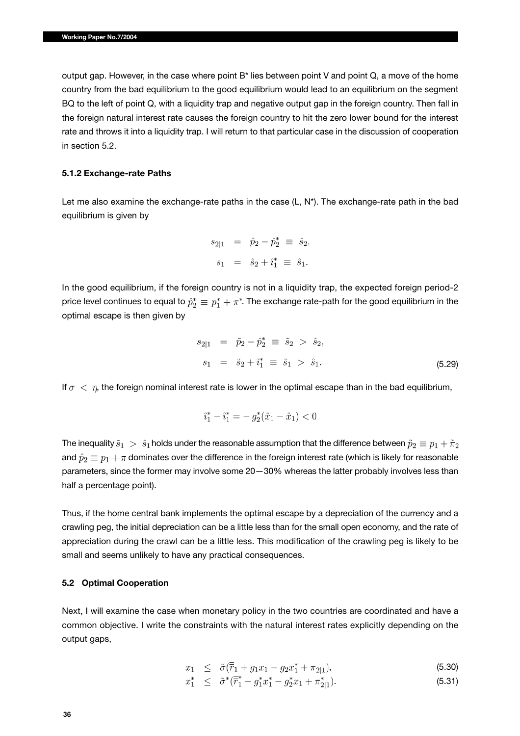output gap. However, in the case where point B* lies between point V and point Q, a move of the home country from the bad equilibrium to the good equilibrium would lead to an equilibrium on the segment BQ to the left of point Q, with a liquidity trap and negative output gap in the foreign country. Then fall in the foreign natural interest rate causes the foreign country to hit the zero lower bound for the interest rate and throws it into a liquidity trap. I will return to that particular case in the discussion of cooperation in section 5.2.

### 5.1.2 Exchange-rate Paths

Let me also examine the exchange-rate paths in the case (L, N*). The exchange-rate path in the bad equilibrium is given by

$$
\begin{aligned}
s_{2|1} &= \hat{p}_2 - \hat{p}_2^* \equiv \hat{s}_2, \\
s_1 &= \hat{s}_2 + \hat{\imath}_1^* \equiv \hat{s}_1.
\end{aligned}
$$

In the good equilibrium, if the foreign country is not in a liquidity trap, the expected foreign period-2 price level continues to equal to $\hat{p}_2^* \equiv p_1^* + \pi^*$. The exchange rate-path for the good equilibrium in the optimal escape is then given by

$$
\begin{aligned}
s_{2|1} &= \tilde{p}_2 - \hat{p}_2^* \equiv \tilde{s}_2 > \hat{s}_2, \\
s_1 &= \tilde{s}_2 + \tilde{\imath}_1^* \equiv \tilde{s}_1 > \hat{s}_1.
\end{aligned}
\tag{5.29}
$$

If $\sigma < \eta$, the foreign nominal interest rate is lower in the optimal escape than in the bad equilibrium,

$$
\tilde{\imath}_1^* - \hat{\imath}_1^* = -g_2^*(\tilde{x}_1 - \hat{x}_1) < 0
$$

The inequality $\tilde{s}_1 > \hat{s}_1$ holds under the reasonable assumption that the difference between $\tilde{p}_2 \equiv p_1 + \tilde{\pi}_2$ and $\hat{p}_2 \equiv p_1 + \pi$ dominates over the difference in the foreign interest rate (which is likely for reasonable parameters, since the former may involve some 20—30% whereas the latter probably involves less than half a percentage point).

Thus, if the home central bank implements the optimal escape by a depreciation of the currency and a crawling peg, the initial depreciation can be a little less than for the small open economy, and the rate of appreciation during the crawl can be a little less. This modification of the crawling peg is likely to be small and seems unlikely to have any practical consequences.

## 5.2 Optimal Cooperation

Next, I will examine the case when monetary policy in the two countries are coordinated and have a common objective. I write the constraints with the natural interest rates explicitly depending on the output gaps,

$$
\begin{aligned}
x_1 &\leq \tilde{\sigma}(\bar{\bar{r}}_1 + g_1 x_1 - g_2 x_1^* + \pi_{2|1}), &\text{(5.30)} \\
x_1^* &\leq \tilde{\sigma}^*(\bar{\bar{r}}_1^* + g_1^* x_1^* - g_2^* x_1 + \pi_{2|1}^*). &\text{(5.31)}
\end{aligned}
$$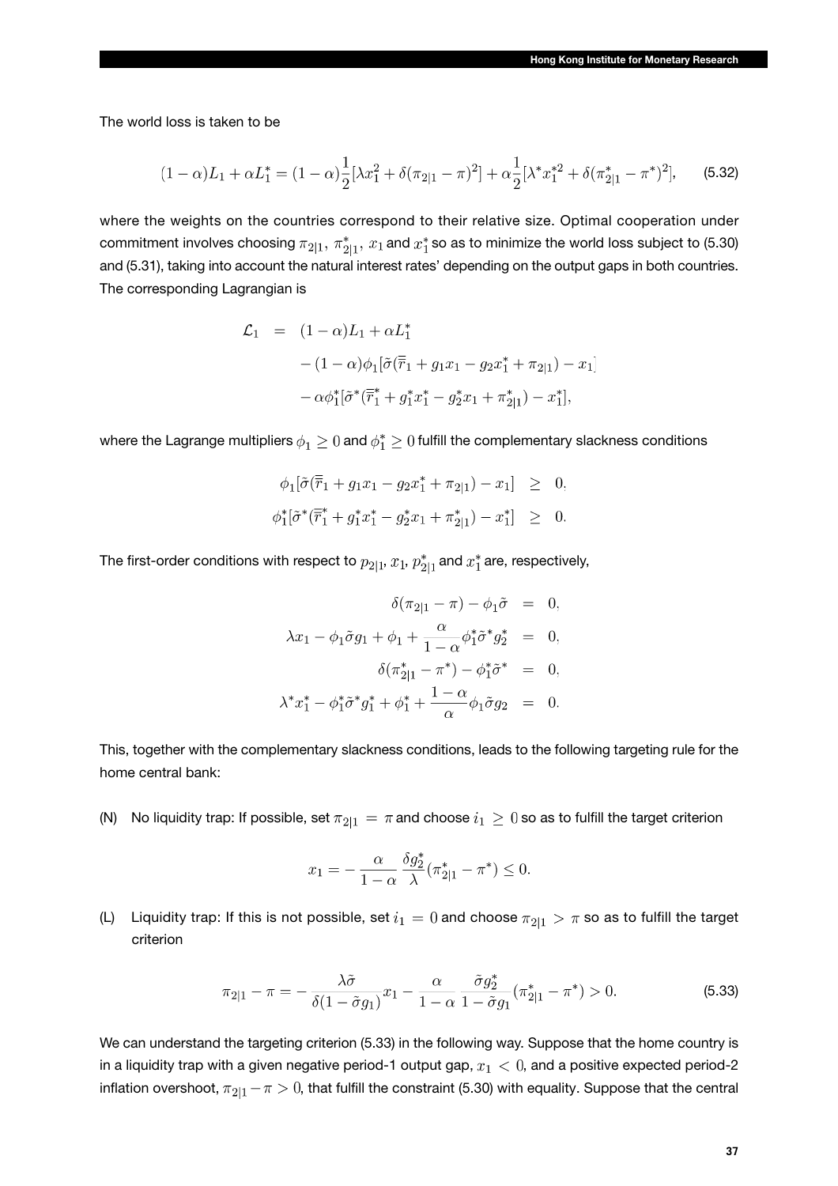The world loss is taken to be

$$(1-\alpha)L_1 + \alpha L_1^* = (1-\alpha)\frac{1}{2}[\lambda x_1^2 + \delta(\pi_{2|1} - \pi)^2] + \alpha\frac{1}{2}[\lambda^* x_1^{*2} + \delta(\pi_{2|1}^* - \pi^*)^2], \tag{5.32}$$

where the weights on the countries correspond to their relative size. Optimal cooperation under commitment involves choosing $\pi_{2|1}$, $\pi_{2|1}^*$, $x_1$ and $x_1^*$ so as to minimize the world loss subject to (5.30) and (5.31), taking into account the natural interest rates' depending on the output gaps in both countries. The corresponding Lagrangian is

$$\begin{aligned}
\mathcal{L}_1 &= (1-\alpha)L_1 + \alpha L_1^* \\
&\quad - (1-\alpha)\phi_1[\tilde{\sigma}(\overline{\overline{r}}_1 + g_1 x_1 - g_2 x_1^* + \pi_{2|1}) - x_1] \\
&\quad - \alpha\phi_1^*[\tilde{\sigma}^*(\overline{\overline{r}}_1^* + g_1^* x_1^* - g_2^* x_1 + \pi_{2|1}^*) - x_1^*],
\end{aligned}$$

where the Lagrange multipliers $\phi_1 \geq 0$ and $\phi_1^* \geq 0$ fulfill the complementary slackness conditions

$$\begin{aligned}
\phi_1[\tilde{\sigma}(\overline{\overline{r}}_1 + g_1 x_1 - g_2 x_1^* + \pi_{2|1}) - x_1] &\geq 0, \\
\phi_1^*[\tilde{\sigma}^*(\overline{\overline{r}}_1^* + g_1^* x_1^* - g_2^* x_1 + \pi_{2|1}^*) - x_1^*] &\geq 0.
\end{aligned}$$

The first-order conditions with respect to $p_{2|1}$, $x_1$, $p_{2|1}^*$ and $x_1^*$ are, respectively,

$$\begin{aligned}
\delta(\pi_{2|1} - \pi) - \phi_1\tilde{\sigma} &= 0, \\
\lambda x_1 - \phi_1\tilde{\sigma}g_1 + \phi_1 + \frac{\alpha}{1-\alpha}\phi_1^*\tilde{\sigma}^* g_2^* &= 0, \\
\delta(\pi_{2|1}^* - \pi^*) - \phi_1^*\tilde{\sigma}^* &= 0, \\
\lambda^* x_1^* - \phi_1^*\tilde{\sigma}^* g_1^* + \phi_1^* + \frac{1-\alpha}{\alpha}\phi_1\tilde{\sigma}g_2 &= 0.
\end{aligned}$$

This, together with the complementary slackness conditions, leads to the following targeting rule for the home central bank:

(N) No liquidity trap: If possible, set $\pi_{2|1} = \pi$ and choose $i_1 \geq 0$ so as to fulfill the target criterion

$$x_1 = -\frac{\alpha}{1-\alpha}\frac{\delta g_2^*}{\lambda}(\pi_{2|1}^* - \pi^*) \leq 0.$$

(L) Liquidity trap: If this is not possible, set $i_1 = 0$ and choose $\pi_{2|1} > \pi$ so as to fulfill the target criterion

$$\pi_{2|1} - \pi = -\frac{\lambda\tilde{\sigma}}{\delta(1-\tilde{\sigma}g_1)}x_1 - \frac{\alpha}{1-\alpha}\frac{\tilde{\sigma}g_2^*}{1-\tilde{\sigma}g_1}(\pi_{2|1}^* - \pi^*) > 0. \tag{5.33}$$

We can understand the targeting criterion (5.33) in the following way. Suppose that the home country is in a liquidity trap with a given negative period-1 output gap, $x_1 < 0$, and a positive expected period-2 inflation overshoot, $\pi_{2|1} - \pi > 0$, that fulfill the constraint (5.30) with equality. Suppose that the central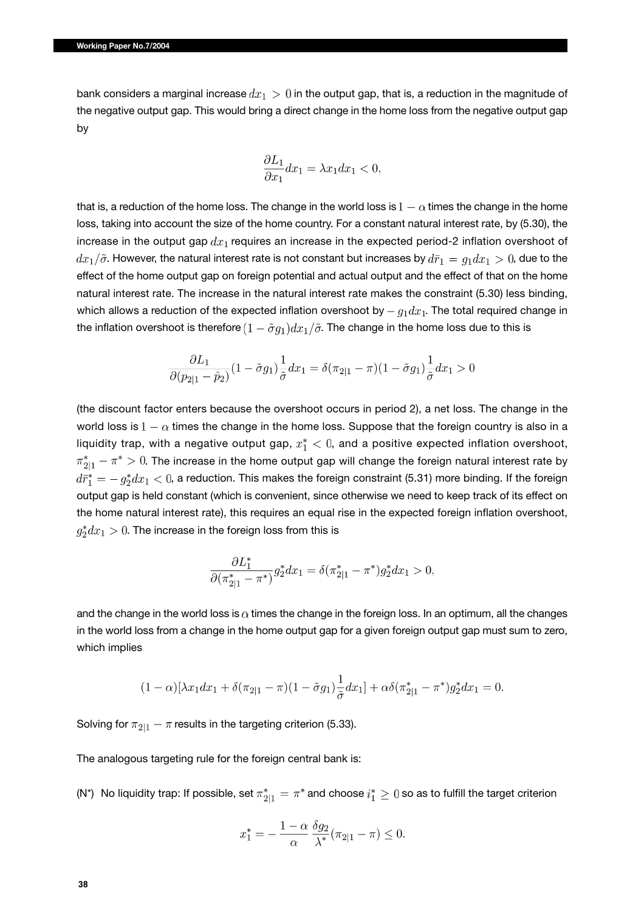bank considers a marginal increase $dx_1 > 0$ in the output gap, that is, a reduction in the magnitude of the negative output gap. This would bring a direct change in the home loss from the negative output gap by

$$\frac{\partial L_1}{\partial x_1} dx_1 = \lambda x_1 dx_1 < 0,$$

that is, a reduction of the home loss. The change in the world loss is $1 - \alpha$ times the change in the home loss, taking into account the size of the home country. For a constant natural interest rate, by (5.30), the increase in the output gap $dx_1$ requires an increase in the expected period-2 inflation overshoot of $dx_1/\tilde{\sigma}$. However, the natural interest rate is not constant but increases by $d\bar{r}_1 = g_1 dx_1 > 0$, due to the effect of the home output gap on foreign potential and actual output and the effect of that on the home natural interest rate. The increase in the natural interest rate makes the constraint (5.30) less binding, which allows a reduction of the expected inflation overshoot by $-g_1 dx_1$. The total required change in the inflation overshoot is therefore $(1 - \tilde{\sigma} g_1) dx_1/\tilde{\sigma}$. The change in the home loss due to this is

$$\frac{\partial L_1}{\partial (p_{2|1} - \hat{p}_2)} (1 - \tilde{\sigma} g_1) \frac{1}{\tilde{\sigma}} dx_1 = \delta(\pi_{2|1} - \pi)(1 - \tilde{\sigma} g_1) \frac{1}{\tilde{\sigma}} dx_1 > 0$$

(the discount factor enters because the overshoot occurs in period 2), a net loss. The change in the world loss is $1 - \alpha$ times the change in the home loss. Suppose that the foreign country is also in a liquidity trap, with a negative output gap, $x_1^* < 0$, and a positive expected inflation overshoot, $\pi_{2|1}^* - \pi^* > 0$. The increase in the home output gap will change the foreign natural interest rate by $d\bar{r}_1^* = -g_2^* dx_1 < 0$, a reduction. This makes the foreign constraint (5.31) more binding. If the foreign output gap is held constant (which is convenient, since otherwise we need to keep track of its effect on the home natural interest rate), this requires an equal rise in the expected foreign inflation overshoot, $g_2^* dx_1 > 0$. The increase in the foreign loss from this is

$$\frac{\partial L_1^*}{\partial (\pi_{2|1}^* - \pi^*)} g_2^* dx_1 = \delta(\pi_{2|1}^* - \pi^*) g_2^* dx_1 > 0,$$

and the change in the world loss is $\alpha$ times the change in the foreign loss. In an optimum, all the changes in the world loss from a change in the home output gap for a given foreign output gap must sum to zero, which implies

$$(1 - \alpha)[\lambda x_1 dx_1 + \delta(\pi_{2|1} - \pi)(1 - \tilde{\sigma} g_1) \frac{1}{\tilde{\sigma}} dx_1] + \alpha \delta(\pi_{2|1}^* - \pi^*) g_2^* dx_1 = 0.$$

Solving for $\pi_{2|1} - \pi$ results in the targeting criterion (5.33).

The analogous targeting rule for the foreign central bank is:

(N*) No liquidity trap: If possible, set $\pi_{2|1}^* = \pi^*$ and choose $i_1^* \geq 0$ so as to fulfill the target criterion

$$x_1^* = -\frac{1 - \alpha}{\alpha} \frac{\delta g_2}{\lambda^*} (\pi_{2|1} - \pi) \leq 0.$$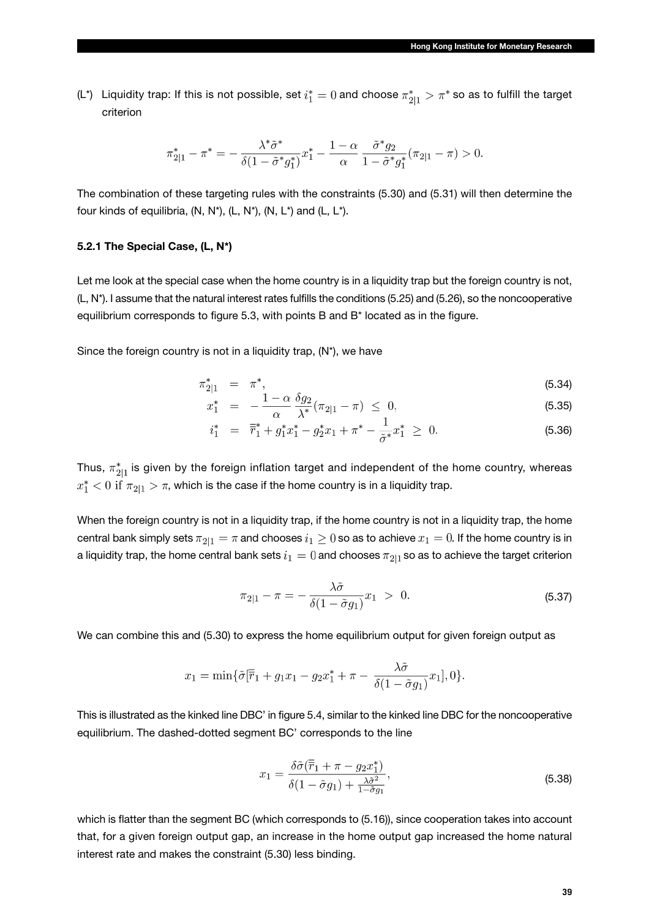(L*) Liquidity trap: If this is not possible, set $i_1^* = 0$ and choose $\pi_{2|1}^* > \pi^*$ so as to fulfill the target criterion

$$\pi_{2|1}^* - \pi^* = -\frac{\lambda^* \tilde{\sigma}^*}{\delta(1 - \tilde{\sigma}^* g_1^*)} x_1^* - \frac{1-\alpha}{\alpha} \frac{\tilde{\sigma}^* g_2}{1 - \tilde{\sigma}^* g_1^*} (\pi_{2|1} - \pi) > 0.$$

The combination of these targeting rules with the constraints (5.30) and (5.31) will then determine the four kinds of equilibria, (N, N*), (L, N*), (N, L*) and (L, L*).

### 5.2.1 The Special Case, (L, N*)

Let me look at the special case when the home country is in a liquidity trap but the foreign country is not, (L, N*). I assume that the natural interest rates fulfills the conditions (5.25) and (5.26), so the noncooperative equilibrium corresponds to figure 5.3, with points B and B* located as in the figure.

Since the foreign country is not in a liquidity trap, (N*), we have

$$\pi_{2|1}^* = \pi^*, \tag{5.34}$$

$$x_1^* = -\frac{1-\alpha}{\alpha} \frac{\delta g_2}{\lambda^*} (\pi_{2|1} - \pi) \leq 0, \tag{5.35}$$

$$i_1^* = \bar{\bar{r}}_1^* + g_1^* x_1^* - g_2^* x_1 + \pi^* - \frac{1}{\tilde{\sigma}^*} x_1^* \geq 0. \tag{5.36}$$

Thus, $\pi_{2|1}^*$ is given by the foreign inflation target and independent of the home country, whereas $x_1^* < 0$ if $\pi_{2|1} > \pi$, which is the case if the home country is in a liquidity trap.

When the foreign country is not in a liquidity trap, if the home country is not in a liquidity trap, the home central bank simply sets $\pi_{2|1} = \pi$ and chooses $i_1 \geq 0$ so as to achieve $x_1 = 0$. If the home country is in a liquidity trap, the home central bank sets $i_1 = 0$ and chooses $\pi_{2|1}$ so as to achieve the target criterion

$$\pi_{2|1} - \pi = -\frac{\lambda \tilde{\sigma}}{\delta(1 - \tilde{\sigma} g_1)} x_1 > 0. \tag{5.37}$$

We can combine this and (5.30) to express the home equilibrium output for given foreign output as

$$x_1 = \min\{\tilde{\sigma}[\bar{\bar{r}}_1 + g_1 x_1 - g_2 x_1^* + \pi - \frac{\lambda \tilde{\sigma}}{\delta(1 - \tilde{\sigma} g_1)} x_1], 0\}.$$

This is illustrated as the kinked line DBC' in figure 5.4, similar to the kinked line DBC for the noncooperative equilibrium. The dashed-dotted segment BC' corresponds to the line

$$x_1 = \frac{\delta \tilde{\sigma}(\bar{\bar{r}}_1 + \pi - g_2 x_1^*)}{\delta(1 - \tilde{\sigma} g_1) + \frac{\lambda \tilde{\sigma}^2}{1 - \tilde{\sigma} g_1}}, \tag{5.38}$$

which is flatter than the segment BC (which corresponds to (5.16)), since cooperation takes into account that, for a given foreign output gap, an increase in the home output gap increased the home natural interest rate and makes the constraint (5.30) less binding.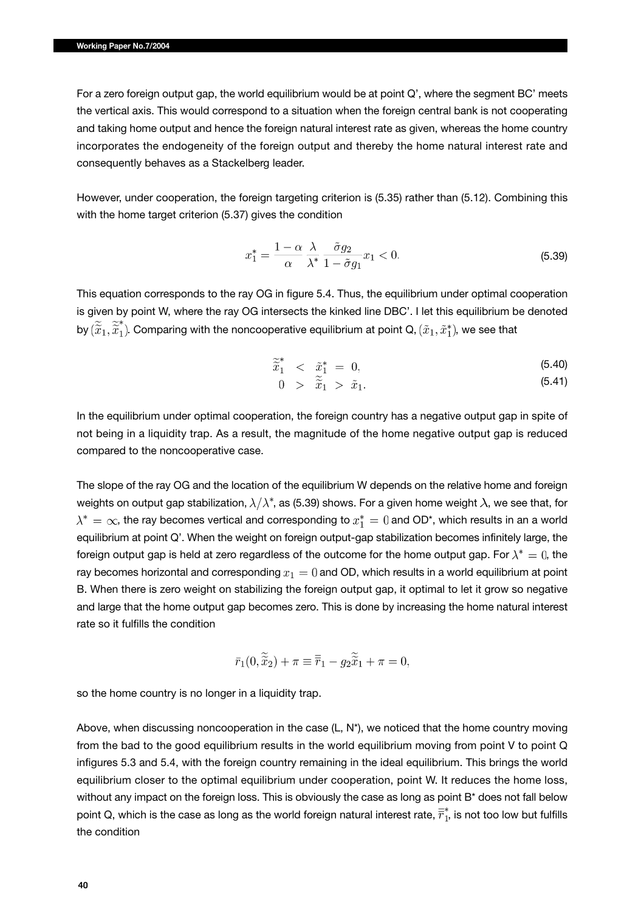For a zero foreign output gap, the world equilibrium would be at point Q', where the segment BC' meets the vertical axis. This would correspond to a situation when the foreign central bank is not cooperating and taking home output and hence the foreign natural interest rate as given, whereas the home country incorporates the endogeneity of the foreign output and thereby the home natural interest rate and consequently behaves as a Stackelberg leader.

However, under cooperation, the foreign targeting criterion is (5.35) rather than (5.12). Combining this with the home target criterion (5.37) gives the condition

$$x_1^* = \frac{1-\alpha}{\alpha} \frac{\lambda}{\lambda^*} \frac{\tilde{\sigma} g_2}{1 - \tilde{\sigma} g_1} x_1 < 0. \tag{5.39}$$

This equation corresponds to the ray OG in figure 5.4. Thus, the equilibrium under optimal cooperation is given by point W, where the ray OG intersects the kinked line DBC'. I let this equilibrium be denoted by $(\tilde{\tilde{x}}_1, \tilde{\tilde{x}}_1^*)$. Comparing with the noncooperative equilibrium at point Q, $(\tilde{x}_1, \tilde{x}_1^*)$, we see that

$$\tilde{\tilde{x}}_1^* \;<\; \tilde{x}_1^* \;=\; 0, \tag{5.40}$$

$$0 \;>\; \tilde{\tilde{x}}_1 \;>\; \tilde{x}_1. \tag{5.41}$$

In the equilibrium under optimal cooperation, the foreign country has a negative output gap in spite of not being in a liquidity trap. As a result, the magnitude of the home negative output gap is reduced compared to the noncooperative case.

The slope of the ray OG and the location of the equilibrium W depends on the relative home and foreign weights on output gap stabilization, $\lambda/\lambda^*$, as (5.39) shows. For a given home weight $\lambda$, we see that, for $\lambda^* = \infty$, the ray becomes vertical and corresponding to $x_1^* = 0$ and OD*, which results in an a world equilibrium at point Q'. When the weight on foreign output-gap stabilization becomes infinitely large, the foreign output gap is held at zero regardless of the outcome for the home output gap. For $\lambda^* = 0$, the ray becomes horizontal and corresponding $x_1 = 0$ and OD, which results in a world equilibrium at point B. When there is zero weight on stabilizing the foreign output gap, it optimal to let it grow so negative and large that the home output gap becomes zero. This is done by increasing the home natural interest rate so it fulfills the condition

$$\bar{r}_1(0, \tilde{\tilde{x}}_2) + \pi \equiv \bar{\bar{r}}_1 - g_2 \tilde{\tilde{x}}_1 + \pi = 0,$$

so the home country is no longer in a liquidity trap.

Above, when discussing noncooperation in the case (L, N*), we noticed that the home country moving from the bad to the good equilibrium results in the world equilibrium moving from point V to point Q infigures 5.3 and 5.4, with the foreign country remaining in the ideal equilibrium. This brings the world equilibrium closer to the optimal equilibrium under cooperation, point W. It reduces the home loss, without any impact on the foreign loss. This is obviously the case as long as point B* does not fall below point Q, which is the case as long as the world foreign natural interest rate, $\bar{\bar{r}}_1^*$, is not too low but fulfills the condition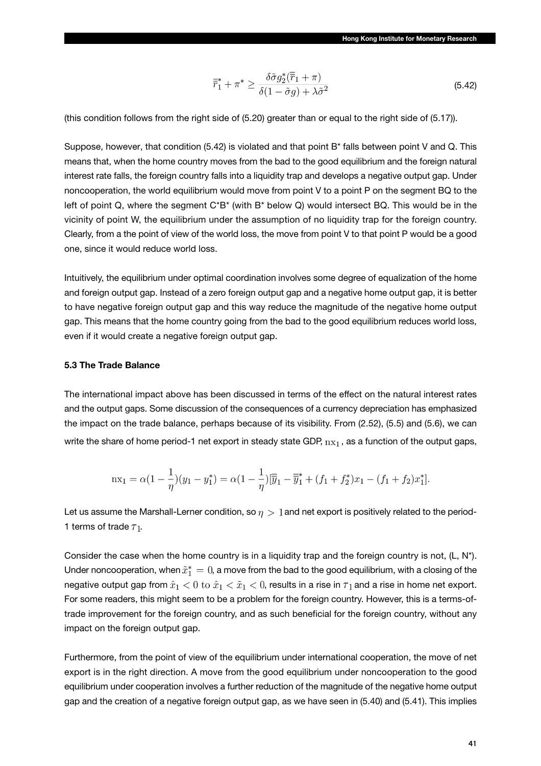$$\bar{\bar{r}}_1^* + \pi^* \geq \frac{\delta \tilde{\sigma} g_2^* (\bar{\bar{r}}_1 + \pi)}{\delta(1 - \tilde{\sigma} g) + \lambda \tilde{\sigma}^2} \tag{5.42}$$

(this condition follows from the right side of (5.20) greater than or equal to the right side of (5.17)).

Suppose, however, that condition (5.42) is violated and that point B* falls between point V and Q. This means that, when the home country moves from the bad to the good equilibrium and the foreign natural interest rate falls, the foreign country falls into a liquidity trap and develops a negative output gap. Under noncooperation, the world equilibrium would move from point V to a point P on the segment BQ to the left of point Q, where the segment C*B* (with B* below Q) would intersect BQ. This would be in the vicinity of point W, the equilibrium under the assumption of no liquidity trap for the foreign country. Clearly, from a the point of view of the world loss, the move from point V to that point P would be a good one, since it would reduce world loss.

Intuitively, the equilibrium under optimal coordination involves some degree of equalization of the home and foreign output gap. Instead of a zero foreign output gap and a negative home output gap, it is better to have negative foreign output gap and this way reduce the magnitude of the negative home output gap. This means that the home country going from the bad to the good equilibrium reduces world loss, even if it would create a negative foreign output gap.

### 5.3 The Trade Balance

The international impact above has been discussed in terms of the effect on the natural interest rates and the output gaps. Some discussion of the consequences of a currency depreciation has emphasized the impact on the trade balance, perhaps because of its visibility. From (2.52), (5.5) and (5.6), we can write the share of home period-1 net export in steady state GDP, $\mathrm{nx}_1$, as a function of the output gaps,

$$\mathrm{nx}_1 = \alpha(1 - \frac{1}{\eta})(y_1 - y_1^*) = \alpha(1 - \frac{1}{\eta})[\bar{\bar{y}}_1 - \bar{\bar{y}}_1^* + (f_1 + f_2^*)x_1 - (f_1 + f_2)x_1^*].$$

Let us assume the Marshall-Lerner condition, so $\eta > 1$ and net export is positively related to the period-1 terms of trade $\tau_1$.

Consider the case when the home country is in a liquidity trap and the foreign country is not, (L, N*). Under noncooperation, when $\tilde{x}_1^* = 0$, a move from the bad to the good equilibrium, with a closing of the negative output gap from $\hat{x}_1 < 0$ to $\tilde{x}_1 < 0$, results in a rise in $\tau_1$ and a rise in home net export. For some readers, this might seem to be a problem for the foreign country. However, this is a terms-of-trade improvement for the foreign country, and as such beneficial for the foreign country, without any impact on the foreign output gap.

Furthermore, from the point of view of the equilibrium under international cooperation, the move of net export is in the right direction. A move from the good equilibrium under noncooperation to the good equilibrium under cooperation involves a further reduction of the magnitude of the negative home output gap and the creation of a negative foreign output gap, as we have seen in (5.40) and (5.41). This implies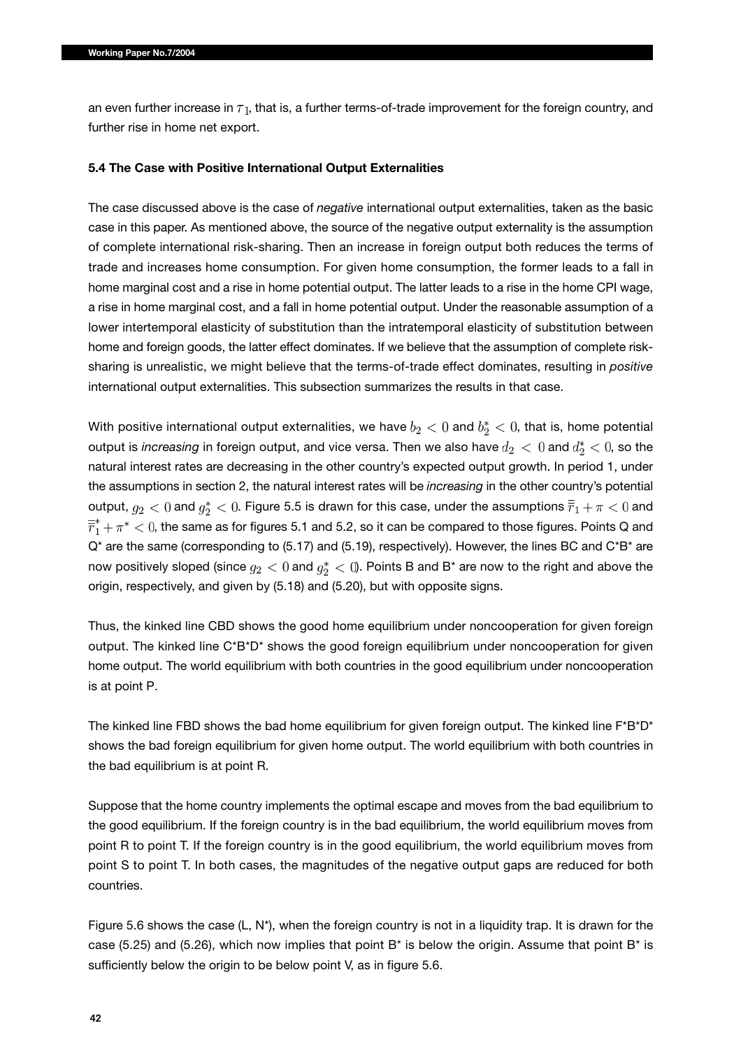an even further increase in $\tau_1$, that is, a further terms-of-trade improvement for the foreign country, and further rise in home net export.

### 5.4 The Case with Positive International Output Externalities

The case discussed above is the case of *negative* international output externalities, taken as the basic case in this paper. As mentioned above, the source of the negative output externality is the assumption of complete international risk-sharing. Then an increase in foreign output both reduces the terms of trade and increases home consumption. For given home consumption, the former leads to a fall in home marginal cost and a rise in home potential output. The latter leads to a rise in the home CPI wage, a rise in home marginal cost, and a fall in home potential output. Under the reasonable assumption of a lower intertemporal elasticity of substitution than the intratemporal elasticity of substitution between home and foreign goods, the latter effect dominates. If we believe that the assumption of complete risk-sharing is unrealistic, we might believe that the terms-of-trade effect dominates, resulting in *positive* international output externalities. This subsection summarizes the results in that case.

With positive international output externalities, we have $b_2 < 0$ and $b_2^* < 0$, that is, home potential output is *increasing* in foreign output, and vice versa. Then we also have $d_2 < 0$ and $d_2^* < 0$, so the natural interest rates are decreasing in the other country's expected output growth. In period 1, under the assumptions in section 2, the natural interest rates will be *increasing* in the other country's potential output, $g_2 < 0$ and $g_2^* < 0$. Figure 5.5 is drawn for this case, under the assumptions $\overline{\overline{r}}_1 + \pi < 0$ and $\overline{\overline{r}}_1^* + \pi^* < 0$, the same as for figures 5.1 and 5.2, so it can be compared to those figures. Points Q and Q* are the same (corresponding to (5.17) and (5.19), respectively). However, the lines BC and C*B* are now positively sloped (since $g_2 < 0$ and $g_2^* < 0$). Points B and B* are now to the right and above the origin, respectively, and given by (5.18) and (5.20), but with opposite signs.

Thus, the kinked line CBD shows the good home equilibrium under noncooperation for given foreign output. The kinked line C*B*D* shows the good foreign equilibrium under noncooperation for given home output. The world equilibrium with both countries in the good equilibrium under noncooperation is at point P.

The kinked line FBD shows the bad home equilibrium for given foreign output. The kinked line F*B*D* shows the bad foreign equilibrium for given home output. The world equilibrium with both countries in the bad equilibrium is at point R.

Suppose that the home country implements the optimal escape and moves from the bad equilibrium to the good equilibrium. If the foreign country is in the bad equilibrium, the world equilibrium moves from point R to point T. If the foreign country is in the good equilibrium, the world equilibrium moves from point S to point T. In both cases, the magnitudes of the negative output gaps are reduced for both countries.

Figure 5.6 shows the case (L, N*), when the foreign country is not in a liquidity trap. It is drawn for the case (5.25) and (5.26), which now implies that point B* is below the origin. Assume that point B* is sufficiently below the origin to be below point V, as in figure 5.6.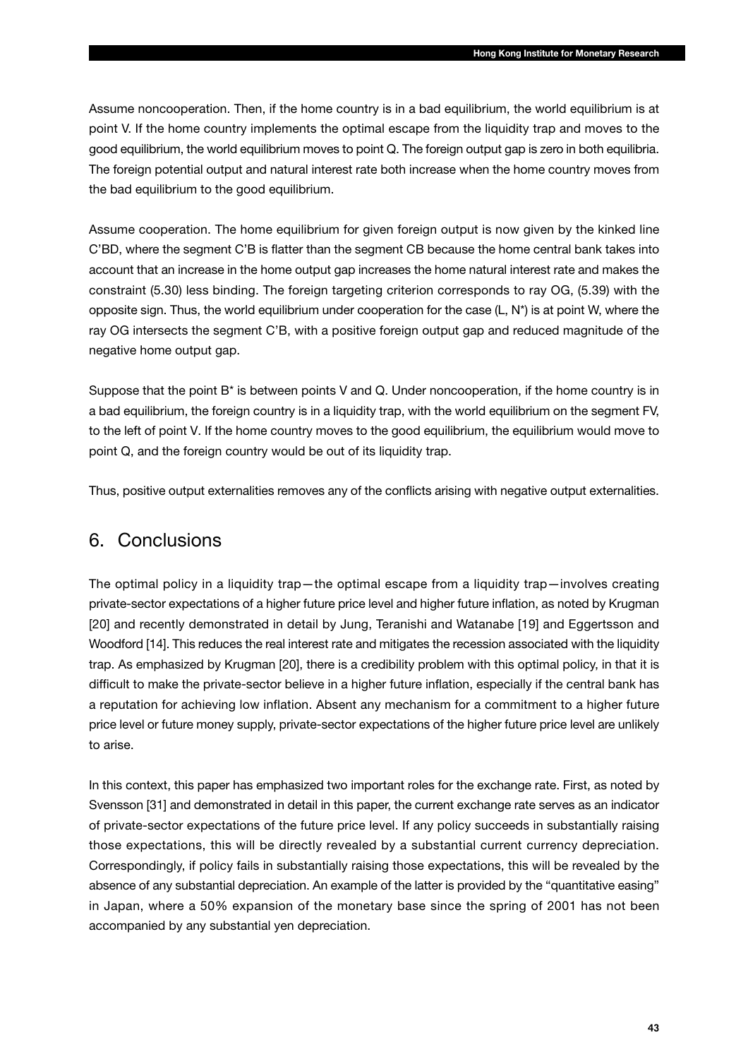Assume noncooperation. Then, if the home country is in a bad equilibrium, the world equilibrium is at point V. If the home country implements the optimal escape from the liquidity trap and moves to the good equilibrium, the world equilibrium moves to point Q. The foreign output gap is zero in both equilibria. The foreign potential output and natural interest rate both increase when the home country moves from the bad equilibrium to the good equilibrium.

Assume cooperation. The home equilibrium for given foreign output is now given by the kinked line C'BD, where the segment C'B is flatter than the segment CB because the home central bank takes into account that an increase in the home output gap increases the home natural interest rate and makes the constraint (5.30) less binding. The foreign targeting criterion corresponds to ray OG, (5.39) with the opposite sign. Thus, the world equilibrium under cooperation for the case (L, N*) is at point W, where the ray OG intersects the segment C'B, with a positive foreign output gap and reduced magnitude of the negative home output gap.

Suppose that the point B* is between points V and Q. Under noncooperation, if the home country is in a bad equilibrium, the foreign country is in a liquidity trap, with the world equilibrium on the segment FV, to the left of point V. If the home country moves to the good equilibrium, the equilibrium would move to point Q, and the foreign country would be out of its liquidity trap.

Thus, positive output externalities removes any of the conflicts arising with negative output externalities.

## 6. Conclusions

The optimal policy in a liquidity trap—the optimal escape from a liquidity trap—involves creating private-sector expectations of a higher future price level and higher future inflation, as noted by Krugman [20] and recently demonstrated in detail by Jung, Teranishi and Watanabe [19] and Eggertsson and Woodford [14]. This reduces the real interest rate and mitigates the recession associated with the liquidity trap. As emphasized by Krugman [20], there is a credibility problem with this optimal policy, in that it is difficult to make the private-sector believe in a higher future inflation, especially if the central bank has a reputation for achieving low inflation. Absent any mechanism for a commitment to a higher future price level or future money supply, private-sector expectations of the higher future price level are unlikely to arise.

In this context, this paper has emphasized two important roles for the exchange rate. First, as noted by Svensson [31] and demonstrated in detail in this paper, the current exchange rate serves as an indicator of private-sector expectations of the future price level. If any policy succeeds in substantially raising those expectations, this will be directly revealed by a substantial current currency depreciation. Correspondingly, if policy fails in substantially raising those expectations, this will be revealed by the absence of any substantial depreciation. An example of the latter is provided by the "quantitative easing" in Japan, where a 50% expansion of the monetary base since the spring of 2001 has not been accompanied by any substantial yen depreciation.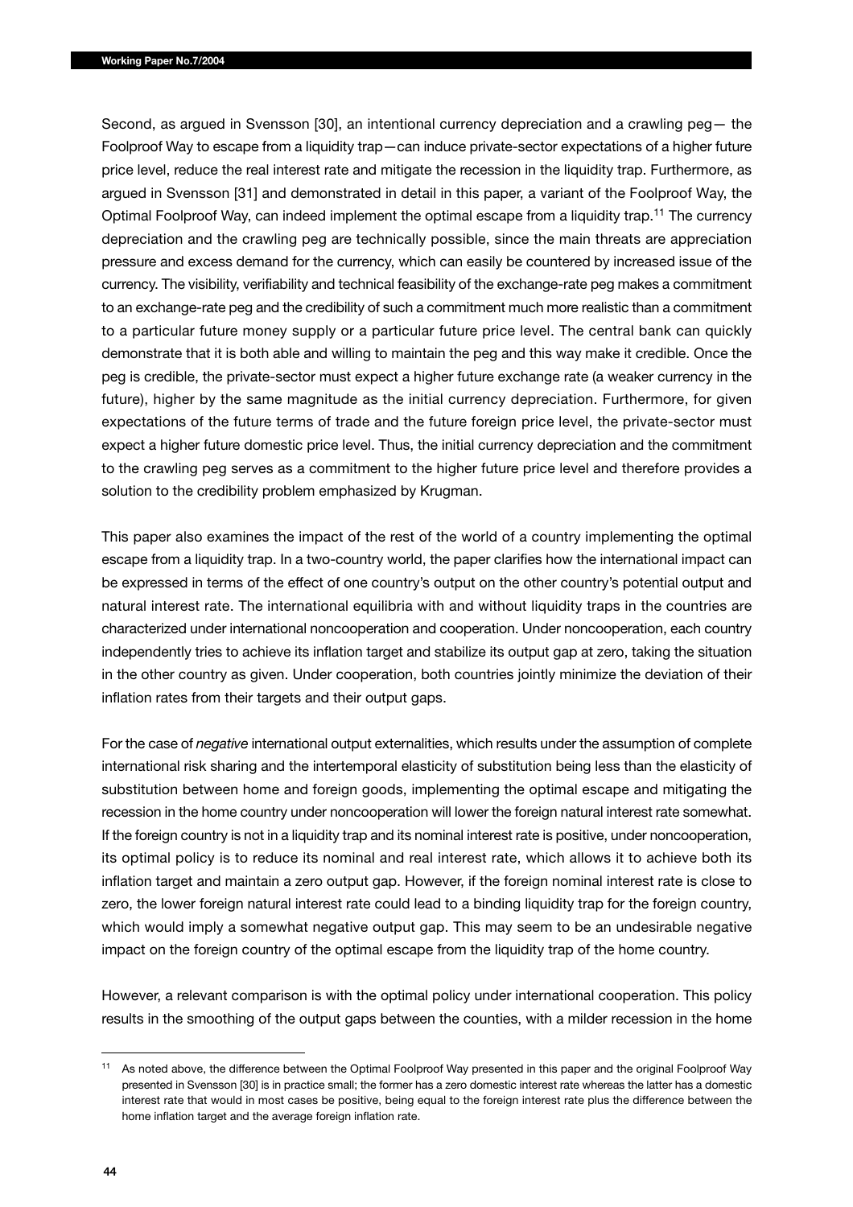Second, as argued in Svensson [30], an intentional currency depreciation and a crawling peg— the Foolproof Way to escape from a liquidity trap—can induce private-sector expectations of a higher future price level, reduce the real interest rate and mitigate the recession in the liquidity trap. Furthermore, as argued in Svensson [31] and demonstrated in detail in this paper, a variant of the Foolproof Way, the Optimal Foolproof Way, can indeed implement the optimal escape from a liquidity trap.[11] The currency depreciation and the crawling peg are technically possible, since the main threats are appreciation pressure and excess demand for the currency, which can easily be countered by increased issue of the currency. The visibility, verifiability and technical feasibility of the exchange-rate peg makes a commitment to an exchange-rate peg and the credibility of such a commitment much more realistic than a commitment to a particular future money supply or a particular future price level. The central bank can quickly demonstrate that it is both able and willing to maintain the peg and this way make it credible. Once the peg is credible, the private-sector must expect a higher future exchange rate (a weaker currency in the future), higher by the same magnitude as the initial currency depreciation. Furthermore, for given expectations of the future terms of trade and the future foreign price level, the private-sector must expect a higher future domestic price level. Thus, the initial currency depreciation and the commitment to the crawling peg serves as a commitment to the higher future price level and therefore provides a solution to the credibility problem emphasized by Krugman.

This paper also examines the impact of the rest of the world of a country implementing the optimal escape from a liquidity trap. In a two-country world, the paper clarifies how the international impact can be expressed in terms of the effect of one country's output on the other country's potential output and natural interest rate. The international equilibria with and without liquidity traps in the countries are characterized under international noncooperation and cooperation. Under noncooperation, each country independently tries to achieve its inflation target and stabilize its output gap at zero, taking the situation in the other country as given. Under cooperation, both countries jointly minimize the deviation of their inflation rates from their targets and their output gaps.

For the case of *negative* international output externalities, which results under the assumption of complete international risk sharing and the intertemporal elasticity of substitution being less than the elasticity of substitution between home and foreign goods, implementing the optimal escape and mitigating the recession in the home country under noncooperation will lower the foreign natural interest rate somewhat. If the foreign country is not in a liquidity trap and its nominal interest rate is positive, under noncooperation, its optimal policy is to reduce its nominal and real interest rate, which allows it to achieve both its inflation target and maintain a zero output gap. However, if the foreign nominal interest rate is close to zero, the lower foreign natural interest rate could lead to a binding liquidity trap for the foreign country, which would imply a somewhat negative output gap. This may seem to be an undesirable negative impact on the foreign country of the optimal escape from the liquidity trap of the home country.

However, a relevant comparison is with the optimal policy under international cooperation. This policy results in the smoothing of the output gaps between the counties, with a milder recession in the home

[11] As noted above, the difference between the Optimal Foolproof Way presented in this paper and the original Foolproof Way presented in Svensson [30] is in practice small; the former has a zero domestic interest rate whereas the latter has a domestic interest rate that would in most cases be positive, being equal to the foreign interest rate plus the difference between the home inflation target and the average foreign inflation rate.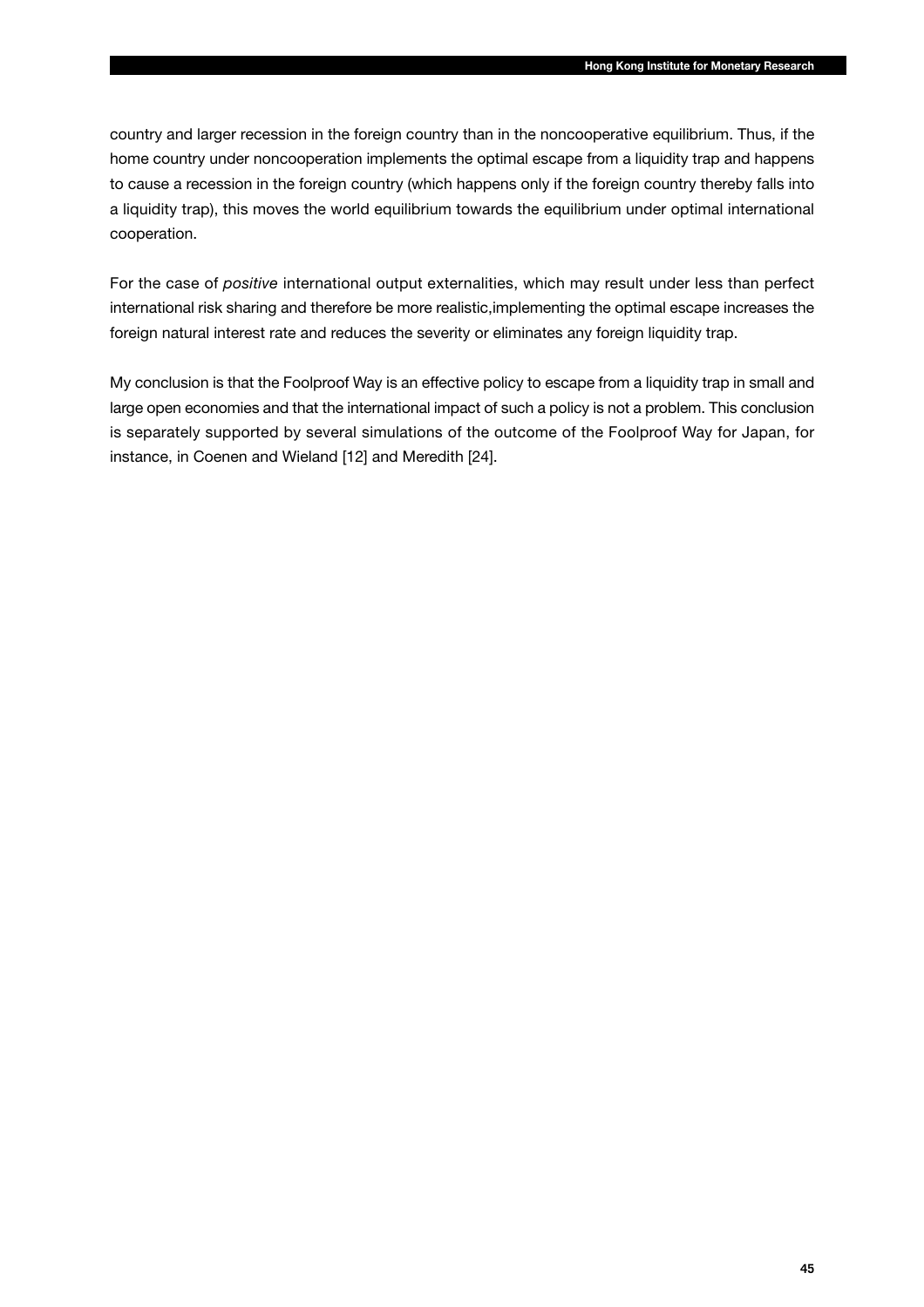country and larger recession in the foreign country than in the noncooperative equilibrium. Thus, if the home country under noncooperation implements the optimal escape from a liquidity trap and happens to cause a recession in the foreign country (which happens only if the foreign country thereby falls into a liquidity trap), this moves the world equilibrium towards the equilibrium under optimal international cooperation.

For the case of *positive* international output externalities, which may result under less than perfect international risk sharing and therefore be more realistic,implementing the optimal escape increases the foreign natural interest rate and reduces the severity or eliminates any foreign liquidity trap.

My conclusion is that the Foolproof Way is an effective policy to escape from a liquidity trap in small and large open economies and that the international impact of such a policy is not a problem. This conclusion is separately supported by several simulations of the outcome of the Foolproof Way for Japan, for instance, in Coenen and Wieland [12] and Meredith [24].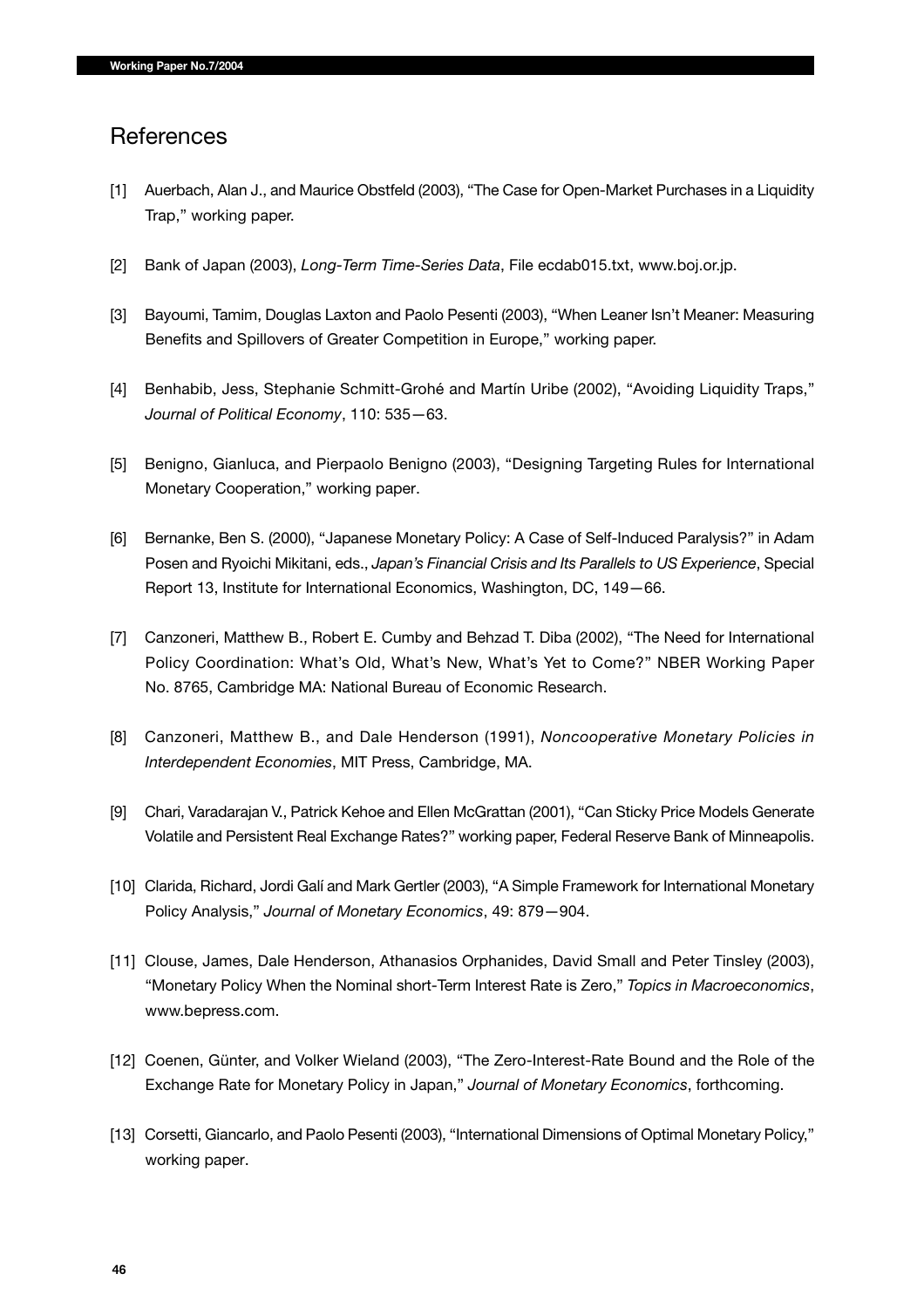## References

[1] Auerbach, Alan J., and Maurice Obstfeld (2003), "The Case for Open-Market Purchases in a Liquidity Trap," working paper.

[2] Bank of Japan (2003), *Long-Term Time-Series Data*, File ecdab015.txt, www.boj.or.jp.

[3] Bayoumi, Tamim, Douglas Laxton and Paolo Pesenti (2003), "When Leaner Isn't Meaner: Measuring Benefits and Spillovers of Greater Competition in Europe," working paper.

[4] Benhabib, Jess, Stephanie Schmitt-Grohé and Martín Uribe (2002), "Avoiding Liquidity Traps," *Journal of Political Economy*, 110: 535—63.

[5] Benigno, Gianluca, and Pierpaolo Benigno (2003), "Designing Targeting Rules for International Monetary Cooperation," working paper.

[6] Bernanke, Ben S. (2000), "Japanese Monetary Policy: A Case of Self-Induced Paralysis?" in Adam Posen and Ryoichi Mikitani, eds., *Japan's Financial Crisis and Its Parallels to US Experience*, Special Report 13, Institute for International Economics, Washington, DC, 149—66.

[7] Canzoneri, Matthew B., Robert E. Cumby and Behzad T. Diba (2002), "The Need for International Policy Coordination: What's Old, What's New, What's Yet to Come?" NBER Working Paper No. 8765, Cambridge MA: National Bureau of Economic Research.

[8] Canzoneri, Matthew B., and Dale Henderson (1991), *Noncooperative Monetary Policies in Interdependent Economies*, MIT Press, Cambridge, MA.

[9] Chari, Varadarajan V., Patrick Kehoe and Ellen McGrattan (2001), "Can Sticky Price Models Generate Volatile and Persistent Real Exchange Rates?" working paper, Federal Reserve Bank of Minneapolis.

[10] Clarida, Richard, Jordi Galí and Mark Gertler (2003), "A Simple Framework for International Monetary Policy Analysis," *Journal of Monetary Economics*, 49: 879—904.

[11] Clouse, James, Dale Henderson, Athanasios Orphanides, David Small and Peter Tinsley (2003), "Monetary Policy When the Nominal short-Term Interest Rate is Zero," *Topics in Macroeconomics*, www.bepress.com.

[12] Coenen, Günter, and Volker Wieland (2003), "The Zero-Interest-Rate Bound and the Role of the Exchange Rate for Monetary Policy in Japan," *Journal of Monetary Economics*, forthcoming.

[13] Corsetti, Giancarlo, and Paolo Pesenti (2003), "International Dimensions of Optimal Monetary Policy," working paper.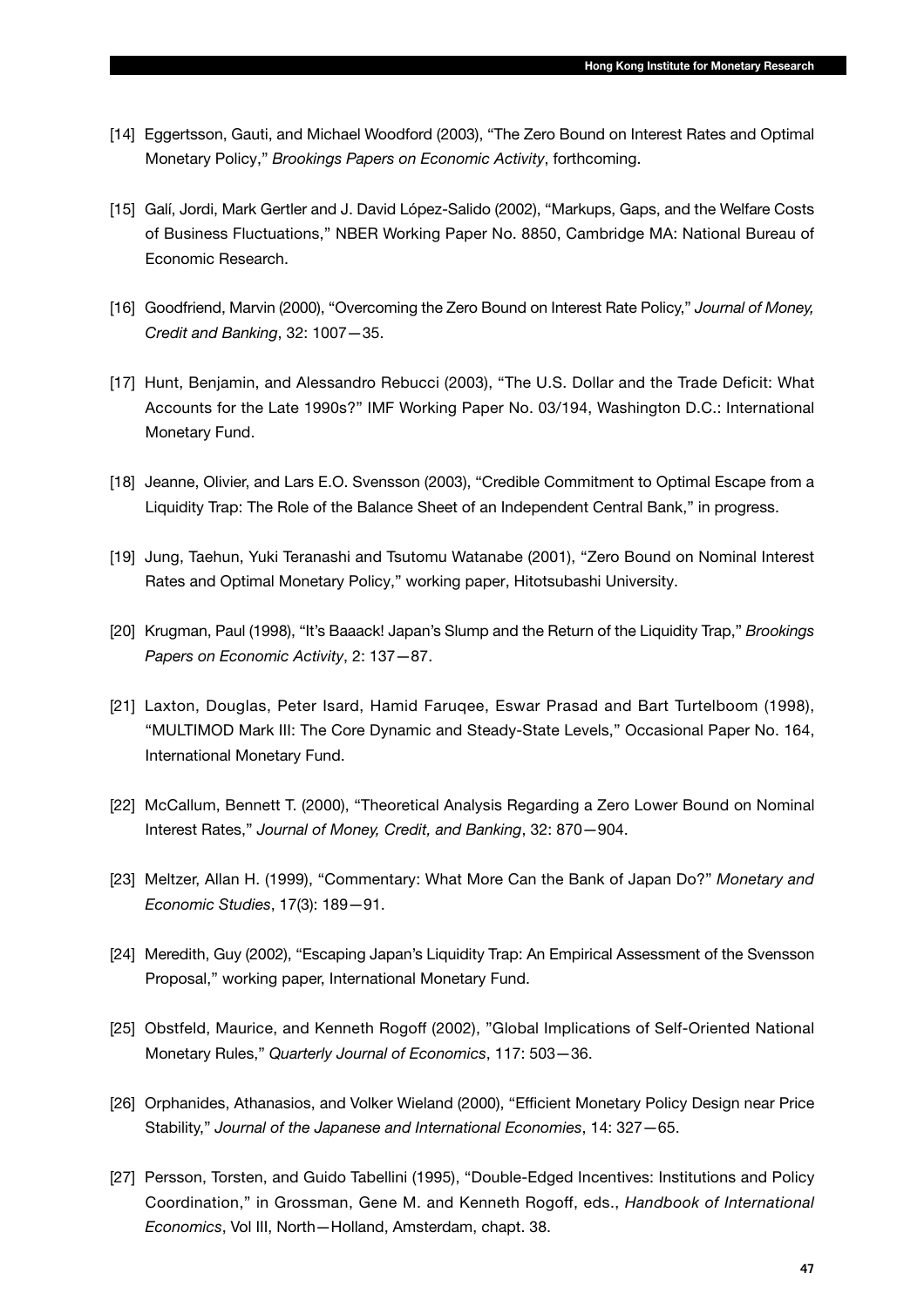[14] Eggertsson, Gauti, and Michael Woodford (2003), "The Zero Bound on Interest Rates and Optimal Monetary Policy," *Brookings Papers on Economic Activity*, forthcoming.

[15] Galí, Jordi, Mark Gertler and J. David López-Salido (2002), "Markups, Gaps, and the Welfare Costs of Business Fluctuations," NBER Working Paper No. 8850, Cambridge MA: National Bureau of Economic Research.

[16] Goodfriend, Marvin (2000), "Overcoming the Zero Bound on Interest Rate Policy," *Journal of Money, Credit and Banking*, 32: 1007—35.

[17] Hunt, Benjamin, and Alessandro Rebucci (2003), "The U.S. Dollar and the Trade Deficit: What Accounts for the Late 1990s?" IMF Working Paper No. 03/194, Washington D.C.: International Monetary Fund.

[18] Jeanne, Olivier, and Lars E.O. Svensson (2003), "Credible Commitment to Optimal Escape from a Liquidity Trap: The Role of the Balance Sheet of an Independent Central Bank," in progress.

[19] Jung, Taehun, Yuki Teranashi and Tsutomu Watanabe (2001), "Zero Bound on Nominal Interest Rates and Optimal Monetary Policy," working paper, Hitotsubashi University.

[20] Krugman, Paul (1998), "It's Baaack! Japan's Slump and the Return of the Liquidity Trap," *Brookings Papers on Economic Activity*, 2: 137—87.

[21] Laxton, Douglas, Peter Isard, Hamid Faruqee, Eswar Prasad and Bart Turtelboom (1998), "MULTIMOD Mark III: The Core Dynamic and Steady-State Levels," Occasional Paper No. 164, International Monetary Fund.

[22] McCallum, Bennett T. (2000), "Theoretical Analysis Regarding a Zero Lower Bound on Nominal Interest Rates," *Journal of Money, Credit, and Banking*, 32: 870—904.

[23] Meltzer, Allan H. (1999), "Commentary: What More Can the Bank of Japan Do?" *Monetary and Economic Studies*, 17(3): 189—91.

[24] Meredith, Guy (2002), "Escaping Japan's Liquidity Trap: An Empirical Assessment of the Svensson Proposal," working paper, International Monetary Fund.

[25] Obstfeld, Maurice, and Kenneth Rogoff (2002), "Global Implications of Self-Oriented National Monetary Rules," *Quarterly Journal of Economics*, 117: 503—36.

[26] Orphanides, Athanasios, and Volker Wieland (2000), "Efficient Monetary Policy Design near Price Stability," *Journal of the Japanese and International Economies*, 14: 327—65.

[27] Persson, Torsten, and Guido Tabellini (1995), "Double-Edged Incentives: Institutions and Policy Coordination," in Grossman, Gene M. and Kenneth Rogoff, eds., *Handbook of International Economics*, Vol III, North—Holland, Amsterdam, chapt. 38.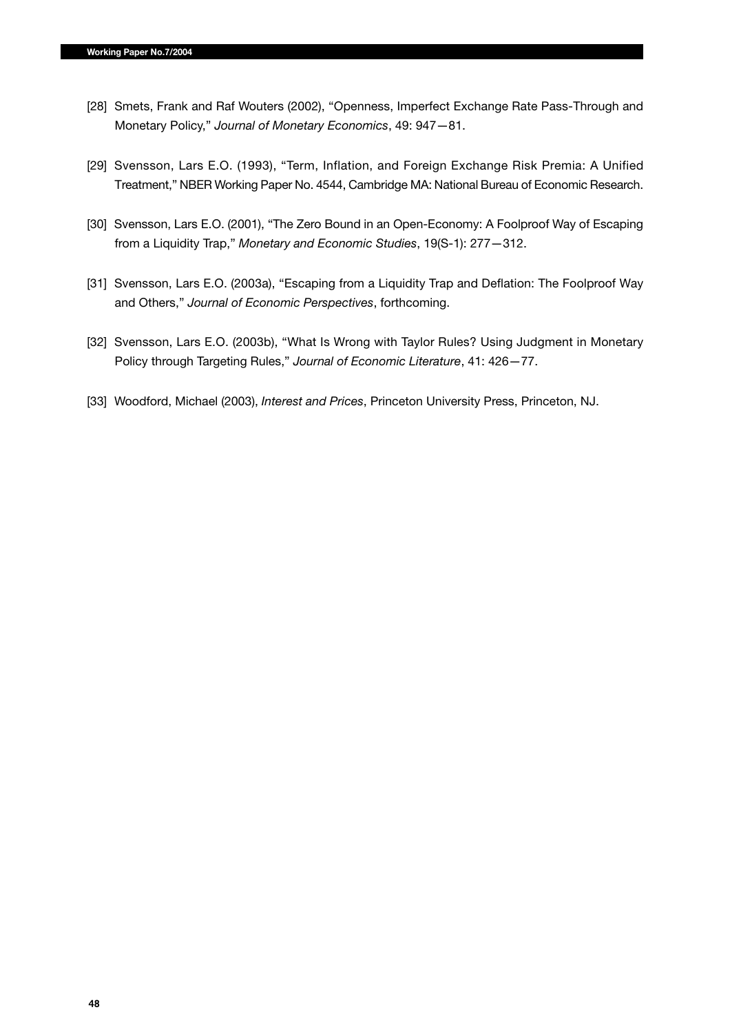[28] Smets, Frank and Raf Wouters (2002), "Openness, Imperfect Exchange Rate Pass-Through and Monetary Policy," *Journal of Monetary Economics*, 49: 947—81.

[29] Svensson, Lars E.O. (1993), "Term, Inflation, and Foreign Exchange Risk Premia: A Unified Treatment," NBER Working Paper No. 4544, Cambridge MA: National Bureau of Economic Research.

[30] Svensson, Lars E.O. (2001), "The Zero Bound in an Open-Economy: A Foolproof Way of Escaping from a Liquidity Trap," *Monetary and Economic Studies*, 19(S-1): 277—312.

[31] Svensson, Lars E.O. (2003a), "Escaping from a Liquidity Trap and Deflation: The Foolproof Way and Others," *Journal of Economic Perspectives*, forthcoming.

[32] Svensson, Lars E.O. (2003b), "What Is Wrong with Taylor Rules? Using Judgment in Monetary Policy through Targeting Rules," *Journal of Economic Literature*, 41: 426—77.

[33] Woodford, Michael (2003), *Interest and Prices*, Princeton University Press, Princeton, NJ.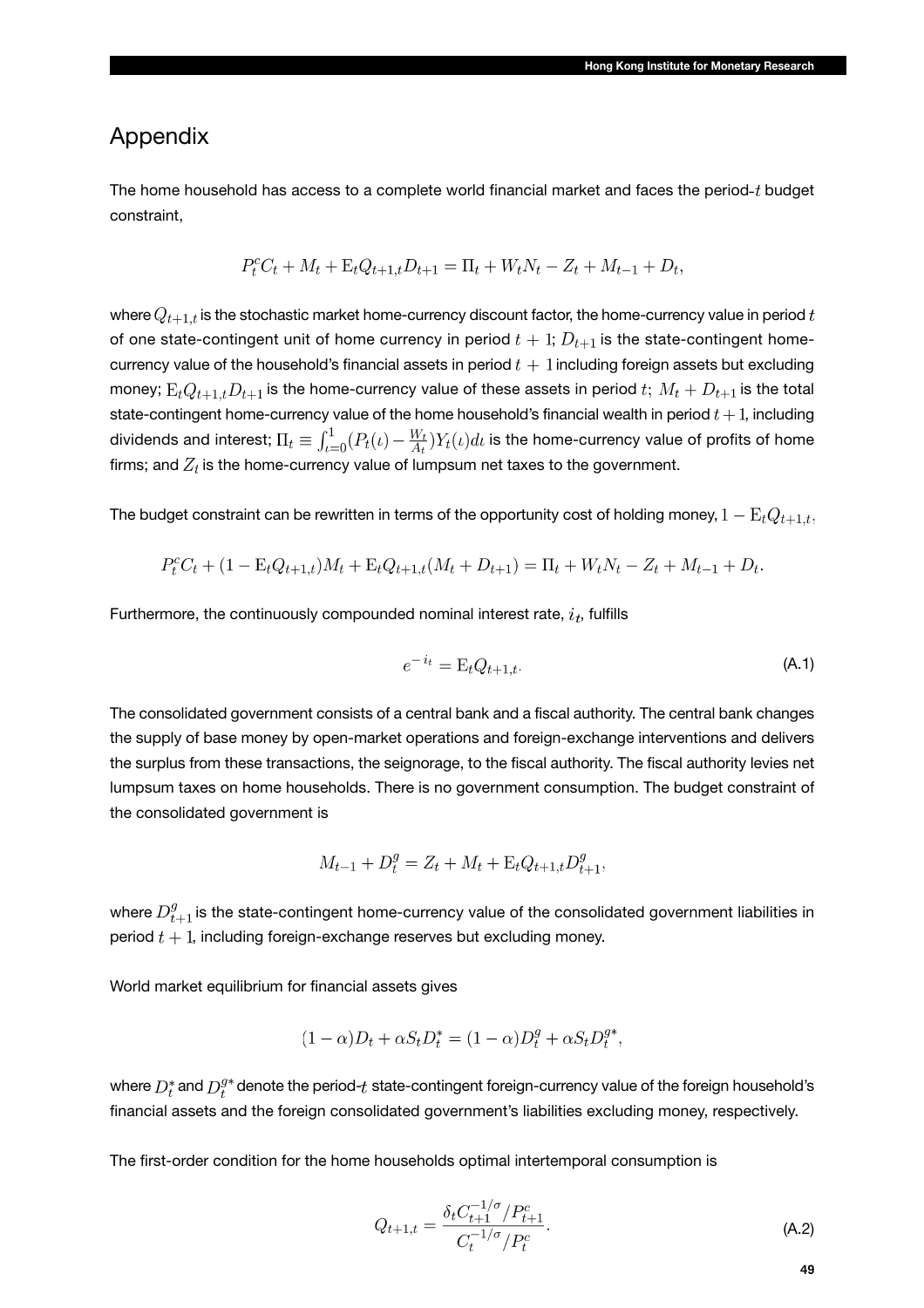# Appendix

The home household has access to a complete world financial market and faces the period-$t$ budget constraint,

$$P_t^c C_t + M_t + \mathrm{E}_t Q_{t+1,t} D_{t+1} = \Pi_t + W_t N_t - Z_t + M_{t-1} + D_t,$$

where $Q_{t+1,t}$ is the stochastic market home-currency discount factor, the home-currency value in period $t$ of one state-contingent unit of home currency in period $t+1$; $D_{t+1}$ is the state-contingent home-currency value of the household's financial assets in period $t+1$ including foreign assets but excluding money; $\mathrm{E}_t Q_{t+1,t} D_{t+1}$ is the home-currency value of these assets in period $t$; $M_t + D_{t+1}$ is the total state-contingent home-currency value of the home household's financial wealth in period $t+1$, including dividends and interest; $\Pi_t \equiv \int_{\iota=0}^1 (P_t(\iota) - \frac{W_t}{A_t}) Y_t(\iota) d\iota$ is the home-currency value of profits of home firms; and $Z_t$ is the home-currency value of lumpsum net taxes to the government.

The budget constraint can be rewritten in terms of the opportunity cost of holding money, $1 - \mathrm{E}_t Q_{t+1,t}$,

$$P_t^c C_t + (1 - \mathrm{E}_t Q_{t+1,t}) M_t + \mathrm{E}_t Q_{t+1,t}(M_t + D_{t+1}) = \Pi_t + W_t N_t - Z_t + M_{t-1} + D_t.$$

Furthermore, the continuously compounded nominal interest rate, $i_t$, fulfills

$$e^{-i_t} = \mathrm{E}_t Q_{t+1,t}. \tag{A.1}$$

The consolidated government consists of a central bank and a fiscal authority. The central bank changes the supply of base money by open-market operations and foreign-exchange interventions and delivers the surplus from these transactions, the seignorage, to the fiscal authority. The fiscal authority levies net lumpsum taxes on home households. There is no government consumption. The budget constraint of the consolidated government is

$$M_{t-1} + D_t^g = Z_t + M_t + \mathrm{E}_t Q_{t+1,t} D_{t+1}^g,$$

where $D_{t+1}^g$ is the state-contingent home-currency value of the consolidated government liabilities in period $t+1$, including foreign-exchange reserves but excluding money.

World market equilibrium for financial assets gives

$$(1-\alpha) D_t + \alpha S_t D_t^* = (1-\alpha) D_t^g + \alpha S_t D_t^{g*},$$

where $D_t^*$ and $D_t^{g*}$ denote the period-$t$ state-contingent foreign-currency value of the foreign household's financial assets and the foreign consolidated government's liabilities excluding money, respectively.

The first-order condition for the home households optimal intertemporal consumption is

$$Q_{t+1,t} = \frac{\delta_t C_{t+1}^{-1/\sigma} / P_{t+1}^c}{C_t^{-1/\sigma} / P_t^c}. \tag{A.2}$$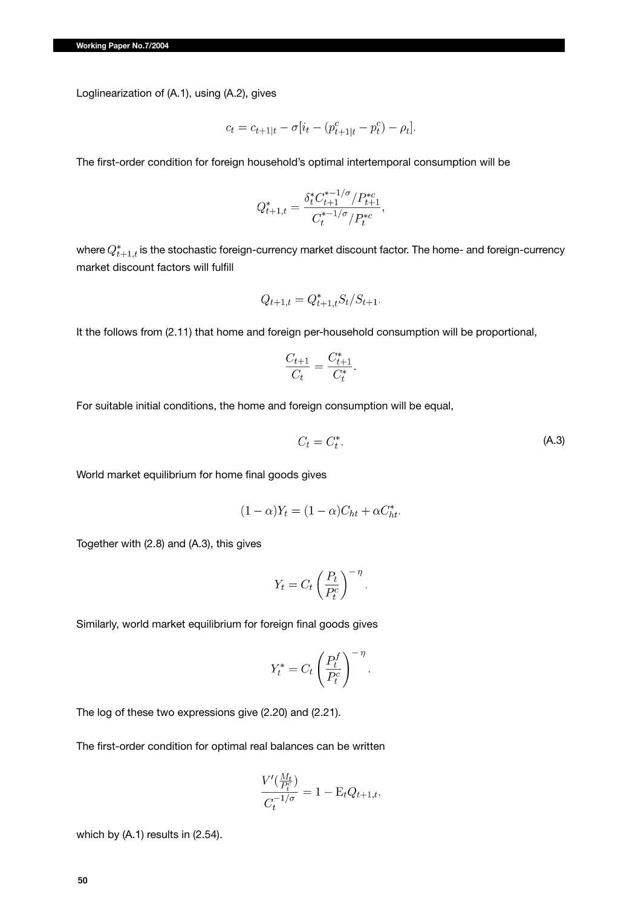Loglinearization of (A.1), using (A.2), gives

$$c_t = c_{t+1|t} - \sigma[i_t - (p^c_{t+1|t} - p^c_t) - \rho_t].$$

The first-order condition for foreign household's optimal intertemporal consumption will be

$$Q^*_{t+1,t} = \frac{\delta^*_t C^{*-1/\sigma}_{t+1} / P^{*c}_{t+1}}{C^{*-1/\sigma}_t / P^{*c}_t},$$

where $Q^*_{t+1,t}$ is the stochastic foreign-currency market discount factor. The home- and foreign-currency market discount factors will fulfill

$$Q_{t+1,t} = Q^*_{t+1,t} S_t / S_{t+1}.$$

It the follows from (2.11) that home and foreign per-household consumption will be proportional,

$$\frac{C_{t+1}}{C_t} = \frac{C^*_{t+1}}{C^*_t}.$$

For suitable initial conditions, the home and foreign consumption will be equal,

$$C_t = C^*_t. \tag{A.3}$$

World market equilibrium for home final goods gives

$$(1-\alpha)Y_t = (1-\alpha)C_{ht} + \alpha C^*_{ht}.$$

Together with (2.8) and (A.3), this gives

$$Y_t = C_t \left(\frac{P_t}{P^c_t}\right)^{-\eta}.$$

Similarly, world market equilibrium for foreign final goods gives

$$Y^*_t = C_t \left(\frac{P^f_t}{P^c_t}\right)^{-\eta}.$$

The log of these two expressions give (2.20) and (2.21).

The first-order condition for optimal real balances can be written

$$\frac{V'(\frac{M_t}{P^c_t})}{C_t^{-1/\sigma}} = 1 - \mathrm{E}_t Q_{t+1,t},$$

which by (A.1) results in (2.54).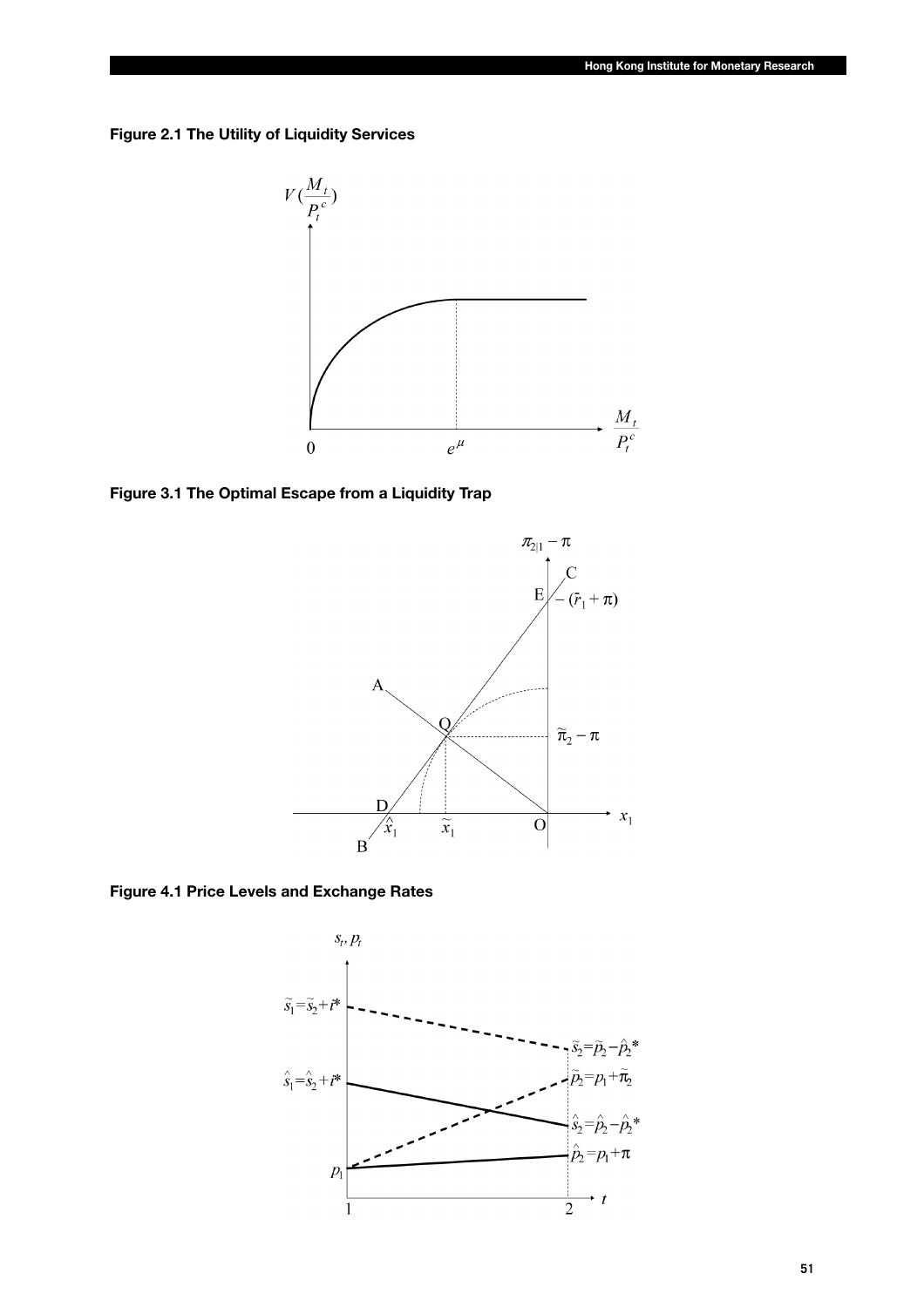**Figure 2.1 The Utility of Liquidity Services**

**Figure 3.1 The Optimal Escape from a Liquidity Trap**

**Figure 4.1 Price Levels and Exchange Rates**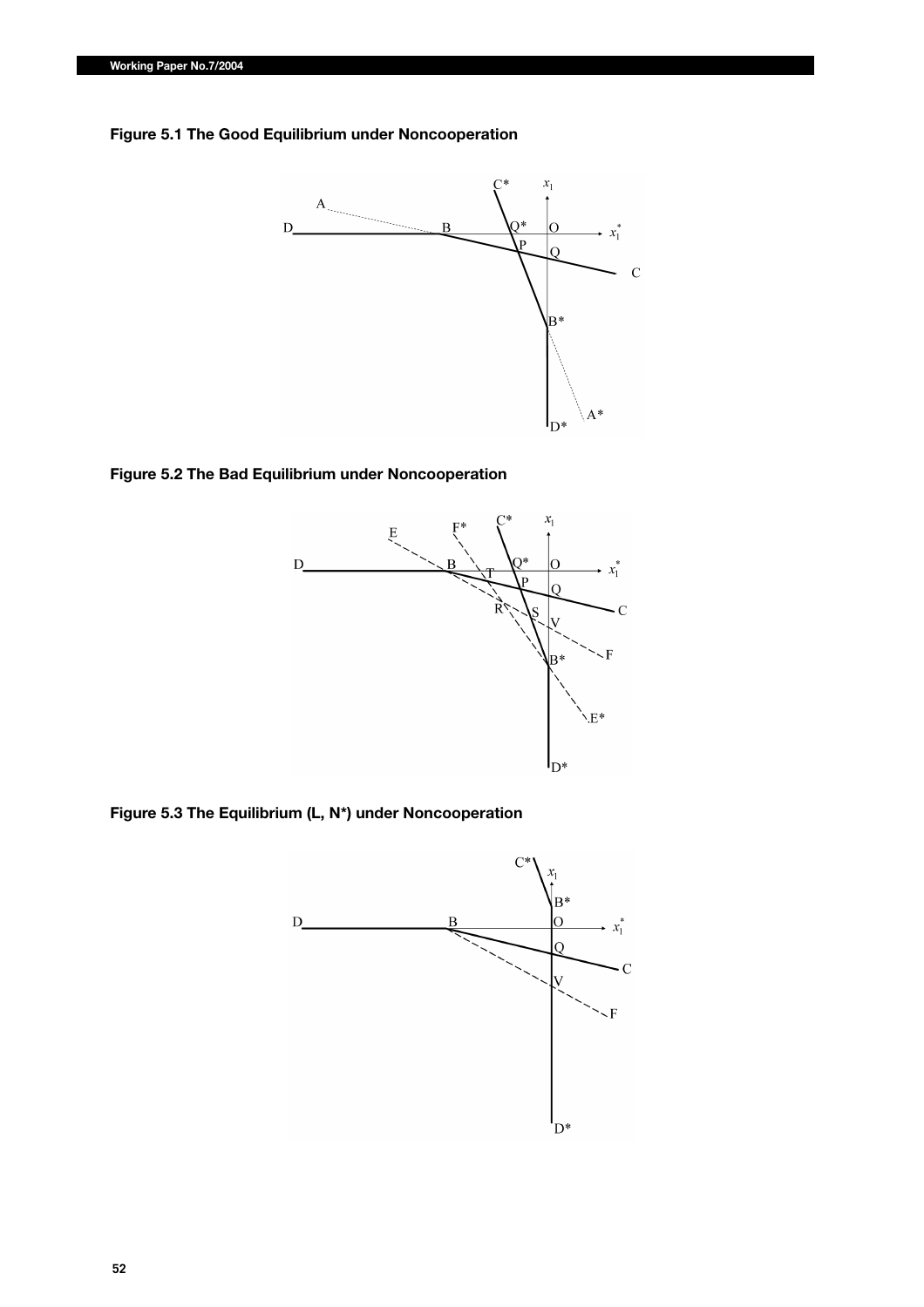**Figure 5.1 The Good Equilibrium under Noncooperation**

**Figure 5.2 The Bad Equilibrium under Noncooperation**

**Figure 5.3 The Equilibrium (L, N*) under Noncooperation**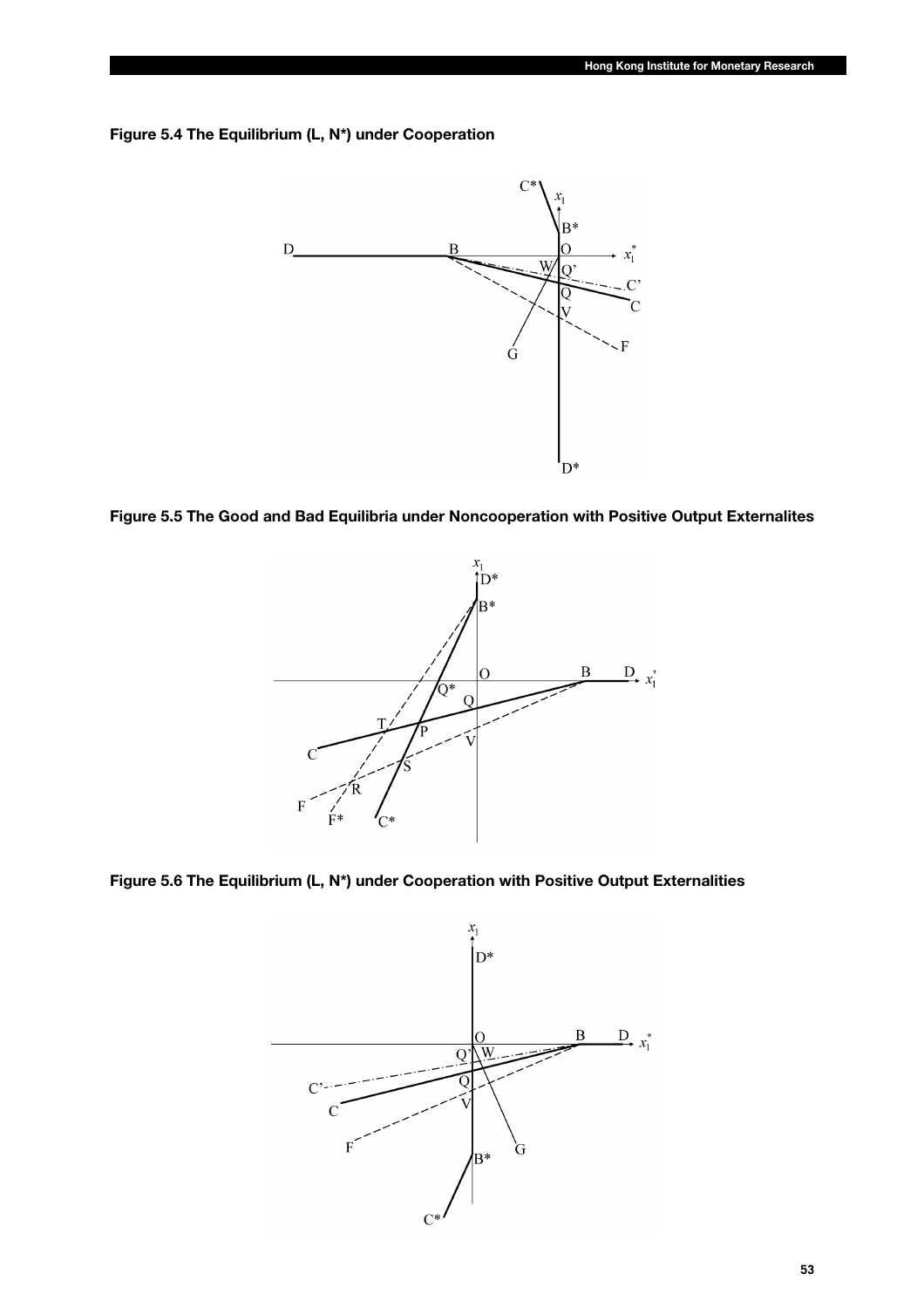**Figure 5.4 The Equilibrium (L, N*) under Cooperation**

C*
$x_1$
B*
D
B
O
$x_1^*$
W
Q'
C'
Q
C
V
G
F
D*

**Figure 5.5 The Good and Bad Equilibria under Noncooperation with Positive Output Externalites**

$x_1$
D*
B*
O
B
D
$x_1^*$
Q*
Q
T
P
V
C
S
R
F
F*
C*

**Figure 5.6 The Equilibrium (L, N*) under Cooperation with Positive Output Externalities**

$x_1$
D*
O
B
D
$x_1^*$
Q'
W
C'
Q
C
V
F
G
B*
C*